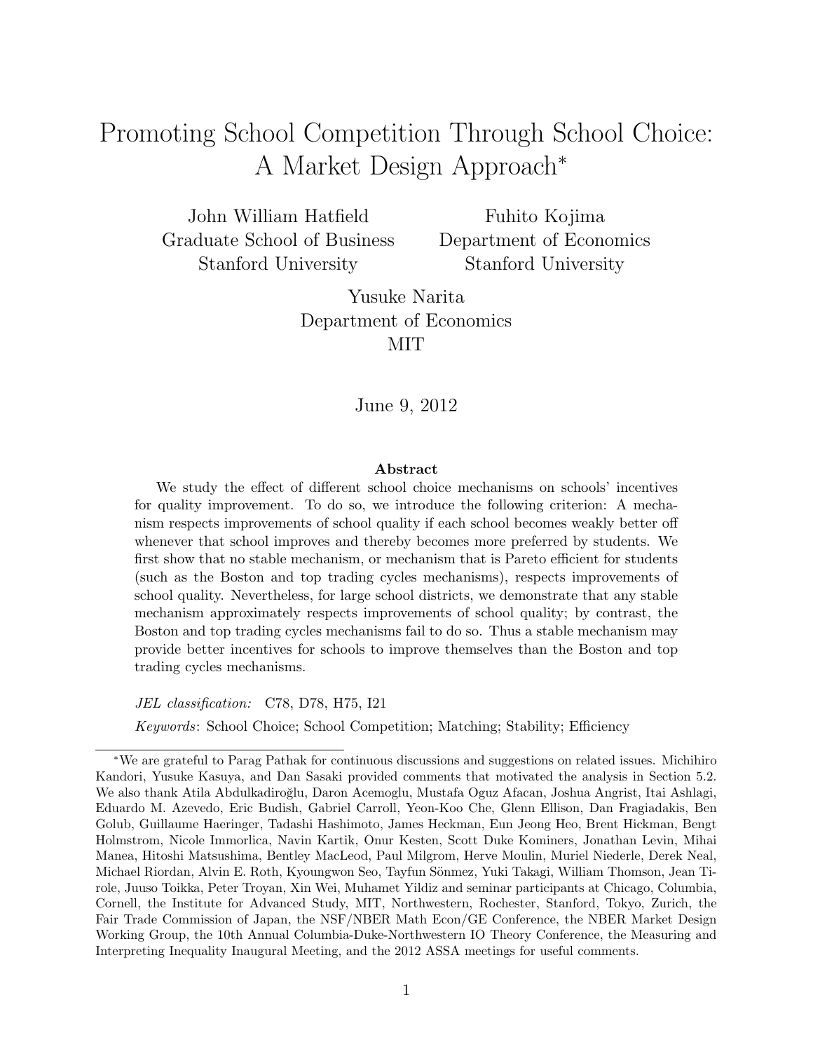# Promoting School Competition Through School Choice: A Market Design Approach[*]

John William Hatfield
Graduate School of Business
Stanford University

Fuhito Kojima
Department of Economics
Stanford University

Yusuke Narita
Department of Economics
MIT

June 9, 2012

### Abstract

We study the effect of different school choice mechanisms on schools' incentives for quality improvement. To do so, we introduce the following criterion: A mechanism respects improvements of school quality if each school becomes weakly better off whenever that school improves and thereby becomes more preferred by students. We first show that no stable mechanism, or mechanism that is Pareto efficient for students (such as the Boston and top trading cycles mechanisms), respects improvements of school quality. Nevertheless, for large school districts, we demonstrate that any stable mechanism approximately respects improvements of school quality; by contrast, the Boston and top trading cycles mechanisms fail to do so. Thus a stable mechanism may provide better incentives for schools to improve themselves than the Boston and top trading cycles mechanisms.

*JEL classification:* C78, D78, H75, I21

*Keywords*: School Choice; School Competition; Matching; Stability; Efficiency

---

[*] We are grateful to Parag Pathak for continuous discussions and suggestions on related issues. Michihiro Kandori, Yusuke Kasuya, and Dan Sasaki provided comments that motivated the analysis in Section 5.2. We also thank Atila Abdulkadiroğlu, Daron Acemoglu, Mustafa Oguz Afacan, Joshua Angrist, Itai Ashlagi, Eduardo M. Azevedo, Eric Budish, Gabriel Carroll, Yeon-Koo Che, Glenn Ellison, Dan Fragiadakis, Ben Golub, Guillaume Haeringer, Tadashi Hashimoto, James Heckman, Eun Jeong Heo, Brent Hickman, Bengt Holmstrom, Nicole Immorlica, Navin Kartik, Onur Kesten, Scott Duke Kominers, Jonathan Levin, Mihai Manea, Hitoshi Matsushima, Bentley MacLeod, Paul Milgrom, Herve Moulin, Muriel Niederle, Derek Neal, Michael Riordan, Alvin E. Roth, Kyoungwon Seo, Tayfun Sönmez, Yuki Takagi, William Thomson, Jean Tirole, Juuso Toikka, Peter Troyan, Xin Wei, Muhamet Yildiz and seminar participants at Chicago, Columbia, Cornell, the Institute for Advanced Study, MIT, Northwestern, Rochester, Stanford, Tokyo, Zurich, the Fair Trade Commission of Japan, the NSF/NBER Math Econ/GE Conference, the NBER Market Design Working Group, the 10th Annual Columbia-Duke-Northwestern IO Theory Conference, the Measuring and Interpreting Inequality Inaugural Meeting, and the 2012 ASSA meetings for useful comments.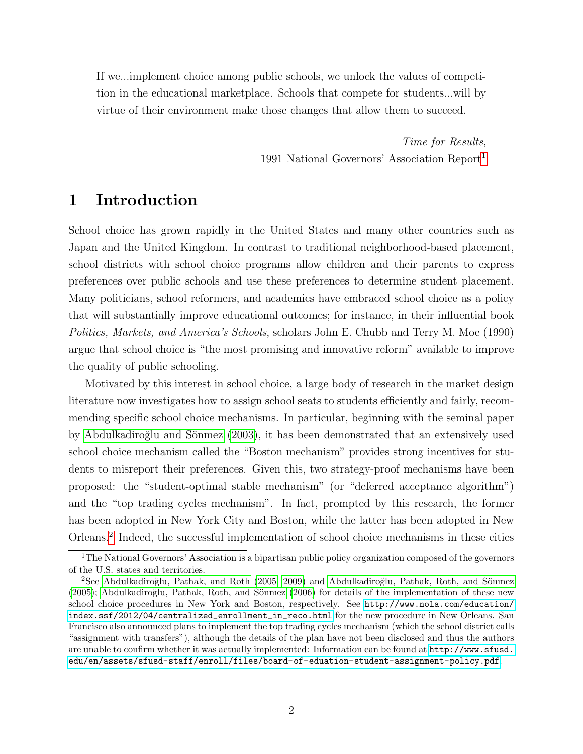> If we...implement choice among public schools, we unlock the values of competition in the educational marketplace. Schools that compete for students...will by virtue of their environment make those changes that allow them to succeed.
>
> *Time for Results*,
> 1991 National Governors' Association Report[1]

# 1 Introduction

School choice has grown rapidly in the United States and many other countries such as Japan and the United Kingdom. In contrast to traditional neighborhood-based placement, school districts with school choice programs allow children and their parents to express preferences over public schools and use these preferences to determine student placement. Many politicians, school reformers, and academics have embraced school choice as a policy that will substantially improve educational outcomes; for instance, in their influential book *Politics, Markets, and America's Schools*, scholars John E. Chubb and Terry M. Moe (1990) argue that school choice is "the most promising and innovative reform" available to improve the quality of public schooling.

Motivated by this interest in school choice, a large body of research in the market design literature now investigates how to assign school seats to students efficiently and fairly, recommending specific school choice mechanisms. In particular, beginning with the seminal paper by Abdulkadiroğlu and Sönmez (2003), it has been demonstrated that an extensively used school choice mechanism called the "Boston mechanism" provides strong incentives for students to misreport their preferences. Given this, two strategy-proof mechanisms have been proposed: the "student-optimal stable mechanism" (or "deferred acceptance algorithm") and the "top trading cycles mechanism". In fact, prompted by this research, the former has been adopted in New York City and Boston, while the latter has been adopted in New Orleans.[2] Indeed, the successful implementation of school choice mechanisms in these cities

[1] The National Governors' Association is a bipartisan public policy organization composed of the governors of the U.S. states and territories.

[2] See Abdulkadiroğlu, Pathak, and Roth (2005, 2009) and Abdulkadiroğlu, Pathak, Roth, and Sönmez (2005); Abdulkadiroğlu, Pathak, Roth, and Sönmez (2006) for details of the implementation of these new school choice procedures in New York and Boston, respectively. See http://www.nola.com/education/index.ssf/2012/04/centralized_enrollment_in_reco.html for the new procedure in New Orleans. San Francisco also announced plans to implement the top trading cycles mechanism (which the school district calls "assignment with transfers"), although the details of the plan have not been disclosed and thus the authors are unable to confirm whether it was actually implemented: Information can be found at http://www.sfusd.edu/en/assets/sfusd-staff/enroll/files/board-of-eduation-student-assignment-policy.pdf.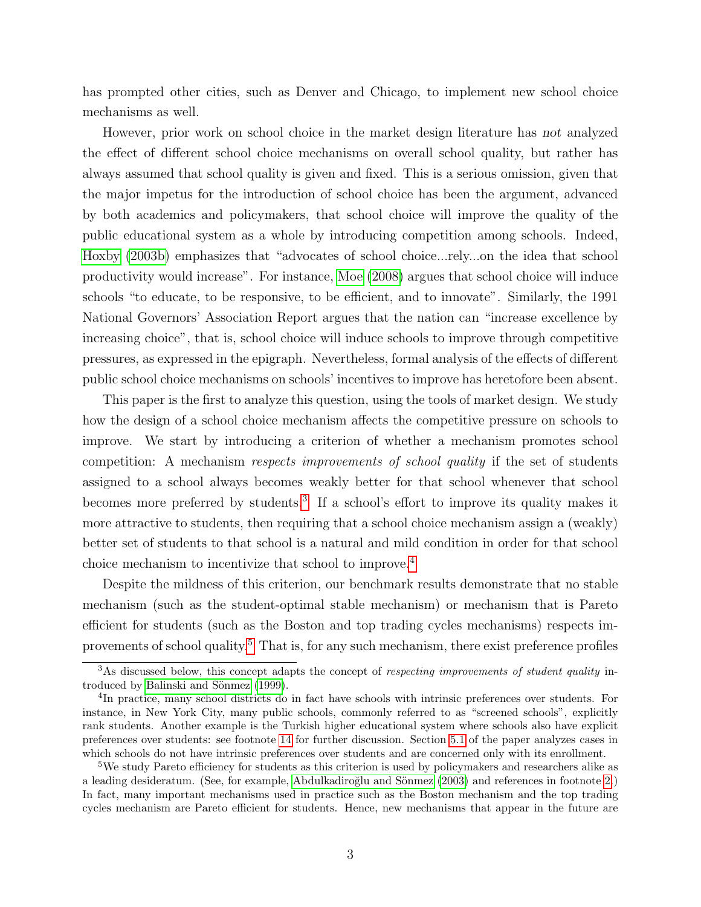has prompted other cities, such as Denver and Chicago, to implement new school choice mechanisms as well.

However, prior work on school choice in the market design literature has *not* analyzed the effect of different school choice mechanisms on overall school quality, but rather has always assumed that school quality is given and fixed. This is a serious omission, given that the major impetus for the introduction of school choice has been the argument, advanced by both academics and policymakers, that school choice will improve the quality of the public educational system as a whole by introducing competition among schools. Indeed, Hoxby (2003b) emphasizes that "advocates of school choice...rely...on the idea that school productivity would increase". For instance, Moe (2008) argues that school choice will induce schools "to educate, to be responsive, to be efficient, and to innovate". Similarly, the 1991 National Governors' Association Report argues that the nation can "increase excellence by increasing choice", that is, school choice will induce schools to improve through competitive pressures, as expressed in the epigraph. Nevertheless, formal analysis of the effects of different public school choice mechanisms on schools' incentives to improve has heretofore been absent.

This paper is the first to analyze this question, using the tools of market design. We study how the design of a school choice mechanism affects the competitive pressure on schools to improve. We start by introducing a criterion of whether a mechanism promotes school competition: A mechanism *respects improvements of school quality* if the set of students assigned to a school always becomes weakly better for that school whenever that school becomes more preferred by students.[3] If a school's effort to improve its quality makes it more attractive to students, then requiring that a school choice mechanism assign a (weakly) better set of students to that school is a natural and mild condition in order for that school choice mechanism to incentivize that school to improve.[4]

Despite the mildness of this criterion, our benchmark results demonstrate that no stable mechanism (such as the student-optimal stable mechanism) or mechanism that is Pareto efficient for students (such as the Boston and top trading cycles mechanisms) respects improvements of school quality.[5] That is, for any such mechanism, there exist preference profiles

---

[3] As discussed below, this concept adapts the concept of *respecting improvements of student quality* introduced by Balinski and Sönmez (1999).

[4] In practice, many school districts do in fact have schools with intrinsic preferences over students. For instance, in New York City, many public schools, commonly referred to as "screened schools", explicitly rank students. Another example is the Turkish higher educational system where schools also have explicit preferences over students: see footnote 14 for further discussion. Section 5.1 of the paper analyzes cases in which schools do not have intrinsic preferences over students and are concerned only with its enrollment.

[5] We study Pareto efficiency for students as this criterion is used by policymakers and researchers alike as a leading desideratum. (See, for example, Abdulkadiroğlu and Sönmez (2003) and references in footnote 2.) In fact, many important mechanisms used in practice such as the Boston mechanism and the top trading cycles mechanism are Pareto efficient for students. Hence, new mechanisms that appear in the future are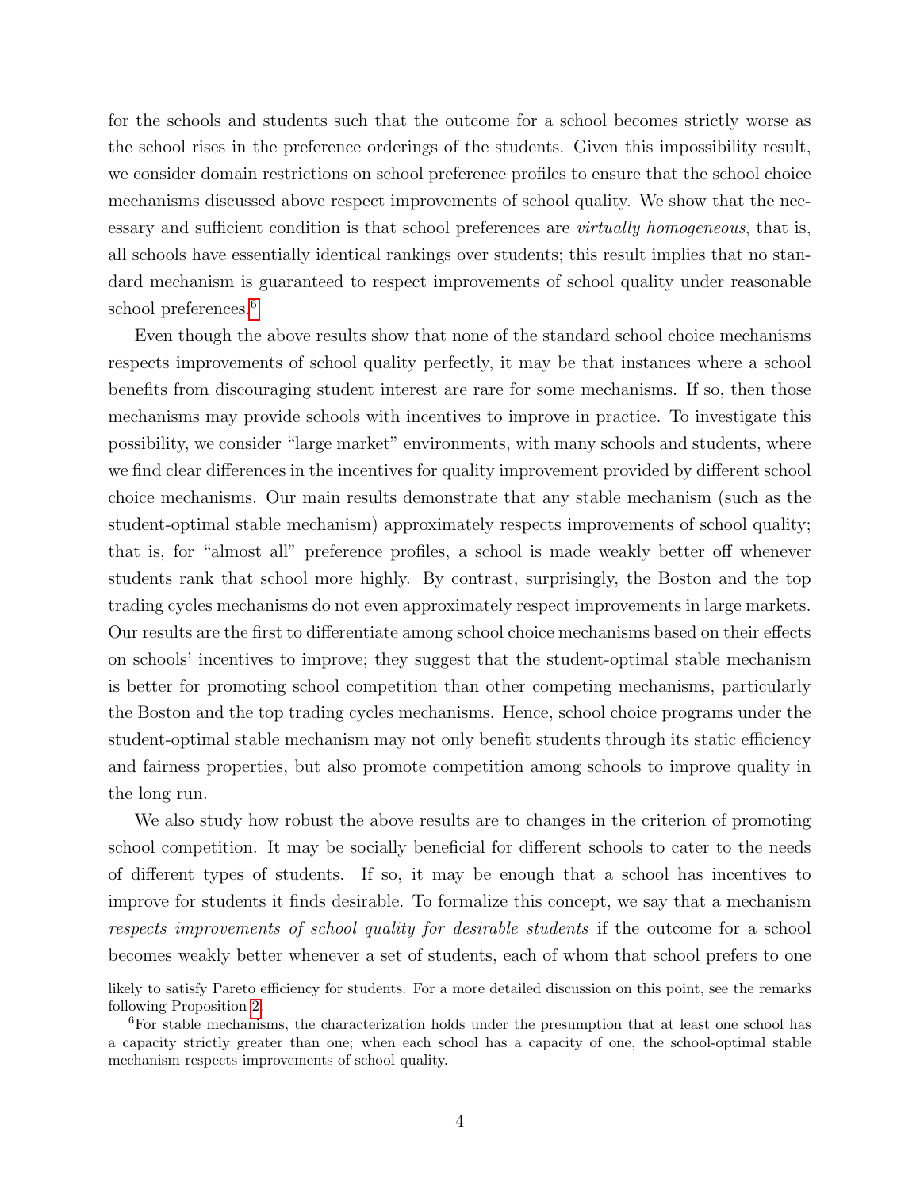for the schools and students such that the outcome for a school becomes strictly worse as the school rises in the preference orderings of the students. Given this impossibility result, we consider domain restrictions on school preference profiles to ensure that the school choice mechanisms discussed above respect improvements of school quality. We show that the necessary and sufficient condition is that school preferences are *virtually homogeneous*, that is, all schools have essentially identical rankings over students; this result implies that no standard mechanism is guaranteed to respect improvements of school quality under reasonable school preferences.[6]

Even though the above results show that none of the standard school choice mechanisms respects improvements of school quality perfectly, it may be that instances where a school benefits from discouraging student interest are rare for some mechanisms. If so, then those mechanisms may provide schools with incentives to improve in practice. To investigate this possibility, we consider "large market" environments, with many schools and students, where we find clear differences in the incentives for quality improvement provided by different school choice mechanisms. Our main results demonstrate that any stable mechanism (such as the student-optimal stable mechanism) approximately respects improvements of school quality; that is, for "almost all" preference profiles, a school is made weakly better off whenever students rank that school more highly. By contrast, surprisingly, the Boston and the top trading cycles mechanisms do not even approximately respect improvements in large markets. Our results are the first to differentiate among school choice mechanisms based on their effects on schools' incentives to improve; they suggest that the student-optimal stable mechanism is better for promoting school competition than other competing mechanisms, particularly the Boston and the top trading cycles mechanisms. Hence, school choice programs under the student-optimal stable mechanism may not only benefit students through its static efficiency and fairness properties, but also promote competition among schools to improve quality in the long run.

We also study how robust the above results are to changes in the criterion of promoting school competition. It may be socially beneficial for different schools to cater to the needs of different types of students. If so, it may be enough that a school has incentives to improve for students it finds desirable. To formalize this concept, we say that a mechanism *respects improvements of school quality for desirable students* if the outcome for a school becomes weakly better whenever a set of students, each of whom that school prefers to one

likely to satisfy Pareto efficiency for students. For a more detailed discussion on this point, see the remarks following Proposition 2.

[6] For stable mechanisms, the characterization holds under the presumption that at least one school has a capacity strictly greater than one; when each school has a capacity of one, the school-optimal stable mechanism respects improvements of school quality.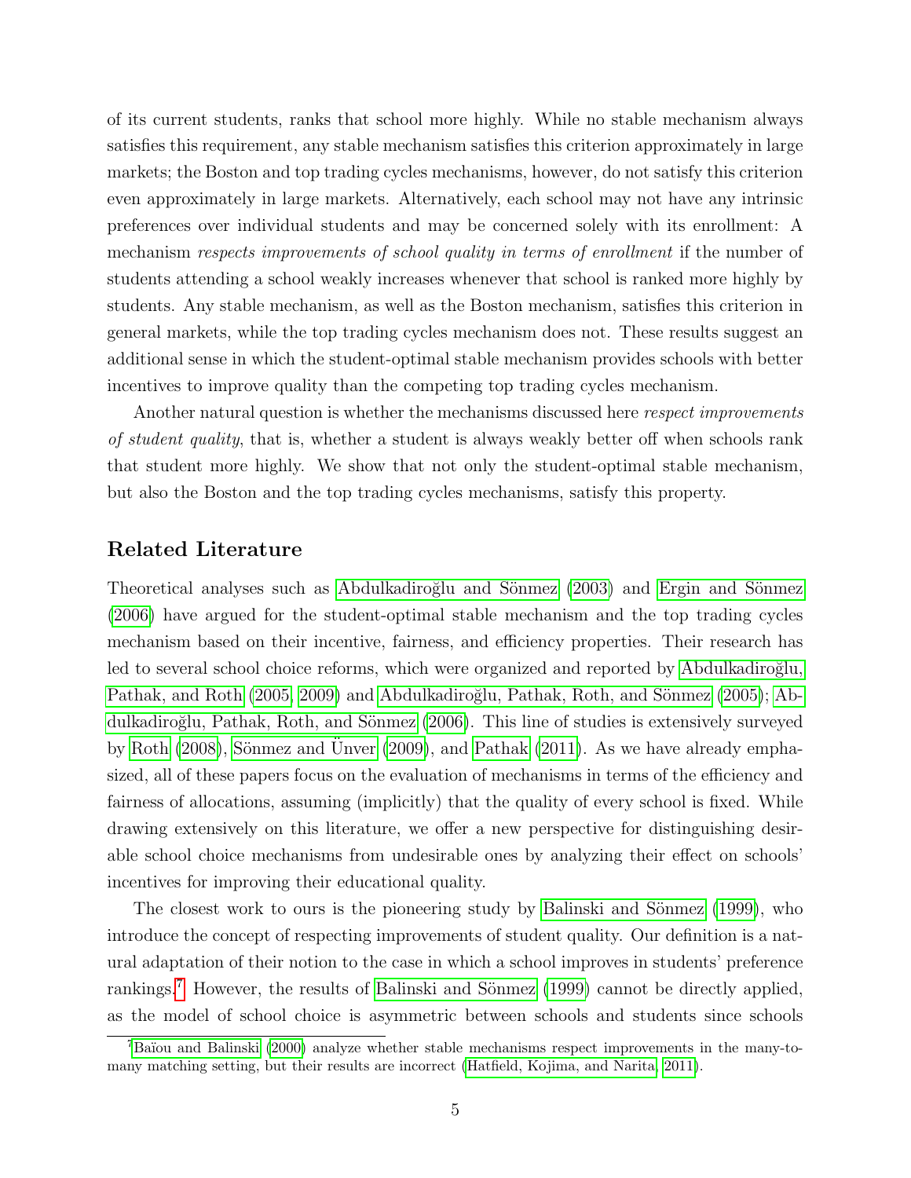of its current students, ranks that school more highly. While no stable mechanism always satisfies this requirement, any stable mechanism satisfies this criterion approximately in large markets; the Boston and top trading cycles mechanisms, however, do not satisfy this criterion even approximately in large markets. Alternatively, each school may not have any intrinsic preferences over individual students and may be concerned solely with its enrollment: A mechanism *respects improvements of school quality in terms of enrollment* if the number of students attending a school weakly increases whenever that school is ranked more highly by students. Any stable mechanism, as well as the Boston mechanism, satisfies this criterion in general markets, while the top trading cycles mechanism does not. These results suggest an additional sense in which the student-optimal stable mechanism provides schools with better incentives to improve quality than the competing top trading cycles mechanism.

Another natural question is whether the mechanisms discussed here *respect improvements of student quality*, that is, whether a student is always weakly better off when schools rank that student more highly. We show that not only the student-optimal stable mechanism, but also the Boston and the top trading cycles mechanisms, satisfy this property.

## Related Literature

Theoretical analyses such as Abdulkadiroğlu and Sönmez (2003) and Ergin and Sönmez (2006) have argued for the student-optimal stable mechanism and the top trading cycles mechanism based on their incentive, fairness, and efficiency properties. Their research has led to several school choice reforms, which were organized and reported by Abdulkadiroğlu, Pathak, and Roth (2005, 2009) and Abdulkadiroğlu, Pathak, Roth, and Sönmez (2005); Abdulkadiroğlu, Pathak, Roth, and Sönmez (2006). This line of studies is extensively surveyed by Roth (2008), Sönmez and Ünver (2009), and Pathak (2011). As we have already emphasized, all of these papers focus on the evaluation of mechanisms in terms of the efficiency and fairness of allocations, assuming (implicitly) that the quality of every school is fixed. While drawing extensively on this literature, we offer a new perspective for distinguishing desirable school choice mechanisms from undesirable ones by analyzing their effect on schools' incentives for improving their educational quality.

The closest work to ours is the pioneering study by Balinski and Sönmez (1999), who introduce the concept of respecting improvements of student quality. Our definition is a natural adaptation of their notion to the case in which a school improves in students' preference rankings.[7] However, the results of Balinski and Sönmez (1999) cannot be directly applied, as the model of school choice is asymmetric between schools and students since schools

[7] Baïou and Balinski (2000) analyze whether stable mechanisms respect improvements in the many-to-many matching setting, but their results are incorrect (Hatfield, Kojima, and Narita, 2011).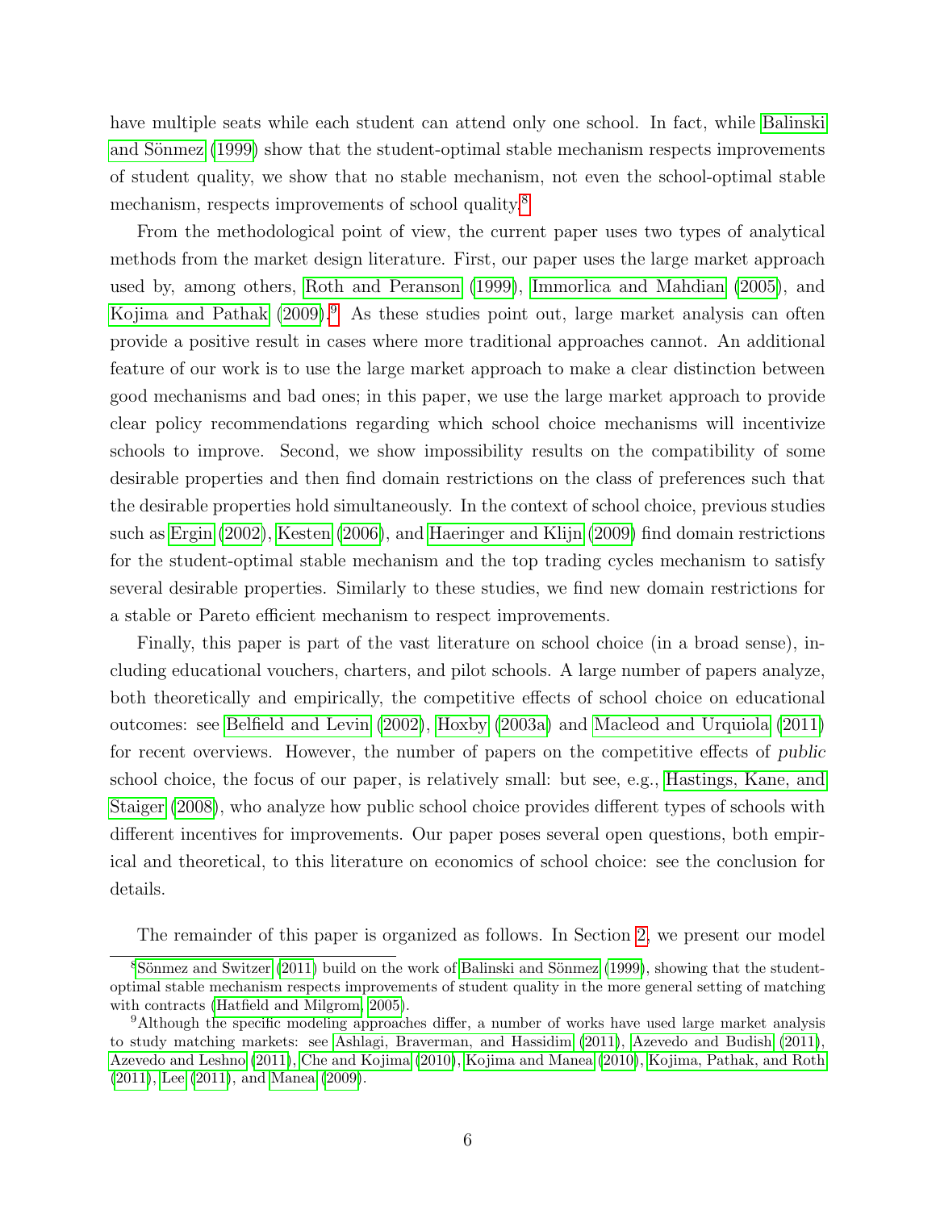have multiple seats while each student can attend only one school. In fact, while Balinski and Sönmez (1999) show that the student-optimal stable mechanism respects improvements of student quality, we show that no stable mechanism, not even the school-optimal stable mechanism, respects improvements of school quality.[8]

From the methodological point of view, the current paper uses two types of analytical methods from the market design literature. First, our paper uses the large market approach used by, among others, Roth and Peranson (1999), Immorlica and Mahdian (2005), and Kojima and Pathak (2009).[9] As these studies point out, large market analysis can often provide a positive result in cases where more traditional approaches cannot. An additional feature of our work is to use the large market approach to make a clear distinction between good mechanisms and bad ones; in this paper, we use the large market approach to provide clear policy recommendations regarding which school choice mechanisms will incentivize schools to improve. Second, we show impossibility results on the compatibility of some desirable properties and then find domain restrictions on the class of preferences such that the desirable properties hold simultaneously. In the context of school choice, previous studies such as Ergin (2002), Kesten (2006), and Haeringer and Klijn (2009) find domain restrictions for the student-optimal stable mechanism and the top trading cycles mechanism to satisfy several desirable properties. Similarly to these studies, we find new domain restrictions for a stable or Pareto efficient mechanism to respect improvements.

Finally, this paper is part of the vast literature on school choice (in a broad sense), including educational vouchers, charters, and pilot schools. A large number of papers analyze, both theoretically and empirically, the competitive effects of school choice on educational outcomes: see Belfield and Levin (2002), Hoxby (2003a) and Macleod and Urquiola (2011) for recent overviews. However, the number of papers on the competitive effects of *public* school choice, the focus of our paper, is relatively small: but see, e.g., Hastings, Kane, and Staiger (2008), who analyze how public school choice provides different types of schools with different incentives for improvements. Our paper poses several open questions, both empirical and theoretical, to this literature on economics of school choice: see the conclusion for details.

The remainder of this paper is organized as follows. In Section 2, we present our model

[8] Sönmez and Switzer (2011) build on the work of Balinski and Sönmez (1999), showing that the student-optimal stable mechanism respects improvements of student quality in the more general setting of matching with contracts (Hatfield and Milgrom, 2005).

[9] Although the specific modeling approaches differ, a number of works have used large market analysis to study matching markets: see Ashlagi, Braverman, and Hassidim (2011), Azevedo and Budish (2011), Azevedo and Leshno (2011), Che and Kojima (2010), Kojima and Manea (2010), Kojima, Pathak, and Roth (2011), Lee (2011), and Manea (2009).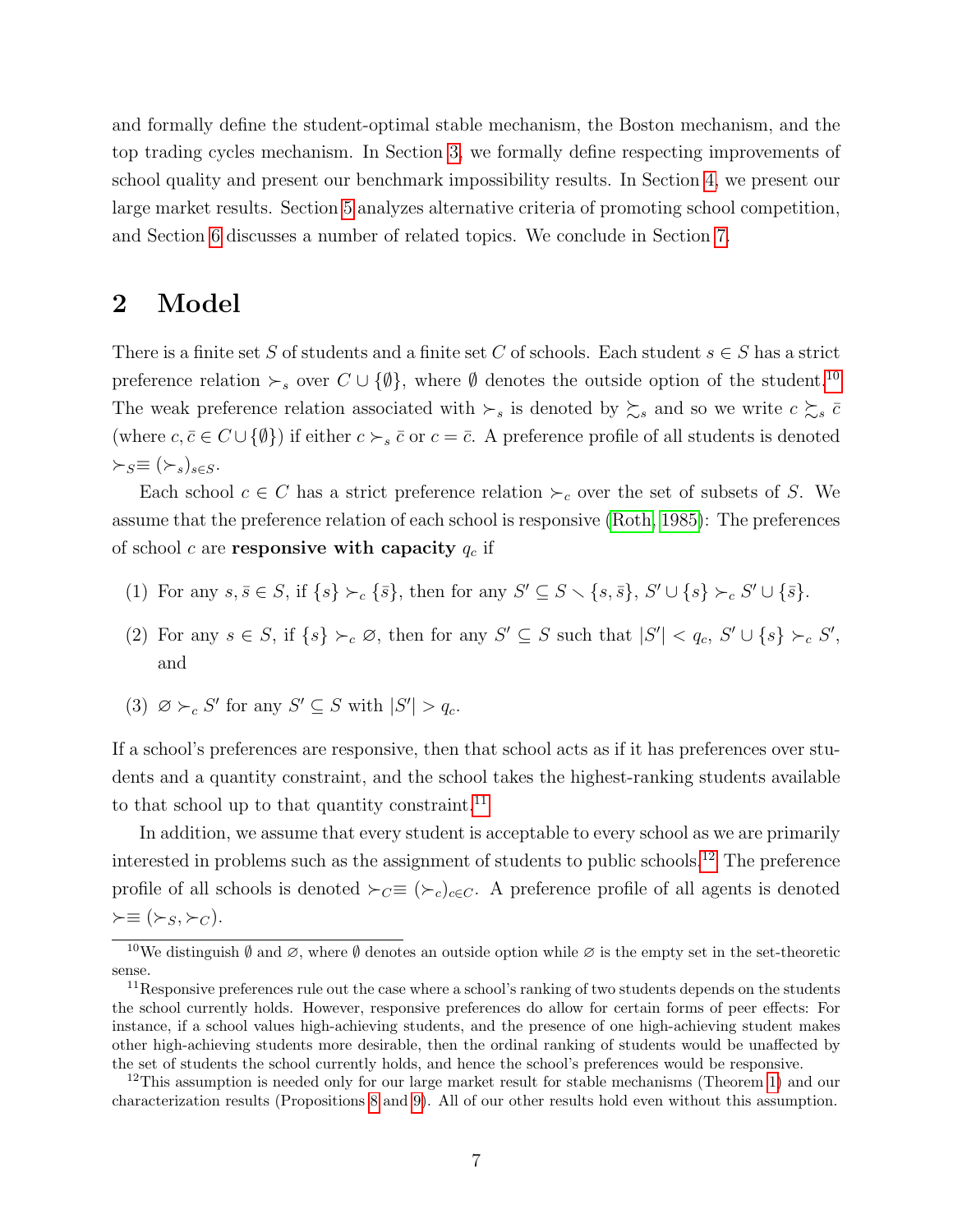and formally define the student-optimal stable mechanism, the Boston mechanism, and the top trading cycles mechanism. In Section 3, we formally define respecting improvements of school quality and present our benchmark impossibility results. In Section 4, we present our large market results. Section 5 analyzes alternative criteria of promoting school competition, and Section 6 discusses a number of related topics. We conclude in Section 7.

## 2 Model

There is a finite set $S$ of students and a finite set $C$ of schools. Each student $s \in S$ has a strict preference relation $\succ_s$ over $C \cup \{\emptyset\}$, where $\emptyset$ denotes the outside option of the student.[10] The weak preference relation associated with $\succ_s$ is denoted by $\succsim_s$ and so we write $c \succsim_s \bar{c}$ (where $c, \bar{c} \in C \cup \{\emptyset\}$) if either $c \succ_s \bar{c}$ or $c = \bar{c}$. A preference profile of all students is denoted $\succ_S \equiv (\succ_s)_{s \in S}$.

Each school $c \in C$ has a strict preference relation $\succ_c$ over the set of subsets of $S$. We assume that the preference relation of each school is responsive (Roth, 1985): The preferences of school $c$ are **responsive with capacity** $q_c$ if

(1) For any $s, \bar{s} \in S$, if $\{s\} \succ_c \{\bar{s}\}$, then for any $S' \subseteq S \setminus \{s, \bar{s}\}$, $S' \cup \{s\} \succ_c S' \cup \{\bar{s}\}$.

(2) For any $s \in S$, if $\{s\} \succ_c \varnothing$, then for any $S' \subseteq S$ such that $|S'| < q_c$, $S' \cup \{s\} \succ_c S'$, and

(3) $\varnothing \succ_c S'$ for any $S' \subseteq S$ with $|S'| > q_c$.

If a school's preferences are responsive, then that school acts as if it has preferences over students and a quantity constraint, and the school takes the highest-ranking students available to that school up to that quantity constraint.[11]

In addition, we assume that every student is acceptable to every school as we are primarily interested in problems such as the assignment of students to public schools.[12] The preference profile of all schools is denoted $\succ_C \equiv (\succ_c)_{c \in C}$. A preference profile of all agents is denoted $\succ \equiv (\succ_S, \succ_C)$.

[10] We distinguish $\emptyset$ and $\varnothing$, where $\emptyset$ denotes an outside option while $\varnothing$ is the empty set in the set-theoretic sense.

[11] Responsive preferences rule out the case where a school's ranking of two students depends on the students the school currently holds. However, responsive preferences do allow for certain forms of peer effects: For instance, if a school values high-achieving students, and the presence of one high-achieving student makes other high-achieving students more desirable, then the ordinal ranking of students would be unaffected by the set of students the school currently holds, and hence the school's preferences would be responsive.

[12] This assumption is needed only for our large market result for stable mechanisms (Theorem 1) and our characterization results (Propositions 8 and 9). All of our other results hold even without this assumption.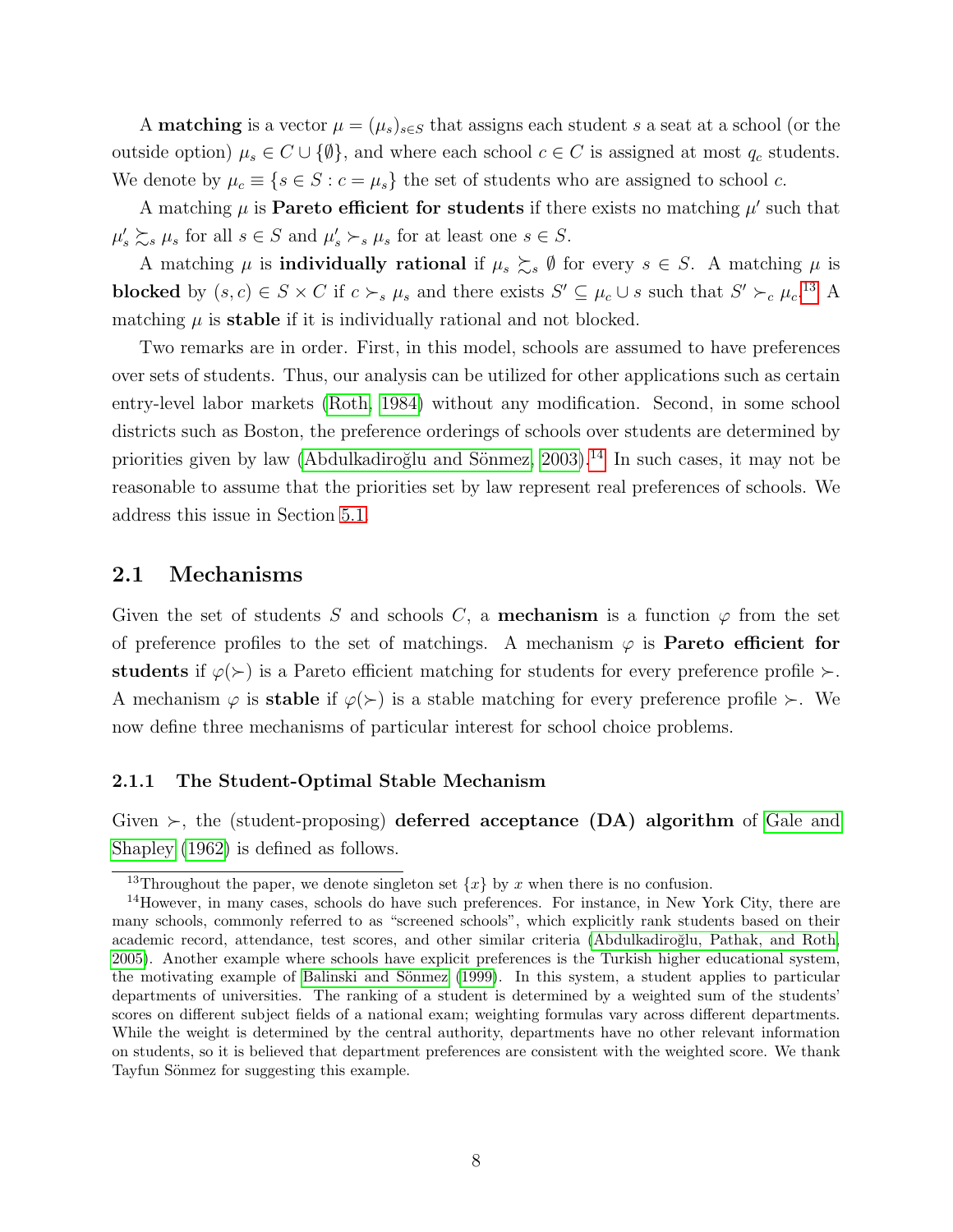A **matching** is a vector $\mu = (\mu_s)_{s \in S}$ that assigns each student $s$ a seat at a school (or the outside option) $\mu_s \in C \cup \{\emptyset\}$, and where each school $c \in C$ is assigned at most $q_c$ students. We denote by $\mu_c \equiv \{s \in S : c = \mu_s\}$ the set of students who are assigned to school $c$.

A matching $\mu$ is **Pareto efficient for students** if there exists no matching $\mu'$ such that $\mu'_s \succsim_s \mu_s$ for all $s \in S$ and $\mu'_s \succ_s \mu_s$ for at least one $s \in S$.

A matching $\mu$ is **individually rational** if $\mu_s \succsim_s \emptyset$ for every $s \in S$. A matching $\mu$ is **blocked** by $(s, c) \in S \times C$ if $c \succ_s \mu_s$ and there exists $S' \subseteq \mu_c \cup s$ such that $S' \succ_c \mu_c$.[13] A matching $\mu$ is **stable** if it is individually rational and not blocked.

Two remarks are in order. First, in this model, schools are assumed to have preferences over sets of students. Thus, our analysis can be utilized for other applications such as certain entry-level labor markets (Roth, 1984) without any modification. Second, in some school districts such as Boston, the preference orderings of schools over students are determined by priorities given by law (Abdulkadiroğlu and Sönmez, 2003).[14] In such cases, it may not be reasonable to assume that the priorities set by law represent real preferences of schools. We address this issue in Section 5.1.

## 2.1 Mechanisms

Given the set of students $S$ and schools $C$, a **mechanism** is a function $\varphi$ from the set of preference profiles to the set of matchings. A mechanism $\varphi$ is **Pareto efficient for students** if $\varphi(\succ)$ is a Pareto efficient matching for students for every preference profile $\succ$. A mechanism $\varphi$ is **stable** if $\varphi(\succ)$ is a stable matching for every preference profile $\succ$. We now define three mechanisms of particular interest for school choice problems.

### 2.1.1 The Student-Optimal Stable Mechanism

Given $\succ$, the (student-proposing) **deferred acceptance (DA) algorithm** of Gale and Shapley (1962) is defined as follows.

---

[13] Throughout the paper, we denote singleton set $\{x\}$ by $x$ when there is no confusion.

[14] However, in many cases, schools do have such preferences. For instance, in New York City, there are many schools, commonly referred to as "screened schools", which explicitly rank students based on their academic record, attendance, test scores, and other similar criteria (Abdulkadiroğlu, Pathak, and Roth, 2005). Another example where schools have explicit preferences is the Turkish higher educational system, the motivating example of Balinski and Sönmez (1999). In this system, a student applies to particular departments of universities. The ranking of a student is determined by a weighted sum of the students' scores on different subject fields of a national exam; weighting formulas vary across different departments. While the weight is determined by the central authority, departments have no other relevant information on students, so it is believed that department preferences are consistent with the weighted score. We thank Tayfun Sönmez for suggesting this example.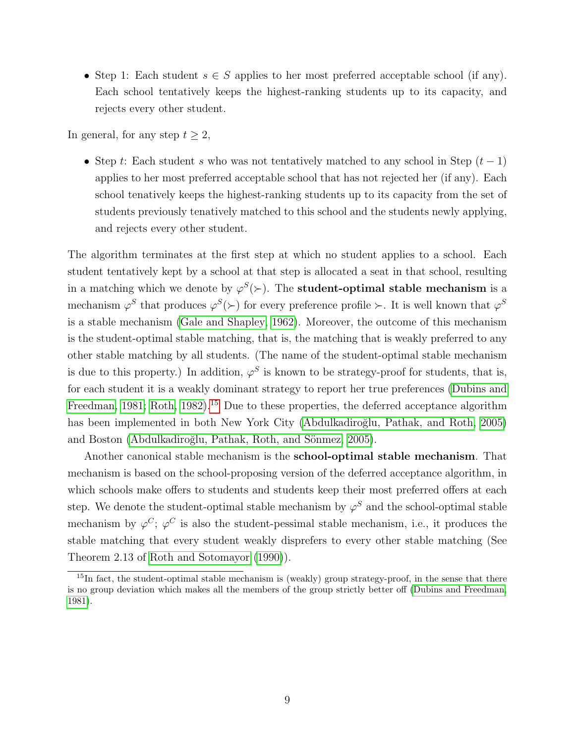- Step 1: Each student $s \in S$ applies to her most preferred acceptable school (if any). Each school tentatively keeps the highest-ranking students up to its capacity, and rejects every other student.

In general, for any step $t \geq 2$,

- Step $t$: Each student $s$ who was not tentatively matched to any school in Step $(t-1)$ applies to her most preferred acceptable school that has not rejected her (if any). Each school tenatively keeps the highest-ranking students up to its capacity from the set of students previously tenatively matched to this school and the students newly applying, and rejects every other student.

The algorithm terminates at the first step at which no student applies to a school. Each student tentatively kept by a school at that step is allocated a seat in that school, resulting in a matching which we denote by $\varphi^S(\succ)$. The **student-optimal stable mechanism** is a mechanism $\varphi^S$ that produces $\varphi^S(\succ)$ for every preference profile $\succ$. It is well known that $\varphi^S$ is a stable mechanism (Gale and Shapley, 1962). Moreover, the outcome of this mechanism is the student-optimal stable matching, that is, the matching that is weakly preferred to any other stable matching by all students. (The name of the student-optimal stable mechanism is due to this property.) In addition, $\varphi^S$ is known to be strategy-proof for students, that is, for each student it is a weakly dominant strategy to report her true preferences (Dubins and Freedman, 1981; Roth, 1982).[15] Due to these properties, the deferred acceptance algorithm has been implemented in both New York City (Abdulkadiroğlu, Pathak, and Roth, 2005) and Boston (Abdulkadiroğlu, Pathak, Roth, and Sönmez, 2005).

Another canonical stable mechanism is the **school-optimal stable mechanism**. That mechanism is based on the school-proposing version of the deferred acceptance algorithm, in which schools make offers to students and students keep their most preferred offers at each step. We denote the student-optimal stable mechanism by $\varphi^S$ and the school-optimal stable mechanism by $\varphi^C$; $\varphi^C$ is also the student-pessimal stable mechanism, i.e., it produces the stable matching that every student weakly disprefers to every other stable matching (See Theorem 2.13 of Roth and Sotomayor (1990)).

[15] In fact, the student-optimal stable mechanism is (weakly) group strategy-proof, in the sense that there is no group deviation which makes all the members of the group strictly better off (Dubins and Freedman, 1981).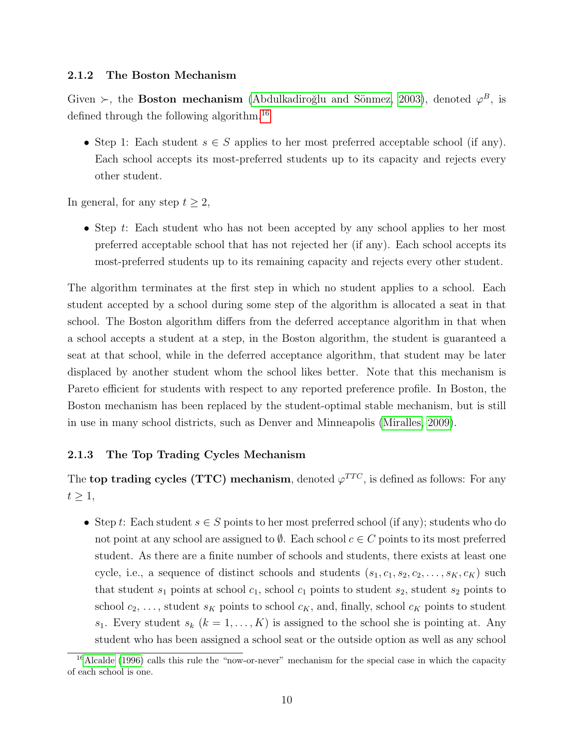#### 2.1.2 The Boston Mechanism

Given $\succ$, the **Boston mechanism** (Abdulkadiroğlu and Sönmez, 2003), denoted $\varphi^B$, is defined through the following algorithm.[16]

- Step 1: Each student $s \in S$ applies to her most preferred acceptable school (if any). Each school accepts its most-preferred students up to its capacity and rejects every other student.

In general, for any step $t \geq 2$,

- Step $t$: Each student who has not been accepted by any school applies to her most preferred acceptable school that has not rejected her (if any). Each school accepts its most-preferred students up to its remaining capacity and rejects every other student.

The algorithm terminates at the first step in which no student applies to a school. Each student accepted by a school during some step of the algorithm is allocated a seat in that school. The Boston algorithm differs from the deferred acceptance algorithm in that when a school accepts a student at a step, in the Boston algorithm, the student is guaranteed a seat at that school, while in the deferred acceptance algorithm, that student may be later displaced by another student whom the school likes better. Note that this mechanism is Pareto efficient for students with respect to any reported preference profile. In Boston, the Boston mechanism has been replaced by the student-optimal stable mechanism, but is still in use in many school districts, such as Denver and Minneapolis (Miralles, 2009).

#### 2.1.3 The Top Trading Cycles Mechanism

The **top trading cycles (TTC) mechanism**, denoted $\varphi^{TTC}$, is defined as follows: For any $t \geq 1$,

- Step $t$: Each student $s \in S$ points to her most preferred school (if any); students who do not point at any school are assigned to $\emptyset$. Each school $c \in C$ points to its most preferred student. As there are a finite number of schools and students, there exists at least one cycle, i.e., a sequence of distinct schools and students $(s_1, c_1, s_2, c_2, \ldots, s_K, c_K)$ such that student $s_1$ points at school $c_1$, school $c_1$ points to student $s_2$, student $s_2$ points to school $c_2$, $\ldots$, student $s_K$ points to school $c_K$, and, finally, school $c_K$ points to student $s_1$. Every student $s_k$ $(k = 1, \ldots, K)$ is assigned to the school she is pointing at. Any student who has been assigned a school seat or the outside option as well as any school

[16] Alcalde (1996) calls this rule the "now-or-never" mechanism for the special case in which the capacity of each school is one.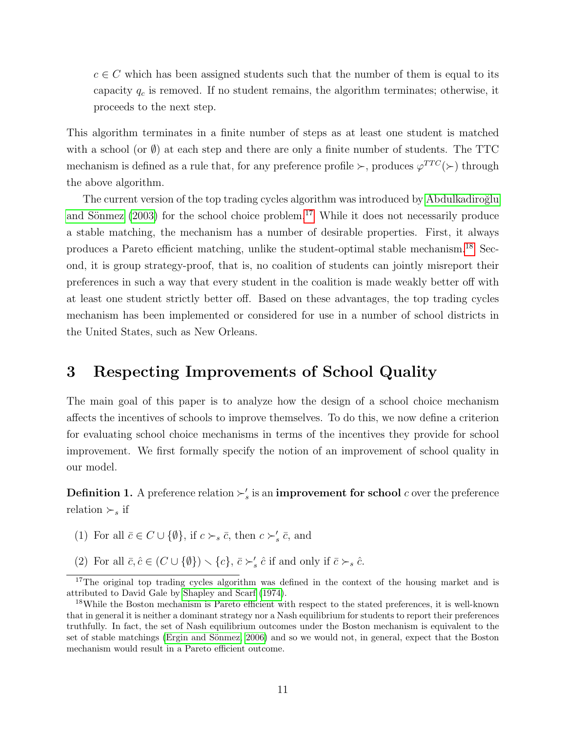$c \in C$ which has been assigned students such that the number of them is equal to its capacity $q_c$ is removed. If no student remains, the algorithm terminates; otherwise, it proceeds to the next step.

This algorithm terminates in a finite number of steps as at least one student is matched with a school (or $\emptyset$) at each step and there are only a finite number of students. The TTC mechanism is defined as a rule that, for any preference profile $\succ$, produces $\varphi^{TTC}(\succ)$ through the above algorithm.

The current version of the top trading cycles algorithm was introduced by Abdulkadiroğlu and Sönmez (2003) for the school choice problem.[17] While it does not necessarily produce a stable matching, the mechanism has a number of desirable properties. First, it always produces a Pareto efficient matching, unlike the student-optimal stable mechanism.[18] Second, it is group strategy-proof, that is, no coalition of students can jointly misreport their preferences in such a way that every student in the coalition is made weakly better off with at least one student strictly better off. Based on these advantages, the top trading cycles mechanism has been implemented or considered for use in a number of school districts in the United States, such as New Orleans.

# 3 Respecting Improvements of School Quality

The main goal of this paper is to analyze how the design of a school choice mechanism affects the incentives of schools to improve themselves. To do this, we now define a criterion for evaluating school choice mechanisms in terms of the incentives they provide for school improvement. We first formally specify the notion of an improvement of school quality in our model.

**Definition 1.** A preference relation $\succ_s'$ is an **improvement for school** $c$ over the preference relation $\succ_s$ if

(1) For all $\bar{c} \in C \cup \{\emptyset\}$, if $c \succ_s \bar{c}$, then $c \succ_s' \bar{c}$, and

(2) For all $\bar{c}, \hat{c} \in (C \cup \{\emptyset\}) \setminus \{c\}$, $\bar{c} \succ_s' \hat{c}$ if and only if $\bar{c} \succ_s \hat{c}$.

[17] The original top trading cycles algorithm was defined in the context of the housing market and is attributed to David Gale by Shapley and Scarf (1974).

[18] While the Boston mechanism is Pareto efficient with respect to the stated preferences, it is well-known that in general it is neither a dominant strategy nor a Nash equilibrium for students to report their preferences truthfully. In fact, the set of Nash equilibrium outcomes under the Boston mechanism is equivalent to the set of stable matchings (Ergin and Sönmez, 2006) and so we would not, in general, expect that the Boston mechanism would result in a Pareto efficient outcome.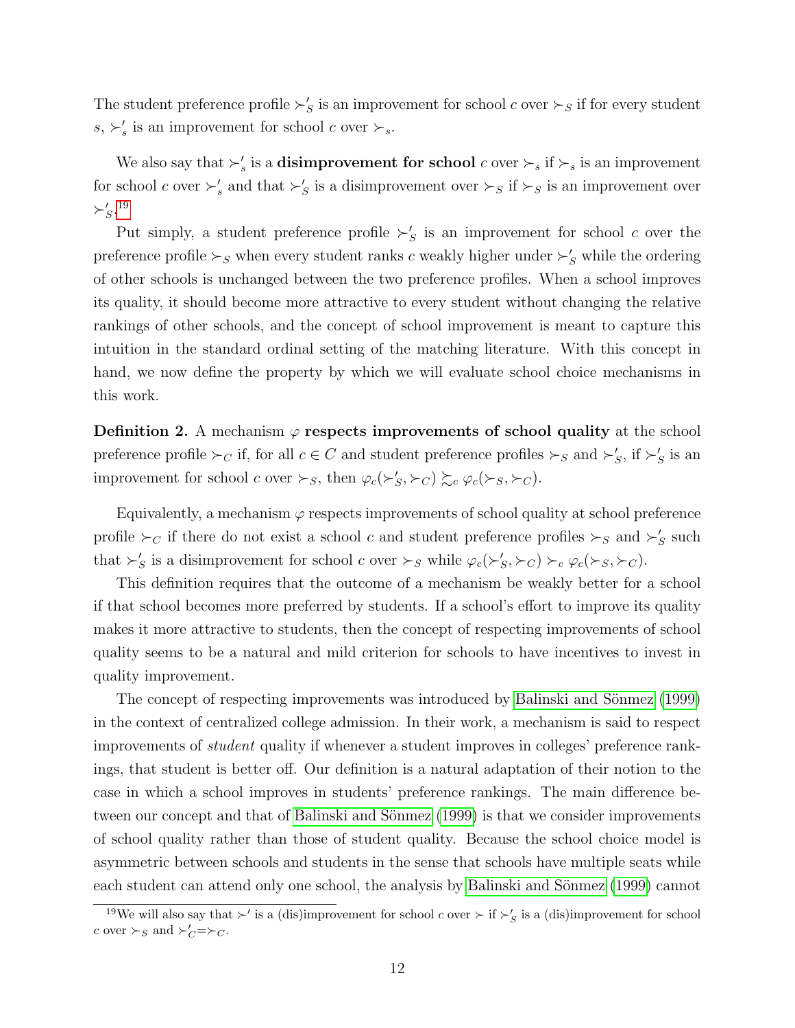The student preference profile $\succ'_S$ is an improvement for school $c$ over $\succ_S$ if for every student $s$, $\succ'_s$ is an improvement for school $c$ over $\succ_s$.

We also say that $\succ'_s$ is a **disimprovement for school** $c$ over $\succ_s$ if $\succ_s$ is an improvement for school $c$ over $\succ'_s$ and that $\succ'_S$ is a disimprovement over $\succ_S$ if $\succ_S$ is an improvement over $\succ'_S$.[19]

Put simply, a student preference profile $\succ'_S$ is an improvement for school $c$ over the preference profile $\succ_S$ when every student ranks $c$ weakly higher under $\succ'_S$ while the ordering of other schools is unchanged between the two preference profiles. When a school improves its quality, it should become more attractive to every student without changing the relative rankings of other schools, and the concept of school improvement is meant to capture this intuition in the standard ordinal setting of the matching literature. With this concept in hand, we now define the property by which we will evaluate school choice mechanisms in this work.

**Definition 2.** A mechanism $\varphi$ **respects improvements of school quality** at the school preference profile $\succ_C$ if, for all $c \in C$ and student preference profiles $\succ_S$ and $\succ'_S$, if $\succ'_S$ is an improvement for school $c$ over $\succ_S$, then $\varphi_c(\succ'_S, \succ_C) \succsim_c \varphi_c(\succ_S, \succ_C)$.

Equivalently, a mechanism $\varphi$ respects improvements of school quality at school preference profile $\succ_C$ if there do not exist a school $c$ and student preference profiles $\succ_S$ and $\succ'_S$ such that $\succ'_S$ is a disimprovement for school $c$ over $\succ_S$ while $\varphi_c(\succ'_S, \succ_C) \succ_c \varphi_c(\succ_S, \succ_C)$.

This definition requires that the outcome of a mechanism be weakly better for a school if that school becomes more preferred by students. If a school's effort to improve its quality makes it more attractive to students, then the concept of respecting improvements of school quality seems to be a natural and mild criterion for schools to have incentives to invest in quality improvement.

The concept of respecting improvements was introduced by Balinski and Sönmez (1999) in the context of centralized college admission. In their work, a mechanism is said to respect improvements of *student* quality if whenever a student improves in colleges' preference rankings, that student is better off. Our definition is a natural adaptation of their notion to the case in which a school improves in students' preference rankings. The main difference between our concept and that of Balinski and Sönmez (1999) is that we consider improvements of school quality rather than those of student quality. Because the school choice model is asymmetric between schools and students in the sense that schools have multiple seats while each student can attend only one school, the analysis by Balinski and Sönmez (1999) cannot

[19] We will also say that $\succ'$ is a (dis)improvement for school $c$ over $\succ$ if $\succ'_S$ is a (dis)improvement for school $c$ over $\succ_S$ and $\succ'_C = \succ_C$.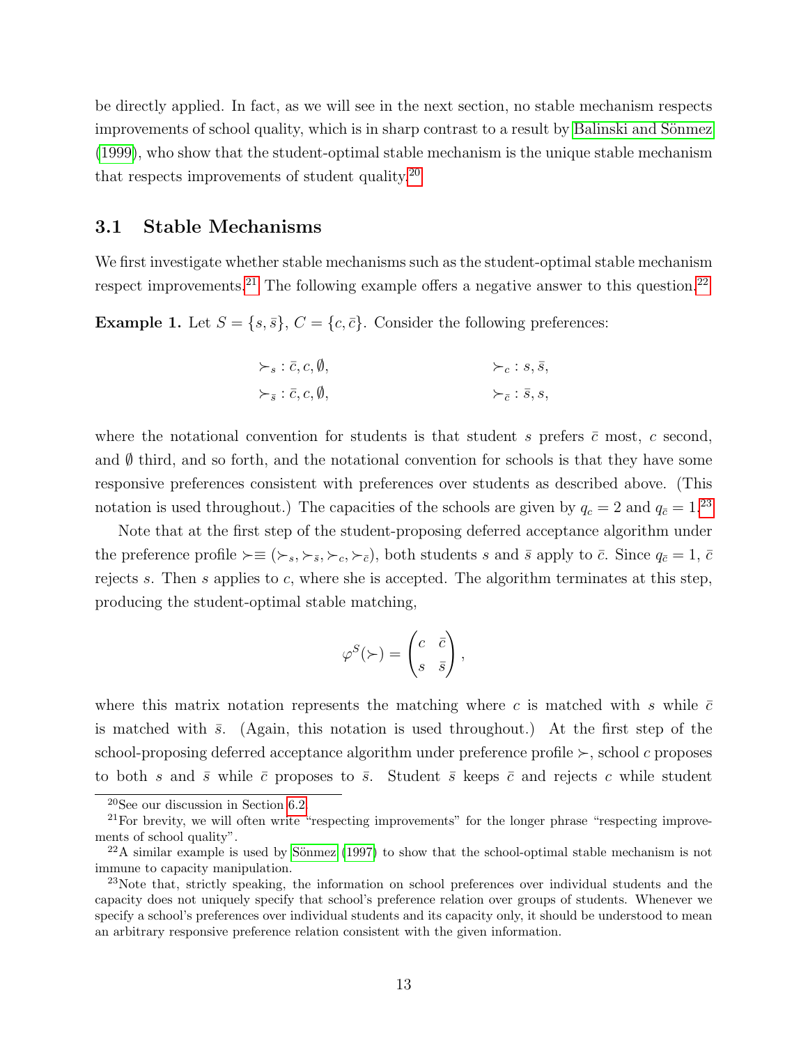be directly applied. In fact, as we will see in the next section, no stable mechanism respects improvements of school quality, which is in sharp contrast to a result by Balinski and Sönmez (1999), who show that the student-optimal stable mechanism is the unique stable mechanism that respects improvements of student quality.[20]

### 3.1 Stable Mechanisms

We first investigate whether stable mechanisms such as the student-optimal stable mechanism respect improvements.[21] The following example offers a negative answer to this question.[22]

**Example 1.** Let $S = \{s, \bar{s}\}$, $C = \{c, \bar{c}\}$. Consider the following preferences:

$$\succ_s : \bar{c}, c, \emptyset, \qquad\qquad \succ_c : s, \bar{s},$$
$$\succ_{\bar{s}} : \bar{c}, c, \emptyset, \qquad\qquad \succ_{\bar{c}} : \bar{s}, s,$$

where the notational convention for students is that student $s$ prefers $\bar{c}$ most, $c$ second, and $\emptyset$ third, and so forth, and the notational convention for schools is that they have some responsive preferences consistent with preferences over students as described above. (This notation is used throughout.) The capacities of the schools are given by $q_c = 2$ and $q_{\bar{c}} = 1$.[23]

Note that at the first step of the student-proposing deferred acceptance algorithm under the preference profile $\succ \equiv (\succ_s, \succ_{\bar{s}}, \succ_c, \succ_{\bar{c}})$, both students $s$ and $\bar{s}$ apply to $\bar{c}$. Since $q_{\bar{c}} = 1$, $\bar{c}$ rejects $s$. Then $s$ applies to $c$, where she is accepted. The algorithm terminates at this step, producing the student-optimal stable matching,

$$\varphi^S(\succ) = \begin{pmatrix} c & \bar{c} \\ s & \bar{s} \end{pmatrix},$$

where this matrix notation represents the matching where $c$ is matched with $s$ while $\bar{c}$ is matched with $\bar{s}$. (Again, this notation is used throughout.) At the first step of the school-proposing deferred acceptance algorithm under preference profile $\succ$, school $c$ proposes to both $s$ and $\bar{s}$ while $\bar{c}$ proposes to $\bar{s}$. Student $\bar{s}$ keeps $\bar{c}$ and rejects $c$ while student

---

[20] See our discussion in Section 6.2.

[21] For brevity, we will often write "respecting improvements" for the longer phrase "respecting improvements of school quality".

[22] A similar example is used by Sönmez (1997) to show that the school-optimal stable mechanism is not immune to capacity manipulation.

[23] Note that, strictly speaking, the information on school preferences over individual students and the capacity does not uniquely specify that school's preference relation over groups of students. Whenever we specify a school's preferences over individual students and its capacity only, it should be understood to mean an arbitrary responsive preference relation consistent with the given information.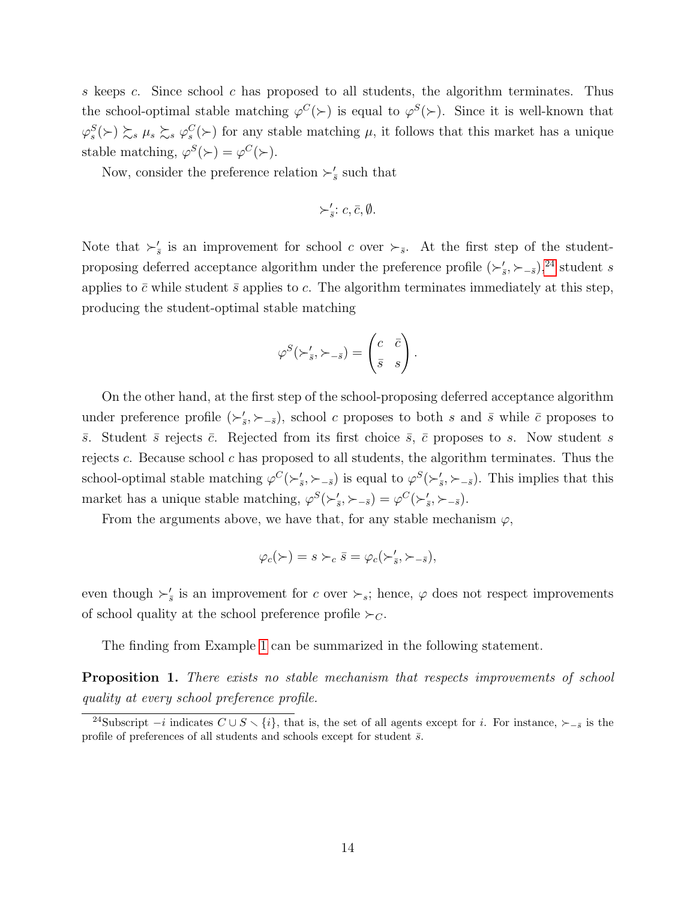$s$ keeps $c$. Since school $c$ has proposed to all students, the algorithm terminates. Thus the school-optimal stable matching $\varphi^C(\succ)$ is equal to $\varphi^S(\succ)$. Since it is well-known that $\varphi^S_s(\succ) \succsim_s \mu_s \succsim_s \varphi^C_s(\succ)$ for any stable matching $\mu$, it follows that this market has a unique stable matching, $\varphi^S(\succ) = \varphi^C(\succ)$.

Now, consider the preference relation $\succ'_{\bar{s}}$ such that

$$\succ'_{\bar{s}}: c, \bar{c}, \emptyset.$$

Note that $\succ'_{\bar{s}}$ is an improvement for school $c$ over $\succ_{\bar{s}}$. At the first step of the student-proposing deferred acceptance algorithm under the preference profile $(\succ'_{\bar{s}}, \succ_{-\bar{s}})$,[24] student $s$ applies to $\bar{c}$ while student $\bar{s}$ applies to $c$. The algorithm terminates immediately at this step, producing the student-optimal stable matching

$$\varphi^S(\succ'_{\bar{s}}, \succ_{-\bar{s}}) = \begin{pmatrix} c & \bar{c} \\ \bar{s} & s \end{pmatrix}.$$

On the other hand, at the first step of the school-proposing deferred acceptance algorithm under preference profile $(\succ'_{\bar{s}}, \succ_{-\bar{s}})$, school $c$ proposes to both $s$ and $\bar{s}$ while $\bar{c}$ proposes to $\bar{s}$. Student $\bar{s}$ rejects $\bar{c}$. Rejected from its first choice $\bar{s}$, $\bar{c}$ proposes to $s$. Now student $s$ rejects $c$. Because school $c$ has proposed to all students, the algorithm terminates. Thus the school-optimal stable matching $\varphi^C(\succ'_{\bar{s}}, \succ_{-\bar{s}})$ is equal to $\varphi^S(\succ'_{\bar{s}}, \succ_{-\bar{s}})$. This implies that this market has a unique stable matching, $\varphi^S(\succ'_{\bar{s}}, \succ_{-\bar{s}}) = \varphi^C(\succ'_{\bar{s}}, \succ_{-\bar{s}})$.

From the arguments above, we have that, for any stable mechanism $\varphi$,

$$\varphi_c(\succ) = s \succ_c \bar{s} = \varphi_c(\succ'_{\bar{s}}, \succ_{-\bar{s}}),$$

even though $\succ'_{\bar{s}}$ is an improvement for $c$ over $\succ_s$; hence, $\varphi$ does not respect improvements of school quality at the school preference profile $\succ_C$.

The finding from Example 1 can be summarized in the following statement.

**Proposition 1.** *There exists no stable mechanism that respects improvements of school quality at every school preference profile.*

[24] Subscript $-i$ indicates $C \cup S \setminus \{i\}$, that is, the set of all agents except for $i$. For instance, $\succ_{-\bar{s}}$ is the profile of preferences of all students and schools except for student $\bar{s}$.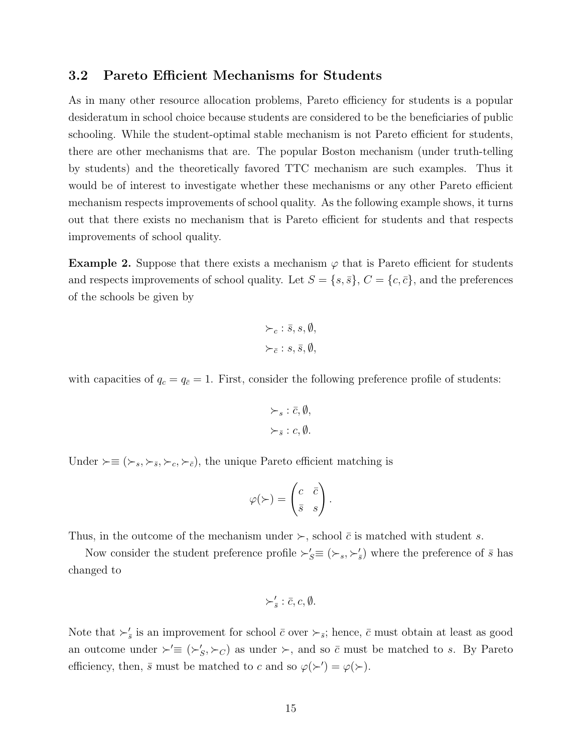## 3.2 Pareto Efficient Mechanisms for Students

As in many other resource allocation problems, Pareto efficiency for students is a popular desideratum in school choice because students are considered to be the beneficiaries of public schooling. While the student-optimal stable mechanism is not Pareto efficient for students, there are other mechanisms that are. The popular Boston mechanism (under truth-telling by students) and the theoretically favored TTC mechanism are such examples. Thus it would be of interest to investigate whether these mechanisms or any other Pareto efficient mechanism respects improvements of school quality. As the following example shows, it turns out that there exists no mechanism that is Pareto efficient for students and that respects improvements of school quality.

**Example 2.** Suppose that there exists a mechanism $\varphi$ that is Pareto efficient for students and respects improvements of school quality. Let $S = \{s, \bar{s}\}$, $C = \{c, \bar{c}\}$, and the preferences of the schools be given by

$$\succ_c : \bar{s}, s, \emptyset,$$
$$\succ_{\bar{c}} : s, \bar{s}, \emptyset,$$

with capacities of $q_c = q_{\bar{c}} = 1$. First, consider the following preference profile of students:

$$\succ_s : \bar{c}, \emptyset,$$
$$\succ_{\bar{s}} : c, \emptyset.$$

Under $\succ \equiv (\succ_s, \succ_{\bar{s}}, \succ_c, \succ_{\bar{c}})$, the unique Pareto efficient matching is

$$\varphi(\succ) = \begin{pmatrix} c & \bar{c} \\ \bar{s} & s \end{pmatrix}.$$

Thus, in the outcome of the mechanism under $\succ$, school $\bar{c}$ is matched with student $s$.

Now consider the student preference profile $\succ'_S \equiv (\succ_s, \succ'_{\bar{s}})$ where the preference of $\bar{s}$ has changed to

$$\succ'_{\bar{s}} : \bar{c}, c, \emptyset.$$

Note that $\succ'_{\bar{s}}$ is an improvement for school $\bar{c}$ over $\succ_{\bar{s}}$; hence, $\bar{c}$ must obtain at least as good an outcome under $\succ' \equiv (\succ'_S, \succ_C)$ as under $\succ$, and so $\bar{c}$ must be matched to $s$. By Pareto efficiency, then, $\bar{s}$ must be matched to $c$ and so $\varphi(\succ') = \varphi(\succ)$.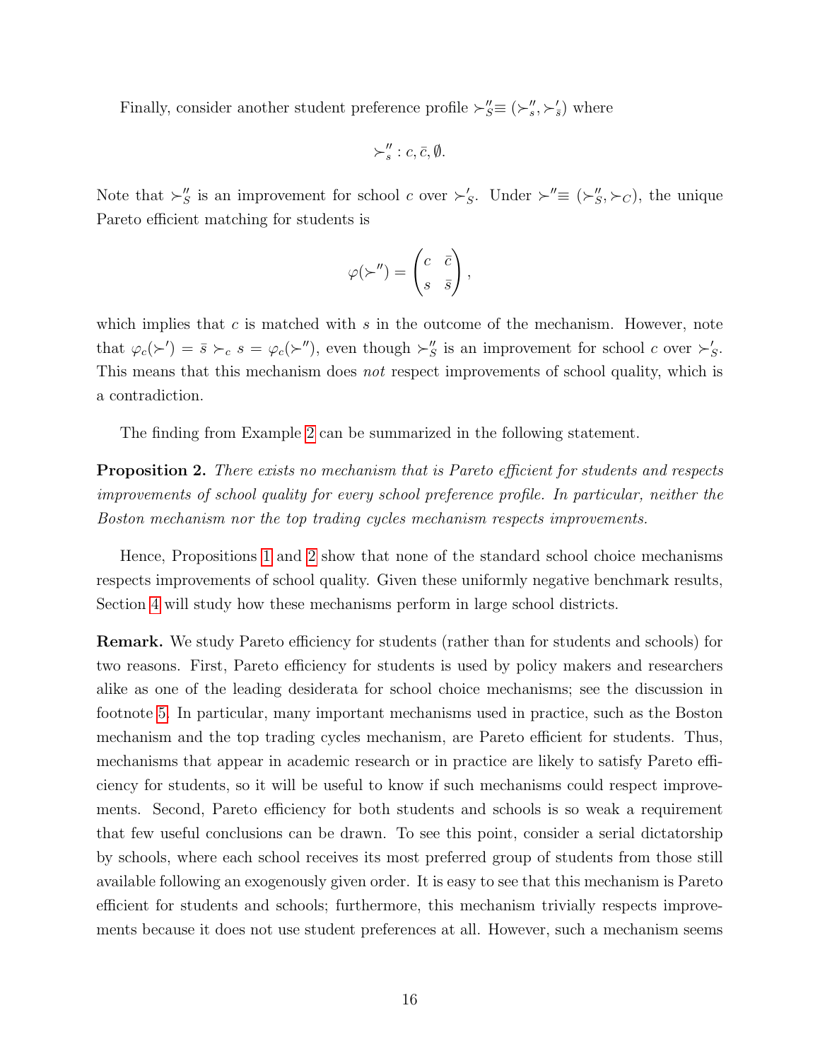Finally, consider another student preference profile $\succ''_S \equiv (\succ''_s, \succ'_{\bar{s}})$ where

$$\succ''_s : c, \bar{c}, \emptyset.$$

Note that $\succ''_S$ is an improvement for school $c$ over $\succ'_S$. Under $\succ'' \equiv (\succ''_S, \succ_C)$, the unique Pareto efficient matching for students is

$$\varphi(\succ'') = \begin{pmatrix} c & \bar{c} \\ s & \bar{s} \end{pmatrix},$$

which implies that $c$ is matched with $s$ in the outcome of the mechanism. However, note that $\varphi_c(\succ') = \bar{s} \succ_c s = \varphi_c(\succ'')$, even though $\succ''_S$ is an improvement for school $c$ over $\succ'_S$. This means that this mechanism does *not* respect improvements of school quality, which is a contradiction.

The finding from Example 2 can be summarized in the following statement.

**Proposition 2.** *There exists no mechanism that is Pareto efficient for students and respects improvements of school quality for every school preference profile. In particular, neither the Boston mechanism nor the top trading cycles mechanism respects improvements.*

Hence, Propositions 1 and 2 show that none of the standard school choice mechanisms respects improvements of school quality. Given these uniformly negative benchmark results, Section 4 will study how these mechanisms perform in large school districts.

**Remark.** We study Pareto efficiency for students (rather than for students and schools) for two reasons. First, Pareto efficiency for students is used by policy makers and researchers alike as one of the leading desiderata for school choice mechanisms; see the discussion in footnote 5. In particular, many important mechanisms used in practice, such as the Boston mechanism and the top trading cycles mechanism, are Pareto efficient for students. Thus, mechanisms that appear in academic research or in practice are likely to satisfy Pareto efficiency for students, so it will be useful to know if such mechanisms could respect improvements. Second, Pareto efficiency for both students and schools is so weak a requirement that few useful conclusions can be drawn. To see this point, consider a serial dictatorship by schools, where each school receives its most preferred group of students from those still available following an exogenously given order. It is easy to see that this mechanism is Pareto efficient for students and schools; furthermore, this mechanism trivially respects improvements because it does not use student preferences at all. However, such a mechanism seems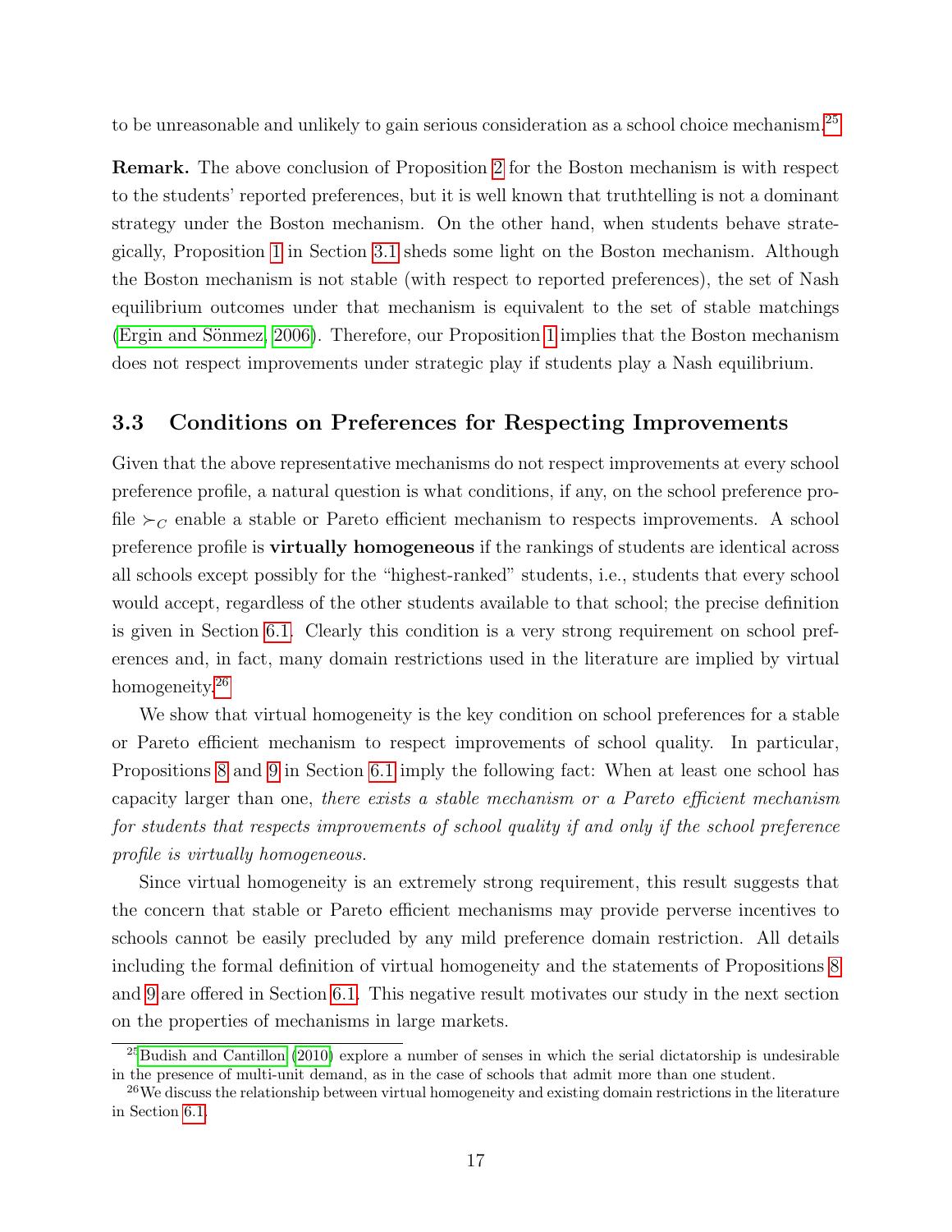to be unreasonable and unlikely to gain serious consideration as a school choice mechanism.[25]

**Remark.** The above conclusion of Proposition 2 for the Boston mechanism is with respect to the students' reported preferences, but it is well known that truthtelling is not a dominant strategy under the Boston mechanism. On the other hand, when students behave strategically, Proposition 1 in Section 3.1 sheds some light on the Boston mechanism. Although the Boston mechanism is not stable (with respect to reported preferences), the set of Nash equilibrium outcomes under that mechanism is equivalent to the set of stable matchings (Ergin and Sönmez, 2006). Therefore, our Proposition 1 implies that the Boston mechanism does not respect improvements under strategic play if students play a Nash equilibrium.

### 3.3 Conditions on Preferences for Respecting Improvements

Given that the above representative mechanisms do not respect improvements at every school preference profile, a natural question is what conditions, if any, on the school preference profile $\succ_C$ enable a stable or Pareto efficient mechanism to respects improvements. A school preference profile is **virtually homogeneous** if the rankings of students are identical across all schools except possibly for the "highest-ranked" students, i.e., students that every school would accept, regardless of the other students available to that school; the precise definition is given in Section 6.1. Clearly this condition is a very strong requirement on school preferences and, in fact, many domain restrictions used in the literature are implied by virtual homogeneity.[26]

We show that virtual homogeneity is the key condition on school preferences for a stable or Pareto efficient mechanism to respect improvements of school quality. In particular, Propositions 8 and 9 in Section 6.1 imply the following fact: When at least one school has capacity larger than one, *there exists a stable mechanism or a Pareto efficient mechanism for students that respects improvements of school quality if and only if the school preference profile is virtually homogeneous.*

Since virtual homogeneity is an extremely strong requirement, this result suggests that the concern that stable or Pareto efficient mechanisms may provide perverse incentives to schools cannot be easily precluded by any mild preference domain restriction. All details including the formal definition of virtual homogeneity and the statements of Propositions 8 and 9 are offered in Section 6.1. This negative result motivates our study in the next section on the properties of mechanisms in large markets.

[25] Budish and Cantillon (2010) explore a number of senses in which the serial dictatorship is undesirable in the presence of multi-unit demand, as in the case of schools that admit more than one student.

[26] We discuss the relationship between virtual homogeneity and existing domain restrictions in the literature in Section 6.1.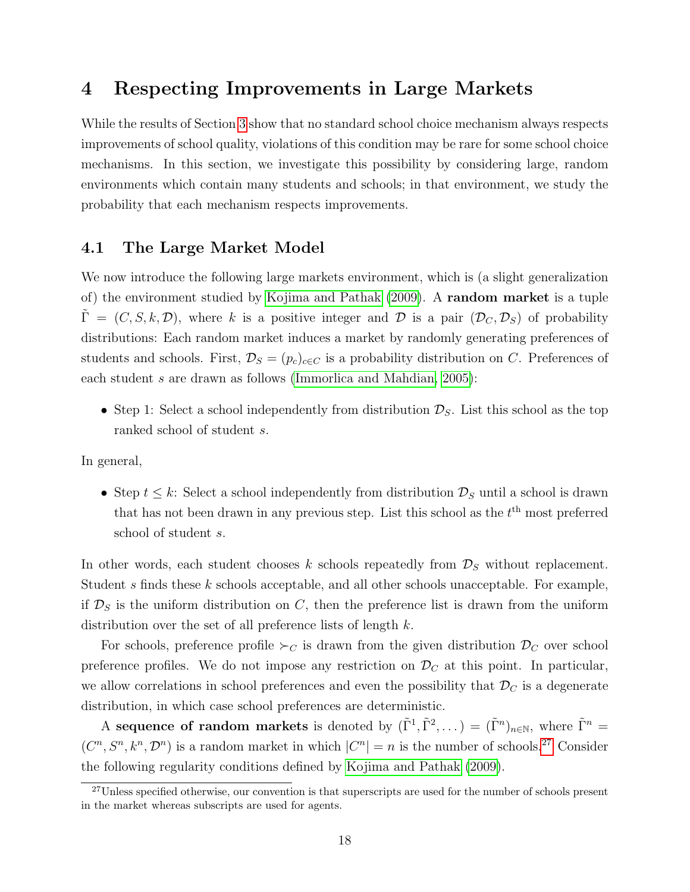# 4 Respecting Improvements in Large Markets

While the results of Section 3 show that no standard school choice mechanism always respects improvements of school quality, violations of this condition may be rare for some school choice mechanisms. In this section, we investigate this possibility by considering large, random environments which contain many students and schools; in that environment, we study the probability that each mechanism respects improvements.

## 4.1 The Large Market Model

We now introduce the following large markets environment, which is (a slight generalization of) the environment studied by Kojima and Pathak (2009). A **random market** is a tuple $\tilde{\Gamma} = (C, S, k, \mathcal{D})$, where $k$ is a positive integer and $\mathcal{D}$ is a pair $(\mathcal{D}_C, \mathcal{D}_S)$ of probability distributions: Each random market induces a market by randomly generating preferences of students and schools. First, $\mathcal{D}_S = (p_c)_{c \in C}$ is a probability distribution on $C$. Preferences of each student $s$ are drawn as follows (Immorlica and Mahdian, 2005):

- Step 1: Select a school independently from distribution $\mathcal{D}_S$. List this school as the top ranked school of student $s$.

In general,

- Step $t \leq k$: Select a school independently from distribution $\mathcal{D}_S$ until a school is drawn that has not been drawn in any previous step. List this school as the $t^{\text{th}}$ most preferred school of student $s$.

In other words, each student chooses $k$ schools repeatedly from $\mathcal{D}_S$ without replacement. Student $s$ finds these $k$ schools acceptable, and all other schools unacceptable. For example, if $\mathcal{D}_S$ is the uniform distribution on $C$, then the preference list is drawn from the uniform distribution over the set of all preference lists of length $k$.

For schools, preference profile $\succ_C$ is drawn from the given distribution $\mathcal{D}_C$ over school preference profiles. We do not impose any restriction on $\mathcal{D}_C$ at this point. In particular, we allow correlations in school preferences and even the possibility that $\mathcal{D}_C$ is a degenerate distribution, in which case school preferences are deterministic.

A **sequence of random markets** is denoted by $(\tilde{\Gamma}^1, \tilde{\Gamma}^2, \dots) = (\tilde{\Gamma}^n)_{n \in \mathbb{N}}$, where $\tilde{\Gamma}^n = (C^n, S^n, k^n, \mathcal{D}^n)$ is a random market in which $|C^n| = n$ is the number of schools.[27] Consider the following regularity conditions defined by Kojima and Pathak (2009).

[27] Unless specified otherwise, our convention is that superscripts are used for the number of schools present in the market whereas subscripts are used for agents.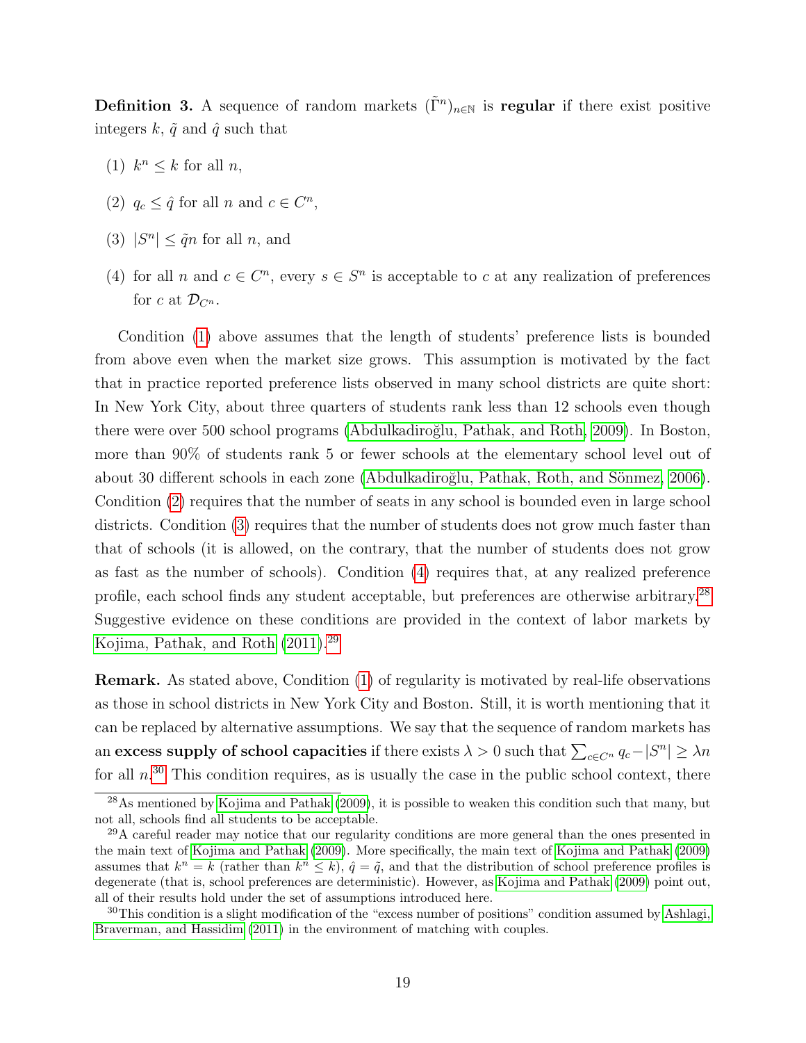**Definition 3.** A sequence of random markets $(\tilde{\Gamma}^n)_{n \in \mathbb{N}}$ is **regular** if there exist positive integers $k$, $\tilde{q}$ and $\hat{q}$ such that

(1) $k^n \leq k$ for all $n$,

(2) $q_c \leq \hat{q}$ for all $n$ and $c \in C^n$,

(3) $|S^n| \leq \tilde{q}n$ for all $n$, and

(4) for all $n$ and $c \in C^n$, every $s \in S^n$ is acceptable to $c$ at any realization of preferences for $c$ at $\mathcal{D}_{C^n}$.

Condition (1) above assumes that the length of students' preference lists is bounded from above even when the market size grows. This assumption is motivated by the fact that in practice reported preference lists observed in many school districts are quite short: In New York City, about three quarters of students rank less than 12 schools even though there were over 500 school programs (Abdulkadiroğlu, Pathak, and Roth, 2009). In Boston, more than 90% of students rank 5 or fewer schools at the elementary school level out of about 30 different schools in each zone (Abdulkadiroğlu, Pathak, Roth, and Sönmez, 2006). Condition (2) requires that the number of seats in any school is bounded even in large school districts. Condition (3) requires that the number of students does not grow much faster than that of schools (it is allowed, on the contrary, that the number of students does not grow as fast as the number of schools). Condition (4) requires that, at any realized preference profile, each school finds any student acceptable, but preferences are otherwise arbitrary.[28] Suggestive evidence on these conditions are provided in the context of labor markets by Kojima, Pathak, and Roth (2011).[29]

**Remark.** As stated above, Condition (1) of regularity is motivated by real-life observations as those in school districts in New York City and Boston. Still, it is worth mentioning that it can be replaced by alternative assumptions. We say that the sequence of random markets has an **excess supply of school capacities** if there exists $\lambda > 0$ such that $\sum_{c \in C^n} q_c - |S^n| \geq \lambda n$ for all $n$.[30] This condition requires, as is usually the case in the public school context, there

[28] As mentioned by Kojima and Pathak (2009), it is possible to weaken this condition such that many, but not all, schools find all students to be acceptable.

[29] A careful reader may notice that our regularity conditions are more general than the ones presented in the main text of Kojima and Pathak (2009). More specifically, the main text of Kojima and Pathak (2009) assumes that $k^n = k$ (rather than $k^n \leq k$), $\hat{q} = \tilde{q}$, and that the distribution of school preference profiles is degenerate (that is, school preferences are deterministic). However, as Kojima and Pathak (2009) point out, all of their results hold under the set of assumptions introduced here.

[30] This condition is a slight modification of the "excess number of positions" condition assumed by Ashlagi, Braverman, and Hassidim (2011) in the environment of matching with couples.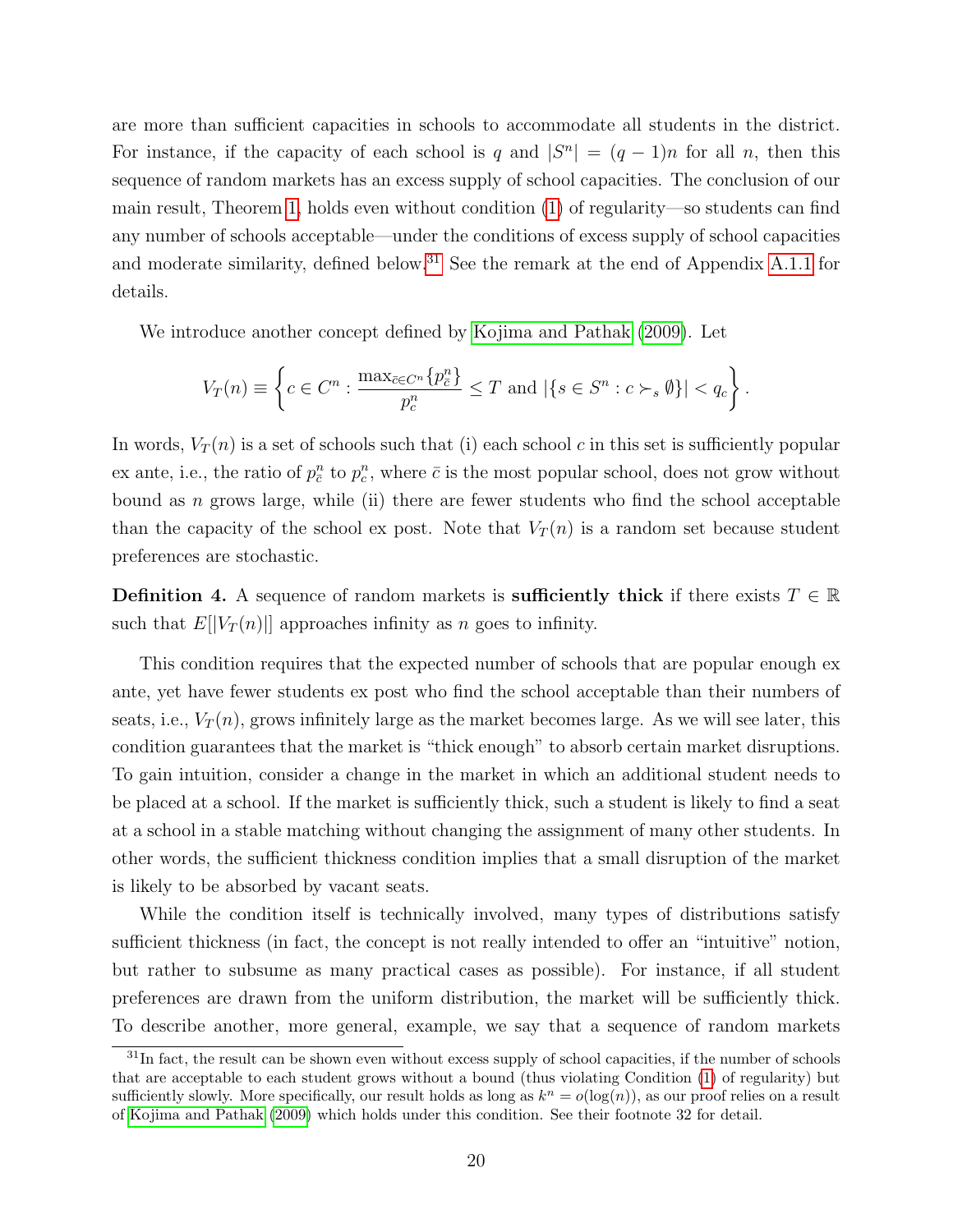are more than sufficient capacities in schools to accommodate all students in the district. For instance, if the capacity of each school is $q$ and $|S^n| = (q-1)n$ for all $n$, then this sequence of random markets has an excess supply of school capacities. The conclusion of our main result, Theorem 1, holds even without condition (1) of regularity—so students can find any number of schools acceptable—under the conditions of excess supply of school capacities and moderate similarity, defined below.[31] See the remark at the end of Appendix A.1.1 for details.

We introduce another concept defined by Kojima and Pathak (2009). Let

$$V_T(n) \equiv \left\{ c \in C^n : \frac{\max_{\bar{c} \in C^n}\{p^n_{\bar{c}}\}}{p^n_c} \leq T \text{ and } |\{s \in S^n : c \succ_s \emptyset\}| < q_c \right\}.$$

In words, $V_T(n)$ is a set of schools such that (i) each school $c$ in this set is sufficiently popular ex ante, i.e., the ratio of $p^n_{\bar{c}}$ to $p^n_c$, where $\bar{c}$ is the most popular school, does not grow without bound as $n$ grows large, while (ii) there are fewer students who find the school acceptable than the capacity of the school ex post. Note that $V_T(n)$ is a random set because student preferences are stochastic.

**Definition 4.** A sequence of random markets is **sufficiently thick** if there exists $T \in \mathbb{R}$ such that $E[|V_T(n)|]$ approaches infinity as $n$ goes to infinity.

This condition requires that the expected number of schools that are popular enough ex ante, yet have fewer students ex post who find the school acceptable than their numbers of seats, i.e., $V_T(n)$, grows infinitely large as the market becomes large. As we will see later, this condition guarantees that the market is "thick enough" to absorb certain market disruptions. To gain intuition, consider a change in the market in which an additional student needs to be placed at a school. If the market is sufficiently thick, such a student is likely to find a seat at a school in a stable matching without changing the assignment of many other students. In other words, the sufficient thickness condition implies that a small disruption of the market is likely to be absorbed by vacant seats.

While the condition itself is technically involved, many types of distributions satisfy sufficient thickness (in fact, the concept is not really intended to offer an "intuitive" notion, but rather to subsume as many practical cases as possible). For instance, if all student preferences are drawn from the uniform distribution, the market will be sufficiently thick. To describe another, more general, example, we say that a sequence of random markets

[31] In fact, the result can be shown even without excess supply of school capacities, if the number of schools that are acceptable to each student grows without a bound (thus violating Condition (1) of regularity) but sufficiently slowly. More specifically, our result holds as long as $k^n = o(\log(n))$, as our proof relies on a result of Kojima and Pathak (2009) which holds under this condition. See their footnote 32 for detail.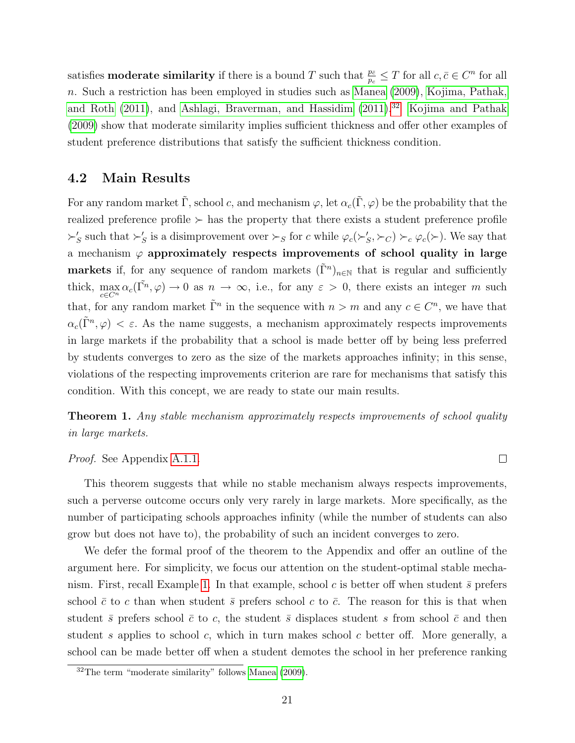satisfies **moderate similarity** if there is a bound $T$ such that $\frac{p_{\bar{c}}}{p_c} \leq T$ for all $c, \bar{c} \in C^n$ for all $n$. Such a restriction has been employed in studies such as Manea (2009), Kojima, Pathak, and Roth (2011), and Ashlagi, Braverman, and Hassidim (2011).[32] Kojima and Pathak (2009) show that moderate similarity implies sufficient thickness and offer other examples of student preference distributions that satisfy the sufficient thickness condition.

## 4.2 Main Results

For any random market $\tilde{\Gamma}$, school $c$, and mechanism $\varphi$, let $\alpha_c(\tilde{\Gamma}, \varphi)$ be the probability that the realized preference profile $\succ$ has the property that there exists a student preference profile $\succ'_S$ such that $\succ'_S$ is a disimprovement over $\succ_S$ for $c$ while $\varphi_c(\succ'_S, \succ_C) \succ_c \varphi_c(\succ)$. We say that a mechanism $\varphi$ **approximately respects improvements of school quality in large markets** if, for any sequence of random markets $(\tilde{\Gamma}^n)_{n\in\mathbb{N}}$ that is regular and sufficiently thick, $\max_{c\in C^n} \alpha_c(\tilde{\Gamma^n}, \varphi) \to 0$ as $n \to \infty$, i.e., for any $\varepsilon > 0$, there exists an integer $m$ such that, for any random market $\tilde{\Gamma}^n$ in the sequence with $n > m$ and any $c \in C^n$, we have that $\alpha_c(\tilde{\Gamma}^n, \varphi) < \varepsilon$. As the name suggests, a mechanism approximately respects improvements in large markets if the probability that a school is made better off by being less preferred by students converges to zero as the size of the markets approaches infinity; in this sense, violations of the respecting improvements criterion are rare for mechanisms that satisfy this condition. With this concept, we are ready to state our main results.

**Theorem 1.** *Any stable mechanism approximately respects improvements of school quality in large markets.*

*Proof.* See Appendix A.1.1. □

This theorem suggests that while no stable mechanism always respects improvements, such a perverse outcome occurs only very rarely in large markets. More specifically, as the number of participating schools approaches infinity (while the number of students can also grow but does not have to), the probability of such an incident converges to zero.

We defer the formal proof of the theorem to the Appendix and offer an outline of the argument here. For simplicity, we focus our attention on the student-optimal stable mechanism. First, recall Example 1. In that example, school $c$ is better off when student $\bar{s}$ prefers school $\bar{c}$ to $c$ than when student $\bar{s}$ prefers school $c$ to $\bar{c}$. The reason for this is that when student $\bar{s}$ prefers school $\bar{c}$ to $c$, the student $\bar{s}$ displaces student $s$ from school $\bar{c}$ and then student $s$ applies to school $c$, which in turn makes school $c$ better off. More generally, a school can be made better off when a student demotes the school in her preference ranking

[32] The term "moderate similarity" follows Manea (2009).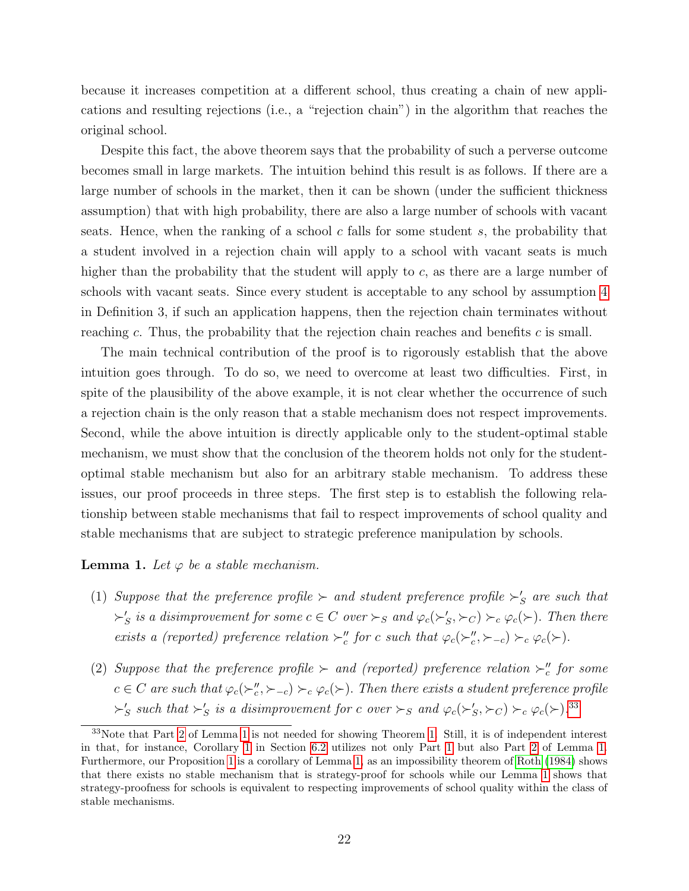because it increases competition at a different school, thus creating a chain of new applications and resulting rejections (i.e., a "rejection chain") in the algorithm that reaches the original school.

Despite this fact, the above theorem says that the probability of such a perverse outcome becomes small in large markets. The intuition behind this result is as follows. If there are a large number of schools in the market, then it can be shown (under the sufficient thickness assumption) that with high probability, there are also a large number of schools with vacant seats. Hence, when the ranking of a school $c$ falls for some student $s$, the probability that a student involved in a rejection chain will apply to a school with vacant seats is much higher than the probability that the student will apply to $c$, as there are a large number of schools with vacant seats. Since every student is acceptable to any school by assumption 4 in Definition 3, if such an application happens, then the rejection chain terminates without reaching $c$. Thus, the probability that the rejection chain reaches and benefits $c$ is small.

The main technical contribution of the proof is to rigorously establish that the above intuition goes through. To do so, we need to overcome at least two difficulties. First, in spite of the plausibility of the above example, it is not clear whether the occurrence of such a rejection chain is the only reason that a stable mechanism does not respect improvements. Second, while the above intuition is directly applicable only to the student-optimal stable mechanism, we must show that the conclusion of the theorem holds not only for the student-optimal stable mechanism but also for an arbitrary stable mechanism. To address these issues, our proof proceeds in three steps. The first step is to establish the following relationship between stable mechanisms that fail to respect improvements of school quality and stable mechanisms that are subject to strategic preference manipulation by schools.

**Lemma 1.** *Let $\varphi$ be a stable mechanism.*

(1) *Suppose that the preference profile $\succ$ and student preference profile $\succ'_S$ are such that $\succ'_S$ is a disimprovement for some $c \in C$ over $\succ_S$ and $\varphi_c(\succ'_S, \succ_C) \succ_c \varphi_c(\succ)$. Then there exists a (reported) preference relation $\succ''_c$ for $c$ such that $\varphi_c(\succ''_c, \succ_{-c}) \succ_c \varphi_c(\succ)$.*

(2) *Suppose that the preference profile $\succ$ and (reported) preference relation $\succ''_c$ for some $c \in C$ are such that $\varphi_c(\succ''_c, \succ_{-c}) \succ_c \varphi_c(\succ)$. Then there exists a student preference profile $\succ'_S$ such that $\succ'_S$ is a disimprovement for $c$ over $\succ_S$ and $\varphi_c(\succ'_S, \succ_C) \succ_c \varphi_c(\succ)$.*[33]

[33] Note that Part 2 of Lemma 1 is not needed for showing Theorem 1. Still, it is of independent interest in that, for instance, Corollary 1 in Section 6.2 utilizes not only Part 1 but also Part 2 of Lemma 1. Furthermore, our Proposition 1 is a corollary of Lemma 1, as an impossibility theorem of Roth (1984) shows that there exists no stable mechanism that is strategy-proof for schools while our Lemma 1 shows that strategy-proofness for schools is equivalent to respecting improvements of school quality within the class of stable mechanisms.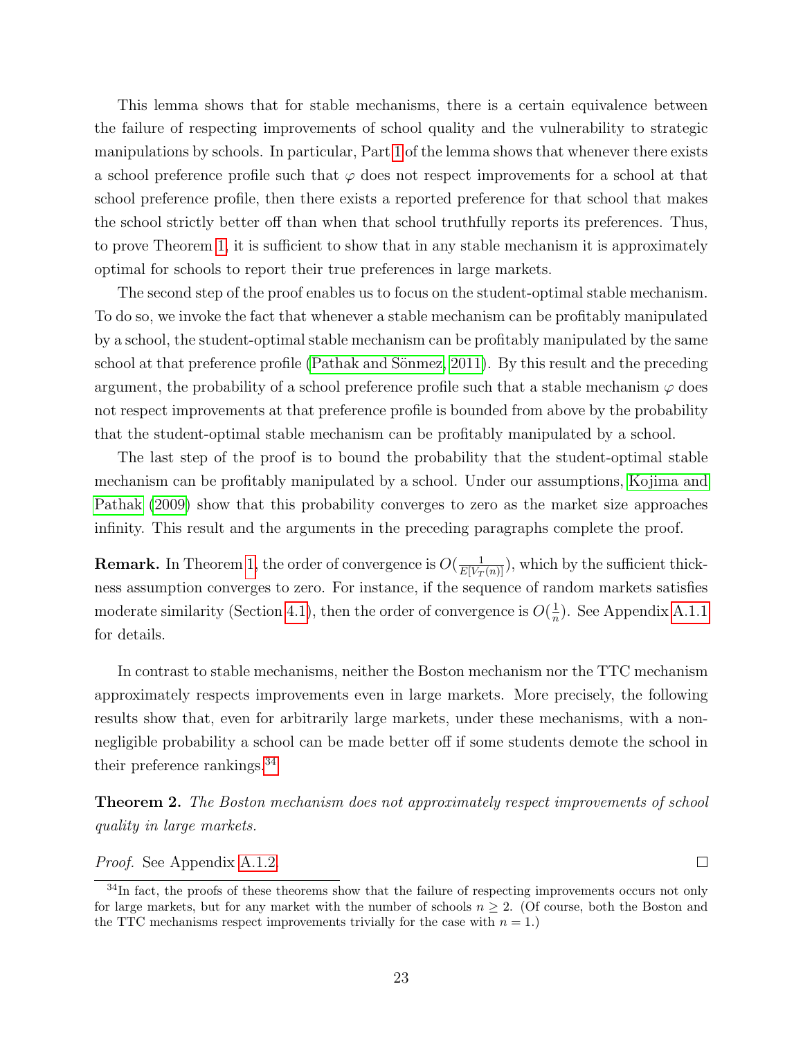This lemma shows that for stable mechanisms, there is a certain equivalence between the failure of respecting improvements of school quality and the vulnerability to strategic manipulations by schools. In particular, Part 1 of the lemma shows that whenever there exists a school preference profile such that $\varphi$ does not respect improvements for a school at that school preference profile, then there exists a reported preference for that school that makes the school strictly better off than when that school truthfully reports its preferences. Thus, to prove Theorem 1, it is sufficient to show that in any stable mechanism it is approximately optimal for schools to report their true preferences in large markets.

The second step of the proof enables us to focus on the student-optimal stable mechanism. To do so, we invoke the fact that whenever a stable mechanism can be profitably manipulated by a school, the student-optimal stable mechanism can be profitably manipulated by the same school at that preference profile (Pathak and Sönmez, 2011). By this result and the preceding argument, the probability of a school preference profile such that a stable mechanism $\varphi$ does not respect improvements at that preference profile is bounded from above by the probability that the student-optimal stable mechanism can be profitably manipulated by a school.

The last step of the proof is to bound the probability that the student-optimal stable mechanism can be profitably manipulated by a school. Under our assumptions, Kojima and Pathak (2009) show that this probability converges to zero as the market size approaches infinity. This result and the arguments in the preceding paragraphs complete the proof.

**Remark.** In Theorem 1, the order of convergence is $O(\frac{1}{E[V_T(n)]})$, which by the sufficient thickness assumption converges to zero. For instance, if the sequence of random markets satisfies moderate similarity (Section 4.1), then the order of convergence is $O(\frac{1}{n})$. See Appendix A.1.1 for details.

In contrast to stable mechanisms, neither the Boston mechanism nor the TTC mechanism approximately respects improvements even in large markets. More precisely, the following results show that, even for arbitrarily large markets, under these mechanisms, with a non-negligible probability a school can be made better off if some students demote the school in their preference rankings.[34]

**Theorem 2.** *The Boston mechanism does not approximately respect improvements of school quality in large markets.*

*Proof.* See Appendix A.1.2. □

[34] In fact, the proofs of these theorems show that the failure of respecting improvements occurs not only for large markets, but for any market with the number of schools $n \geq 2$. (Of course, both the Boston and the TTC mechanisms respect improvements trivially for the case with $n = 1$.)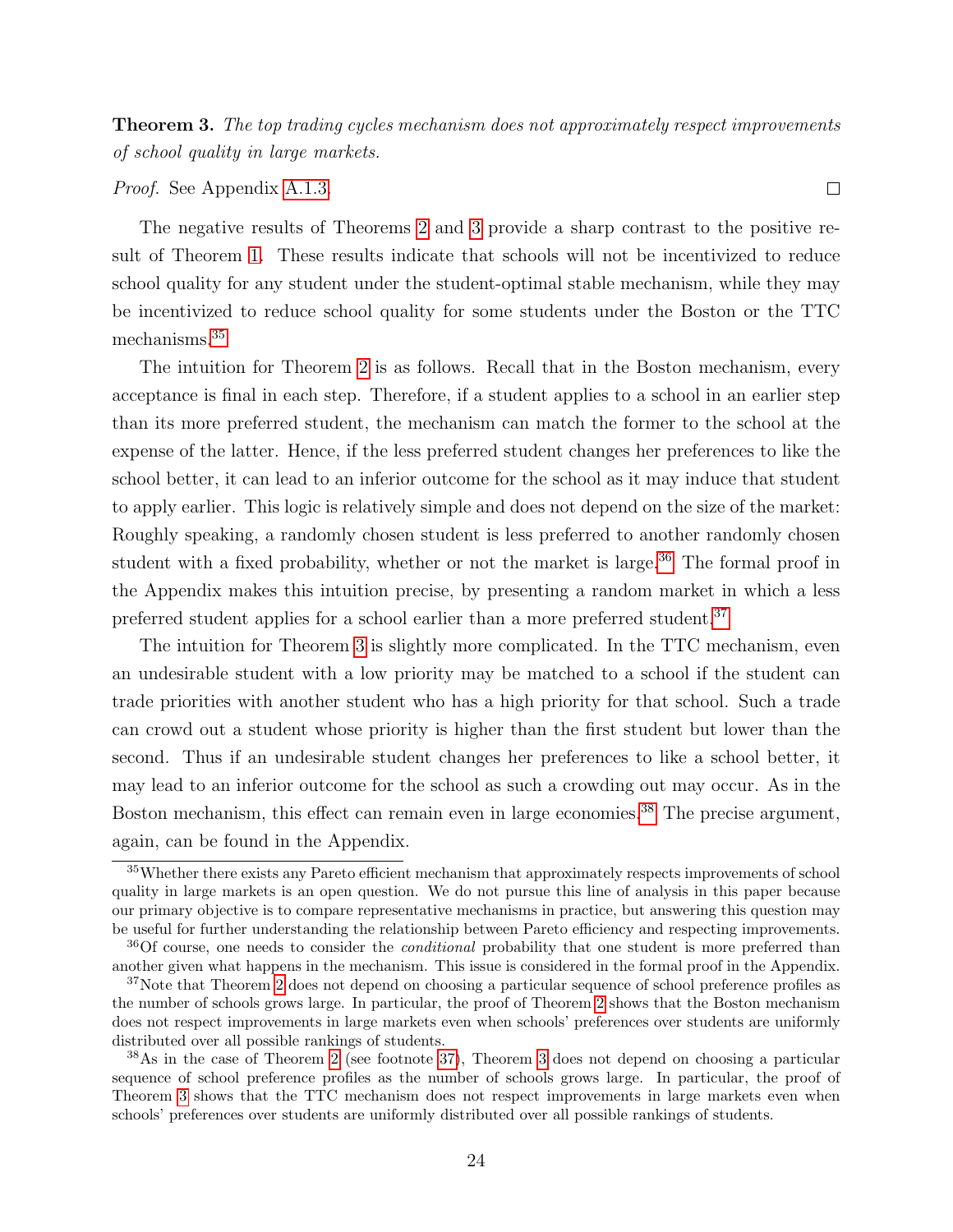**Theorem 3.** *The top trading cycles mechanism does not approximately respect improvements of school quality in large markets.*

*Proof.* See Appendix A.1.3. ∎

The negative results of Theorems 2 and 3 provide a sharp contrast to the positive result of Theorem 1. These results indicate that schools will not be incentivized to reduce school quality for any student under the student-optimal stable mechanism, while they may be incentivized to reduce school quality for some students under the Boston or the TTC mechanisms.[35]

The intuition for Theorem 2 is as follows. Recall that in the Boston mechanism, every acceptance is final in each step. Therefore, if a student applies to a school in an earlier step than its more preferred student, the mechanism can match the former to the school at the expense of the latter. Hence, if the less preferred student changes her preferences to like the school better, it can lead to an inferior outcome for the school as it may induce that student to apply earlier. This logic is relatively simple and does not depend on the size of the market: Roughly speaking, a randomly chosen student is less preferred to another randomly chosen student with a fixed probability, whether or not the market is large.[36] The formal proof in the Appendix makes this intuition precise, by presenting a random market in which a less preferred student applies for a school earlier than a more preferred student.[37]

The intuition for Theorem 3 is slightly more complicated. In the TTC mechanism, even an undesirable student with a low priority may be matched to a school if the student can trade priorities with another student who has a high priority for that school. Such a trade can crowd out a student whose priority is higher than the first student but lower than the second. Thus if an undesirable student changes her preferences to like a school better, it may lead to an inferior outcome for the school as such a crowding out may occur. As in the Boston mechanism, this effect can remain even in large economies.[38] The precise argument, again, can be found in the Appendix.

[35] Whether there exists any Pareto efficient mechanism that approximately respects improvements of school quality in large markets is an open question. We do not pursue this line of analysis in this paper because our primary objective is to compare representative mechanisms in practice, but answering this question may be useful for further understanding the relationship between Pareto efficiency and respecting improvements.

[36] Of course, one needs to consider the *conditional* probability that one student is more preferred than another given what happens in the mechanism. This issue is considered in the formal proof in the Appendix.

[37] Note that Theorem 2 does not depend on choosing a particular sequence of school preference profiles as the number of schools grows large. In particular, the proof of Theorem 2 shows that the Boston mechanism does not respect improvements in large markets even when schools' preferences over students are uniformly distributed over all possible rankings of students.

[38] As in the case of Theorem 2 (see footnote 37), Theorem 3 does not depend on choosing a particular sequence of school preference profiles as the number of schools grows large. In particular, the proof of Theorem 3 shows that the TTC mechanism does not respect improvements in large markets even when schools' preferences over students are uniformly distributed over all possible rankings of students.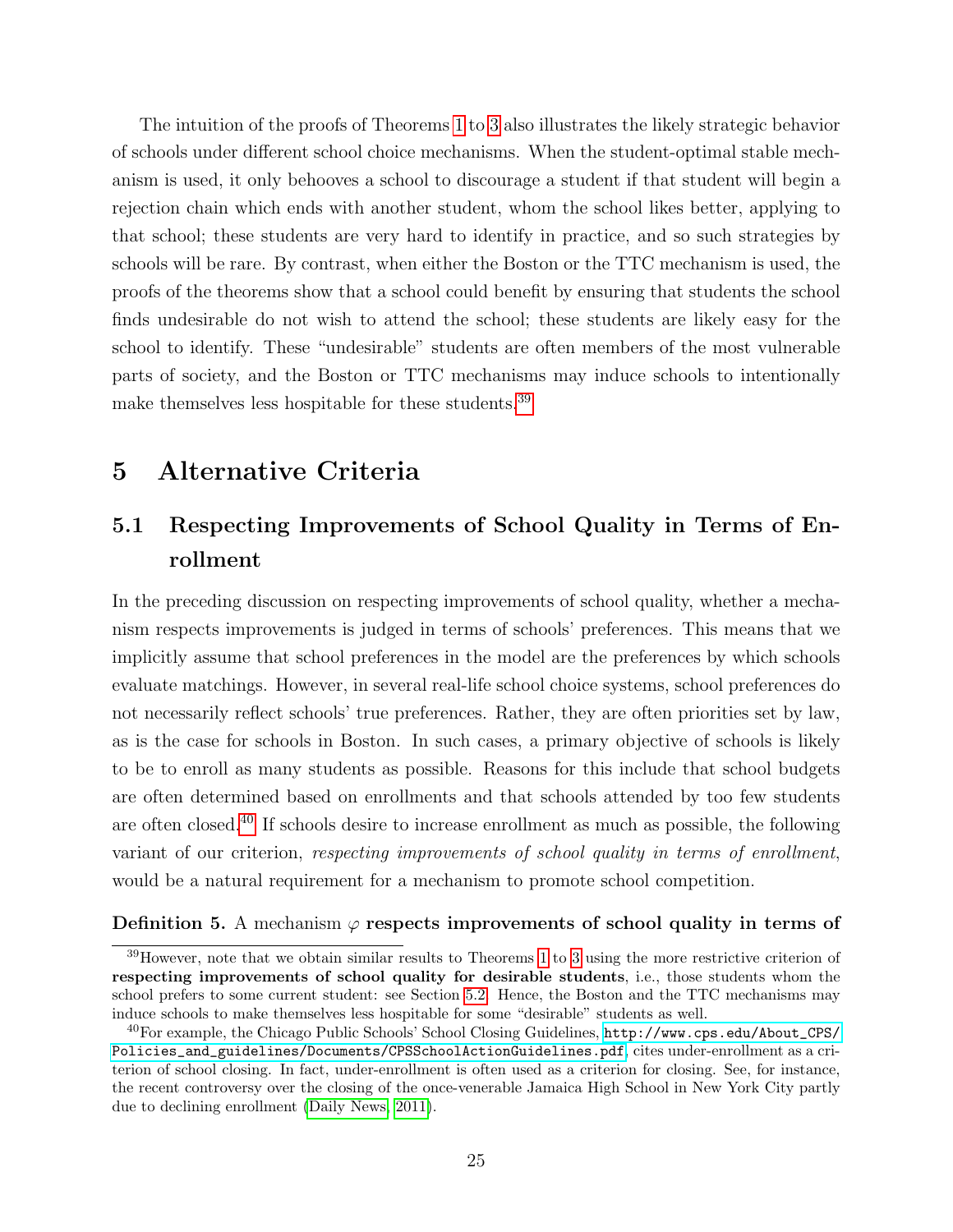The intuition of the proofs of Theorems 1 to 3 also illustrates the likely strategic behavior of schools under different school choice mechanisms. When the student-optimal stable mechanism is used, it only behooves a school to discourage a student if that student will begin a rejection chain which ends with another student, whom the school likes better, applying to that school; these students are very hard to identify in practice, and so such strategies by schools will be rare. By contrast, when either the Boston or the TTC mechanism is used, the proofs of the theorems show that a school could benefit by ensuring that students the school finds undesirable do not wish to attend the school; these students are likely easy for the school to identify. These "undesirable" students are often members of the most vulnerable parts of society, and the Boston or TTC mechanisms may induce schools to intentionally make themselves less hospitable for these students.[39]

# 5 Alternative Criteria

## 5.1 Respecting Improvements of School Quality in Terms of Enrollment

In the preceding discussion on respecting improvements of school quality, whether a mechanism respects improvements is judged in terms of schools' preferences. This means that we implicitly assume that school preferences in the model are the preferences by which schools evaluate matchings. However, in several real-life school choice systems, school preferences do not necessarily reflect schools' true preferences. Rather, they are often priorities set by law, as is the case for schools in Boston. In such cases, a primary objective of schools is likely to be to enroll as many students as possible. Reasons for this include that school budgets are often determined based on enrollments and that schools attended by too few students are often closed.[40] If schools desire to increase enrollment as much as possible, the following variant of our criterion, *respecting improvements of school quality in terms of enrollment*, would be a natural requirement for a mechanism to promote school competition.

**Definition 5.** A mechanism $\varphi$ **respects improvements of school quality in terms of**

---

[39] However, note that we obtain similar results to Theorems 1 to 3 using the more restrictive criterion of **respecting improvements of school quality for desirable students**, i.e., those students whom the school prefers to some current student: see Section 5.2. Hence, the Boston and the TTC mechanisms may induce schools to make themselves less hospitable for some "desirable" students as well.

[40] For example, the Chicago Public Schools' School Closing Guidelines, http://www.cps.edu/About_CPS/Policies_and_guidelines/Documents/CPSSchoolActionGuidelines.pdf, cites under-enrollment as a criterion of school closing. In fact, under-enrollment is often used as a criterion for closing. See, for instance, the recent controversy over the closing of the once-venerable Jamaica High School in New York City partly due to declining enrollment (Daily News, 2011).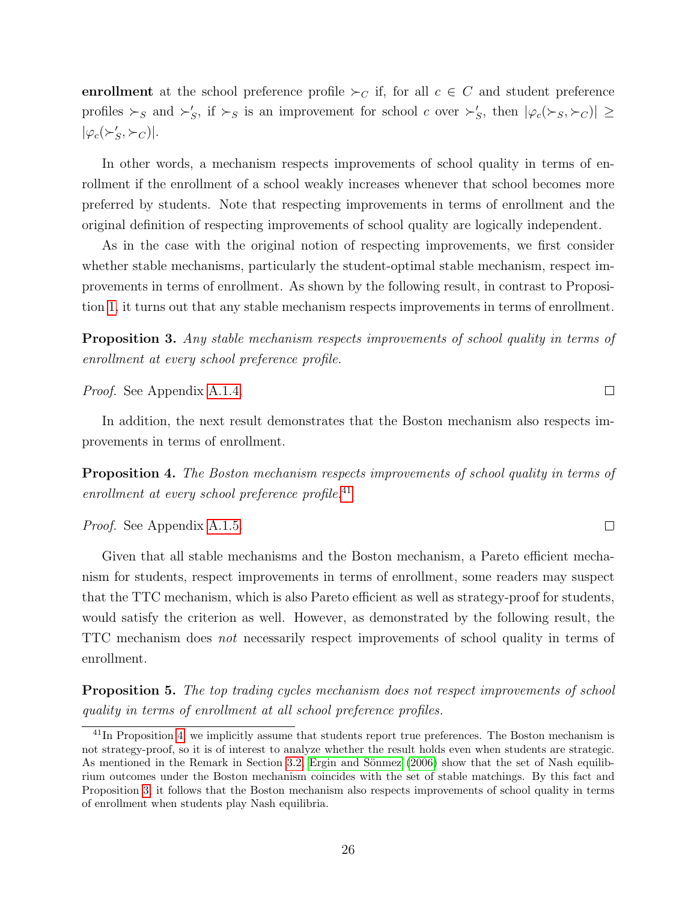**enrollment** at the school preference profile $\succ_C$ if, for all $c \in C$ and student preference profiles $\succ_S$ and $\succ'_S$, if $\succ_S$ is an improvement for school $c$ over $\succ'_S$, then $|\varphi_c(\succ_S, \succ_C)| \geq |\varphi_c(\succ'_S, \succ_C)|$.

In other words, a mechanism respects improvements of school quality in terms of enrollment if the enrollment of a school weakly increases whenever that school becomes more preferred by students. Note that respecting improvements in terms of enrollment and the original definition of respecting improvements of school quality are logically independent.

As in the case with the original notion of respecting improvements, we first consider whether stable mechanisms, particularly the student-optimal stable mechanism, respect improvements in terms of enrollment. As shown by the following result, in contrast to Proposition 1, it turns out that any stable mechanism respects improvements in terms of enrollment.

**Proposition 3.** *Any stable mechanism respects improvements of school quality in terms of enrollment at every school preference profile.*

*Proof.* See Appendix A.1.4. □

In addition, the next result demonstrates that the Boston mechanism also respects improvements in terms of enrollment.

**Proposition 4.** *The Boston mechanism respects improvements of school quality in terms of enrollment at every school preference profile.*[41]

*Proof.* See Appendix A.1.5. □

Given that all stable mechanisms and the Boston mechanism, a Pareto efficient mechanism for students, respect improvements in terms of enrollment, some readers may suspect that the TTC mechanism, which is also Pareto efficient as well as strategy-proof for students, would satisfy the criterion as well. However, as demonstrated by the following result, the TTC mechanism does *not* necessarily respect improvements of school quality in terms of enrollment.

**Proposition 5.** *The top trading cycles mechanism does not respect improvements of school quality in terms of enrollment at all school preference profiles.*

[41] In Proposition 4, we implicitly assume that students report true preferences. The Boston mechanism is not strategy-proof, so it is of interest to analyze whether the result holds even when students are strategic. As mentioned in the Remark in Section 3.2, Ergin and Sönmez (2006) show that the set of Nash equilibrium outcomes under the Boston mechanism coincides with the set of stable matchings. By this fact and Proposition 3, it follows that the Boston mechanism also respects improvements of school quality in terms of enrollment when students play Nash equilibria.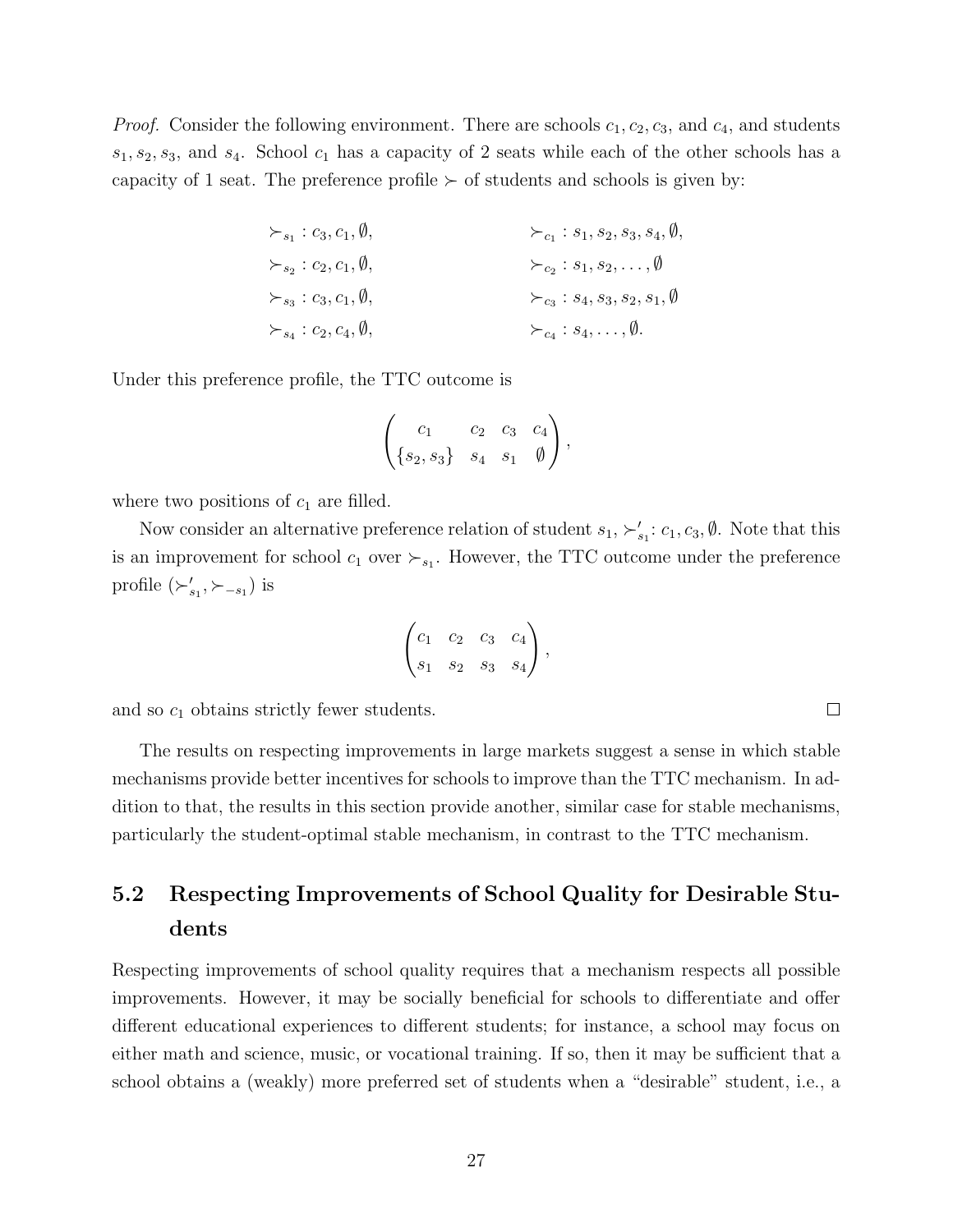*Proof.* Consider the following environment. There are schools $c_1, c_2, c_3$, and $c_4$, and students $s_1, s_2, s_3$, and $s_4$. School $c_1$ has a capacity of 2 seats while each of the other schools has a capacity of 1 seat. The preference profile $\succ$ of students and schools is given by:

$$
\begin{aligned}
&\succ_{s_1} : c_3, c_1, \emptyset, && \succ_{c_1} : s_1, s_2, s_3, s_4, \emptyset,\\
&\succ_{s_2} : c_2, c_1, \emptyset, && \succ_{c_2} : s_1, s_2, \ldots, \emptyset\\
&\succ_{s_3} : c_3, c_1, \emptyset, && \succ_{c_3} : s_4, s_3, s_2, s_1, \emptyset\\
&\succ_{s_4} : c_2, c_4, \emptyset, && \succ_{c_4} : s_4, \ldots, \emptyset.
\end{aligned}
$$

Under this preference profile, the TTC outcome is

$$
\begin{pmatrix} c_1 & c_2 & c_3 & c_4 \\ \{s_2, s_3\} & s_4 & s_1 & \emptyset \end{pmatrix},
$$

where two positions of $c_1$ are filled.

Now consider an alternative preference relation of student $s_1$, $\succ'_{s_1}: c_1, c_3, \emptyset$. Note that this is an improvement for school $c_1$ over $\succ_{s_1}$. However, the TTC outcome under the preference profile $(\succ'_{s_1}, \succ_{-s_1})$ is

$$
\begin{pmatrix} c_1 & c_2 & c_3 & c_4 \\ s_1 & s_2 & s_3 & s_4 \end{pmatrix},
$$

and so $c_1$ obtains strictly fewer students. □

The results on respecting improvements in large markets suggest a sense in which stable mechanisms provide better incentives for schools to improve than the TTC mechanism. In addition to that, the results in this section provide another, similar case for stable mechanisms, particularly the student-optimal stable mechanism, in contrast to the TTC mechanism.

## 5.2 Respecting Improvements of School Quality for Desirable Students

Respecting improvements of school quality requires that a mechanism respects all possible improvements. However, it may be socially beneficial for schools to differentiate and offer different educational experiences to different students; for instance, a school may focus on either math and science, music, or vocational training. If so, then it may be sufficient that a school obtains a (weakly) more preferred set of students when a "desirable" student, i.e., a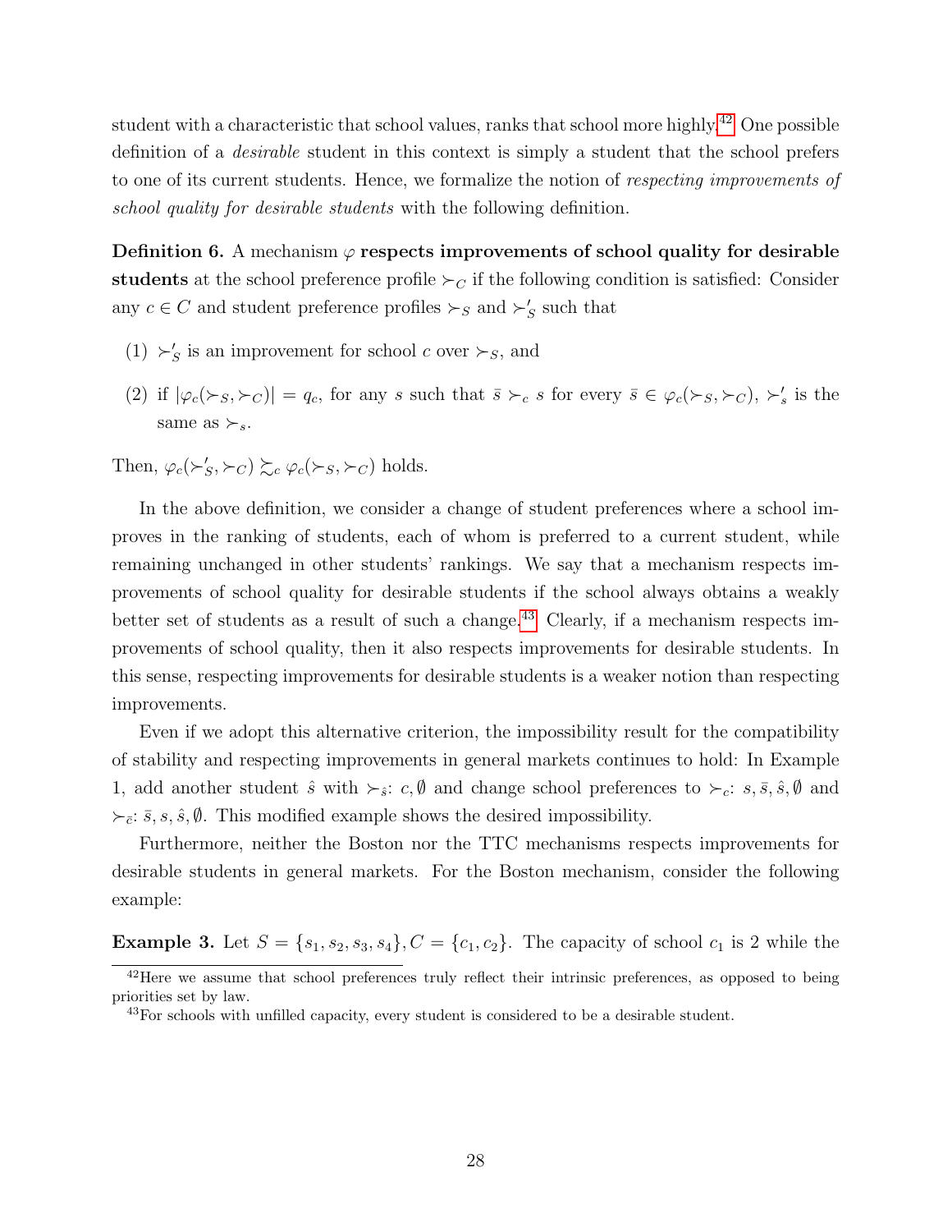student with a characteristic that school values, ranks that school more highly.[42] One possible definition of a *desirable* student in this context is simply a student that the school prefers to one of its current students. Hence, we formalize the notion of *respecting improvements of school quality for desirable students* with the following definition.

**Definition 6.** A mechanism $\varphi$ **respects improvements of school quality for desirable students** at the school preference profile $\succ_C$ if the following condition is satisfied: Consider any $c \in C$ and student preference profiles $\succ_S$ and $\succ'_S$ such that

(1) $\succ'_S$ is an improvement for school $c$ over $\succ_S$, and

(2) if $|\varphi_c(\succ_S, \succ_C)| = q_c$, for any $s$ such that $\bar{s} \succ_c s$ for every $\bar{s} \in \varphi_c(\succ_S, \succ_C)$, $\succ'_s$ is the same as $\succ_s$.

Then, $\varphi_c(\succ'_S, \succ_C) \succsim_c \varphi_c(\succ_S, \succ_C)$ holds.

In the above definition, we consider a change of student preferences where a school improves in the ranking of students, each of whom is preferred to a current student, while remaining unchanged in other students' rankings. We say that a mechanism respects improvements of school quality for desirable students if the school always obtains a weakly better set of students as a result of such a change.[43] Clearly, if a mechanism respects improvements of school quality, then it also respects improvements for desirable students. In this sense, respecting improvements for desirable students is a weaker notion than respecting improvements.

Even if we adopt this alternative criterion, the impossibility result for the compatibility of stability and respecting improvements in general markets continues to hold: In Example 1, add another student $\hat{s}$ with $\succ_{\hat{s}}$: $c, \emptyset$ and change school preferences to $\succ_c$: $s, \bar{s}, \hat{s}, \emptyset$ and $\succ_{\bar{c}}$: $\bar{s}, s, \hat{s}, \emptyset$. This modified example shows the desired impossibility.

Furthermore, neither the Boston nor the TTC mechanisms respects improvements for desirable students in general markets. For the Boston mechanism, consider the following example:

**Example 3.** Let $S = \{s_1, s_2, s_3, s_4\}, C = \{c_1, c_2\}$. The capacity of school $c_1$ is 2 while the

[42] Here we assume that school preferences truly reflect their intrinsic preferences, as opposed to being priorities set by law.

[43] For schools with unfilled capacity, every student is considered to be a desirable student.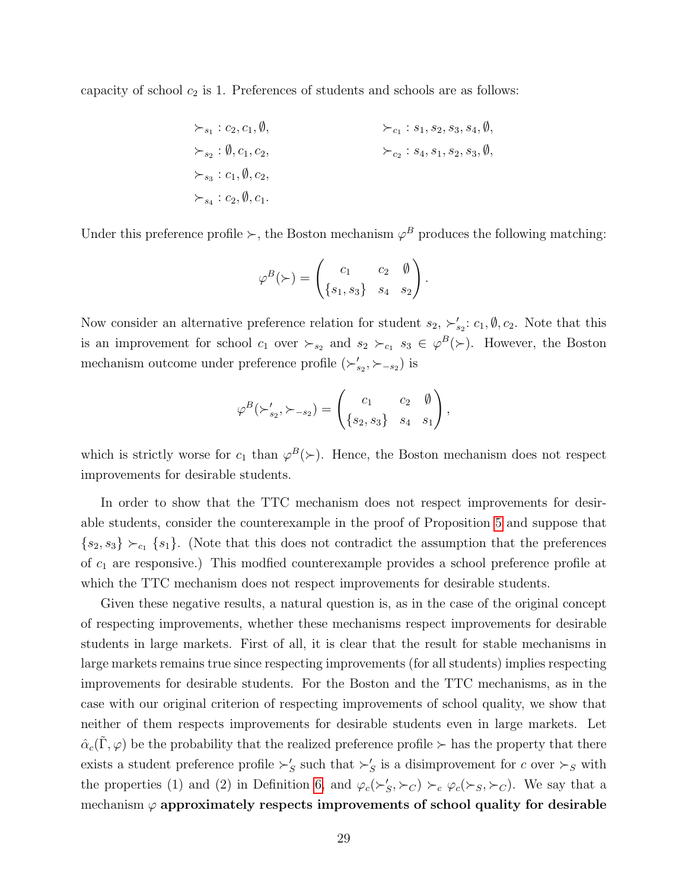capacity of school $c_2$ is 1. Preferences of students and schools are as follows:

$$
\begin{aligned}
&\succ_{s_1}: c_2, c_1, \emptyset, && \succ_{c_1}: s_1, s_2, s_3, s_4, \emptyset,\\
&\succ_{s_2}: \emptyset, c_1, c_2, && \succ_{c_2}: s_4, s_1, s_2, s_3, \emptyset,\\
&\succ_{s_3}: c_1, \emptyset, c_2, && \\
&\succ_{s_4}: c_2, \emptyset, c_1. &&
\end{aligned}
$$

Under this preference profile $\succ$, the Boston mechanism $\varphi^B$ produces the following matching:

$$
\varphi^B(\succ) = \begin{pmatrix} c_1 & c_2 & \emptyset \\ \{s_1, s_3\} & s_4 & s_2 \end{pmatrix}.
$$

Now consider an alternative preference relation for student $s_2$, $\succ'_{s_2}$: $c_1, \emptyset, c_2$. Note that this is an improvement for school $c_1$ over $\succ_{s_2}$ and $s_2 \succ_{c_1} s_3 \in \varphi^B(\succ)$. However, the Boston mechanism outcome under preference profile $(\succ'_{s_2}, \succ_{-s_2})$ is

$$
\varphi^B(\succ'_{s_2}, \succ_{-s_2}) = \begin{pmatrix} c_1 & c_2 & \emptyset \\ \{s_2, s_3\} & s_4 & s_1 \end{pmatrix},
$$

which is strictly worse for $c_1$ than $\varphi^B(\succ)$. Hence, the Boston mechanism does not respect improvements for desirable students.

In order to show that the TTC mechanism does not respect improvements for desirable students, consider the counterexample in the proof of Proposition 5 and suppose that $\{s_2, s_3\} \succ_{c_1} \{s_1\}$. (Note that this does not contradict the assumption that the preferences of $c_1$ are responsive.) This modfied counterexample provides a school preference profile at which the TTC mechanism does not respect improvements for desirable students.

Given these negative results, a natural question is, as in the case of the original concept of respecting improvements, whether these mechanisms respect improvements for desirable students in large markets. First of all, it is clear that the result for stable mechanisms in large markets remains true since respecting improvements (for all students) implies respecting improvements for desirable students. For the Boston and the TTC mechanisms, as in the case with our original criterion of respecting improvements of school quality, we show that neither of them respects improvements for desirable students even in large markets. Let $\hat{\alpha}_c(\tilde{\Gamma}, \varphi)$ be the probability that the realized preference profile $\succ$ has the property that there exists a student preference profile $\succ'_S$ such that $\succ'_S$ is a disimprovement for $c$ over $\succ_S$ with the properties (1) and (2) in Definition 6, and $\varphi_c(\succ'_S, \succ_C) \succ_c \varphi_c(\succ_S, \succ_C)$. We say that a mechanism $\varphi$ **approximately respects improvements of school quality for desirable**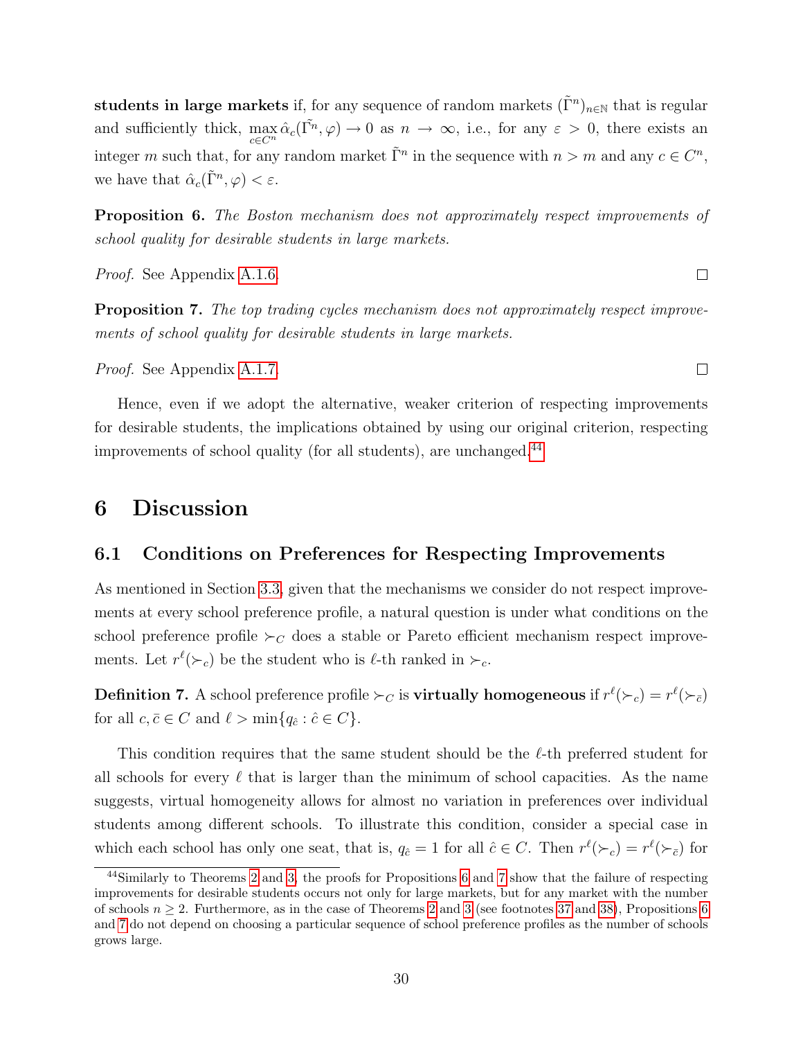**students in large markets** if, for any sequence of random markets $(\tilde{\Gamma}^n)_{n\in\mathbb{N}}$ that is regular and sufficiently thick, $\max_{c\in C^n} \hat{\alpha}_c(\tilde{\Gamma}^n, \varphi) \to 0$ as $n \to \infty$, i.e., for any $\varepsilon > 0$, there exists an integer $m$ such that, for any random market $\tilde{\Gamma}^n$ in the sequence with $n > m$ and any $c \in C^n$, we have that $\hat{\alpha}_c(\tilde{\Gamma}^n, \varphi) < \varepsilon$.

**Proposition 6.** *The Boston mechanism does not approximately respect improvements of school quality for desirable students in large markets.*

*Proof.* See Appendix A.1.6. □

**Proposition 7.** *The top trading cycles mechanism does not approximately respect improvements of school quality for desirable students in large markets.*

*Proof.* See Appendix A.1.7. □

Hence, even if we adopt the alternative, weaker criterion of respecting improvements for desirable students, the implications obtained by using our original criterion, respecting improvements of school quality (for all students), are unchanged.[44]

# 6 Discussion

## 6.1 Conditions on Preferences for Respecting Improvements

As mentioned in Section 3.3, given that the mechanisms we consider do not respect improvements at every school preference profile, a natural question is under what conditions on the school preference profile $\succ_C$ does a stable or Pareto efficient mechanism respect improvements. Let $r^\ell(\succ_c)$ be the student who is $\ell$-th ranked in $\succ_c$.

**Definition 7.** A school preference profile $\succ_C$ is **virtually homogeneous** if $r^\ell(\succ_c) = r^\ell(\succ_{\bar{c}})$ for all $c, \bar{c} \in C$ and $\ell > \min\{q_{\hat{c}} : \hat{c} \in C\}$.

This condition requires that the same student should be the $\ell$-th preferred student for all schools for every $\ell$ that is larger than the minimum of school capacities. As the name suggests, virtual homogeneity allows for almost no variation in preferences over individual students among different schools. To illustrate this condition, consider a special case in which each school has only one seat, that is, $q_{\hat{c}} = 1$ for all $\hat{c} \in C$. Then $r^\ell(\succ_c) = r^\ell(\succ_{\bar{c}})$ for

[44] Similarly to Theorems 2 and 3, the proofs for Propositions 6 and 7 show that the failure of respecting improvements for desirable students occurs not only for large markets, but for any market with the number of schools $n \geq 2$. Furthermore, as in the case of Theorems 2 and 3 (see footnotes 37 and 38), Propositions 6 and 7 do not depend on choosing a particular sequence of school preference profiles as the number of schools grows large.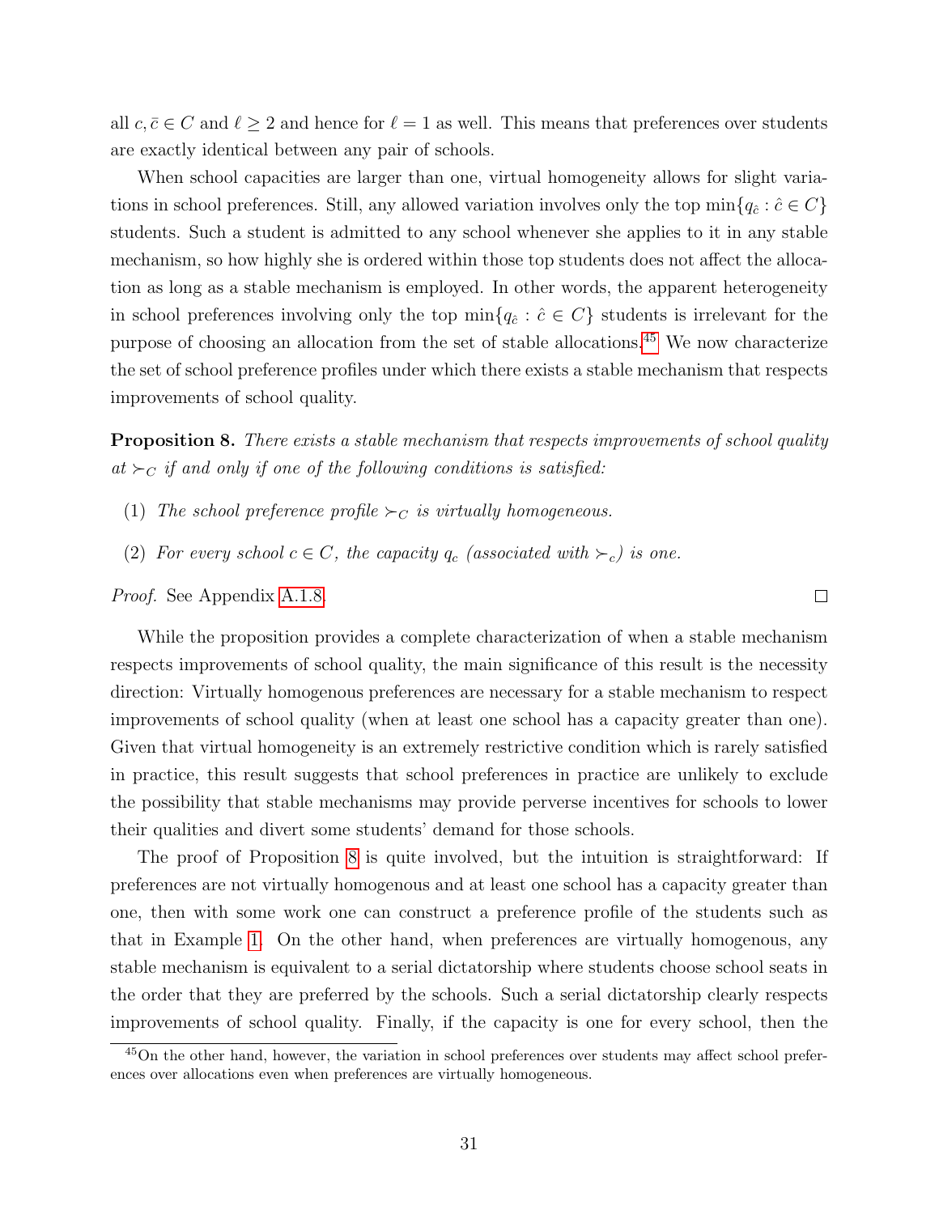all $c, \bar{c} \in C$ and $\ell \geq 2$ and hence for $\ell = 1$ as well. This means that preferences over students are exactly identical between any pair of schools.

When school capacities are larger than one, virtual homogeneity allows for slight variations in school preferences. Still, any allowed variation involves only the top $\min\{q_{\hat{c}} : \hat{c} \in C\}$ students. Such a student is admitted to any school whenever she applies to it in any stable mechanism, so how highly she is ordered within those top students does not affect the allocation as long as a stable mechanism is employed. In other words, the apparent heterogeneity in school preferences involving only the top $\min\{q_{\hat{c}} : \hat{c} \in C\}$ students is irrelevant for the purpose of choosing an allocation from the set of stable allocations.[45] We now characterize the set of school preference profiles under which there exists a stable mechanism that respects improvements of school quality.

**Proposition 8.** *There exists a stable mechanism that respects improvements of school quality at $\succ_C$ if and only if one of the following conditions is satisfied:*

(1) *The school preference profile $\succ_C$ is virtually homogeneous.*

(2) *For every school $c \in C$, the capacity $q_c$ (associated with $\succ_c$) is one.*

*Proof.* See Appendix A.1.8. □

While the proposition provides a complete characterization of when a stable mechanism respects improvements of school quality, the main significance of this result is the necessity direction: Virtually homogenous preferences are necessary for a stable mechanism to respect improvements of school quality (when at least one school has a capacity greater than one). Given that virtual homogeneity is an extremely restrictive condition which is rarely satisfied in practice, this result suggests that school preferences in practice are unlikely to exclude the possibility that stable mechanisms may provide perverse incentives for schools to lower their qualities and divert some students' demand for those schools.

The proof of Proposition 8 is quite involved, but the intuition is straightforward: If preferences are not virtually homogenous and at least one school has a capacity greater than one, then with some work one can construct a preference profile of the students such as that in Example 1. On the other hand, when preferences are virtually homogenous, any stable mechanism is equivalent to a serial dictatorship where students choose school seats in the order that they are preferred by the schools. Such a serial dictatorship clearly respects improvements of school quality. Finally, if the capacity is one for every school, then the

[45] On the other hand, however, the variation in school preferences over students may affect school preferences over allocations even when preferences are virtually homogeneous.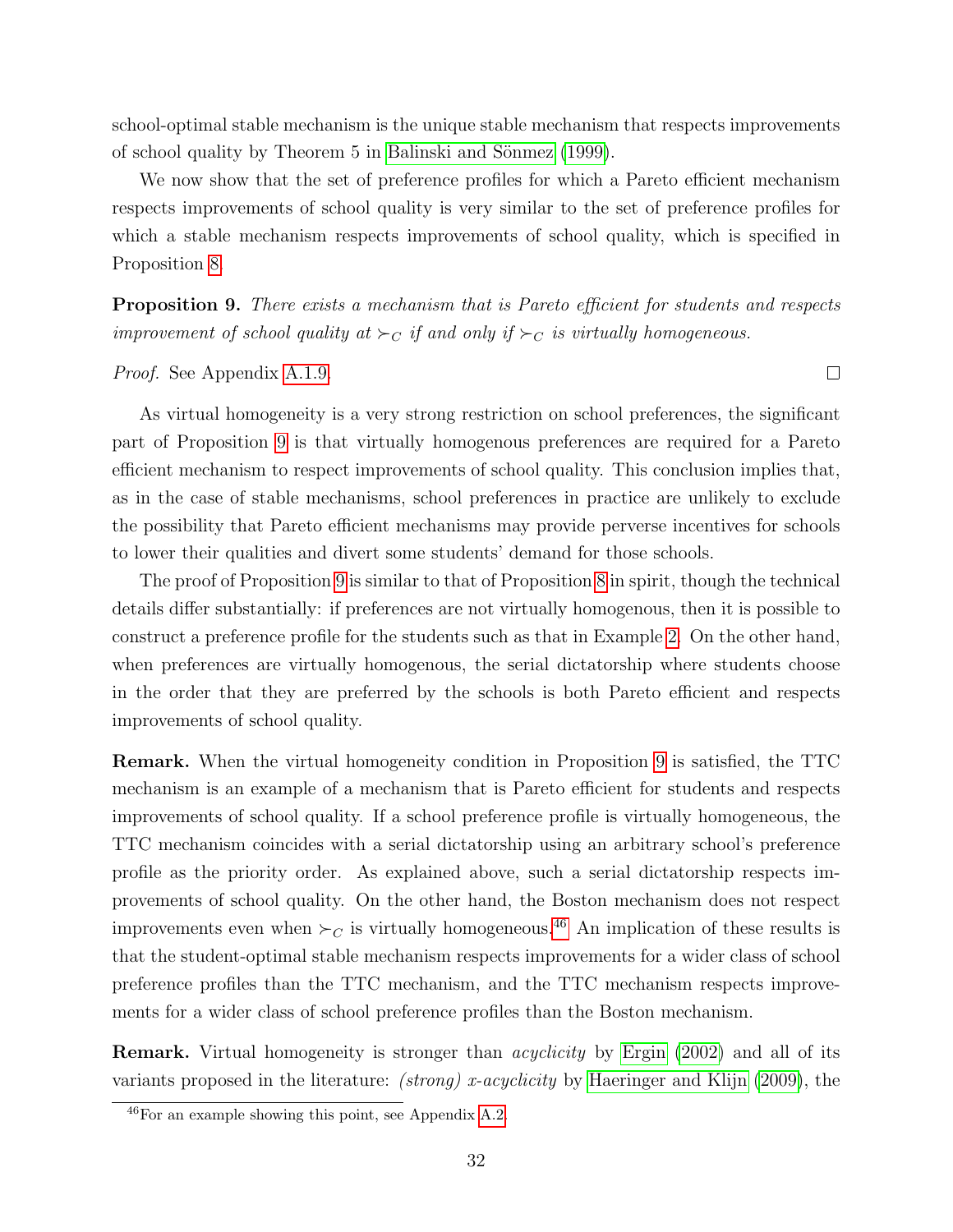school-optimal stable mechanism is the unique stable mechanism that respects improvements of school quality by Theorem 5 in Balinski and Sönmez (1999).

We now show that the set of preference profiles for which a Pareto efficient mechanism respects improvements of school quality is very similar to the set of preference profiles for which a stable mechanism respects improvements of school quality, which is specified in Proposition 8.

**Proposition 9.** *There exists a mechanism that is Pareto efficient for students and respects improvement of school quality at $\succ_C$ if and only if $\succ_C$ is virtually homogeneous.*

*Proof.* See Appendix A.1.9. □

As virtual homogeneity is a very strong restriction on school preferences, the significant part of Proposition 9 is that virtually homogenous preferences are required for a Pareto efficient mechanism to respect improvements of school quality. This conclusion implies that, as in the case of stable mechanisms, school preferences in practice are unlikely to exclude the possibility that Pareto efficient mechanisms may provide perverse incentives for schools to lower their qualities and divert some students' demand for those schools.

The proof of Proposition 9 is similar to that of Proposition 8 in spirit, though the technical details differ substantially: if preferences are not virtually homogenous, then it is possible to construct a preference profile for the students such as that in Example 2. On the other hand, when preferences are virtually homogenous, the serial dictatorship where students choose in the order that they are preferred by the schools is both Pareto efficient and respects improvements of school quality.

**Remark.** When the virtual homogeneity condition in Proposition 9 is satisfied, the TTC mechanism is an example of a mechanism that is Pareto efficient for students and respects improvements of school quality. If a school preference profile is virtually homogeneous, the TTC mechanism coincides with a serial dictatorship using an arbitrary school's preference profile as the priority order. As explained above, such a serial dictatorship respects improvements of school quality. On the other hand, the Boston mechanism does not respect improvements even when $\succ_C$ is virtually homogeneous.[46] An implication of these results is that the student-optimal stable mechanism respects improvements for a wider class of school preference profiles than the TTC mechanism, and the TTC mechanism respects improvements for a wider class of school preference profiles than the Boston mechanism.

**Remark.** Virtual homogeneity is stronger than *acyclicity* by Ergin (2002) and all of its variants proposed in the literature: *(strong) x-acyclicity* by Haeringer and Klijn (2009), the

[46] For an example showing this point, see Appendix A.2.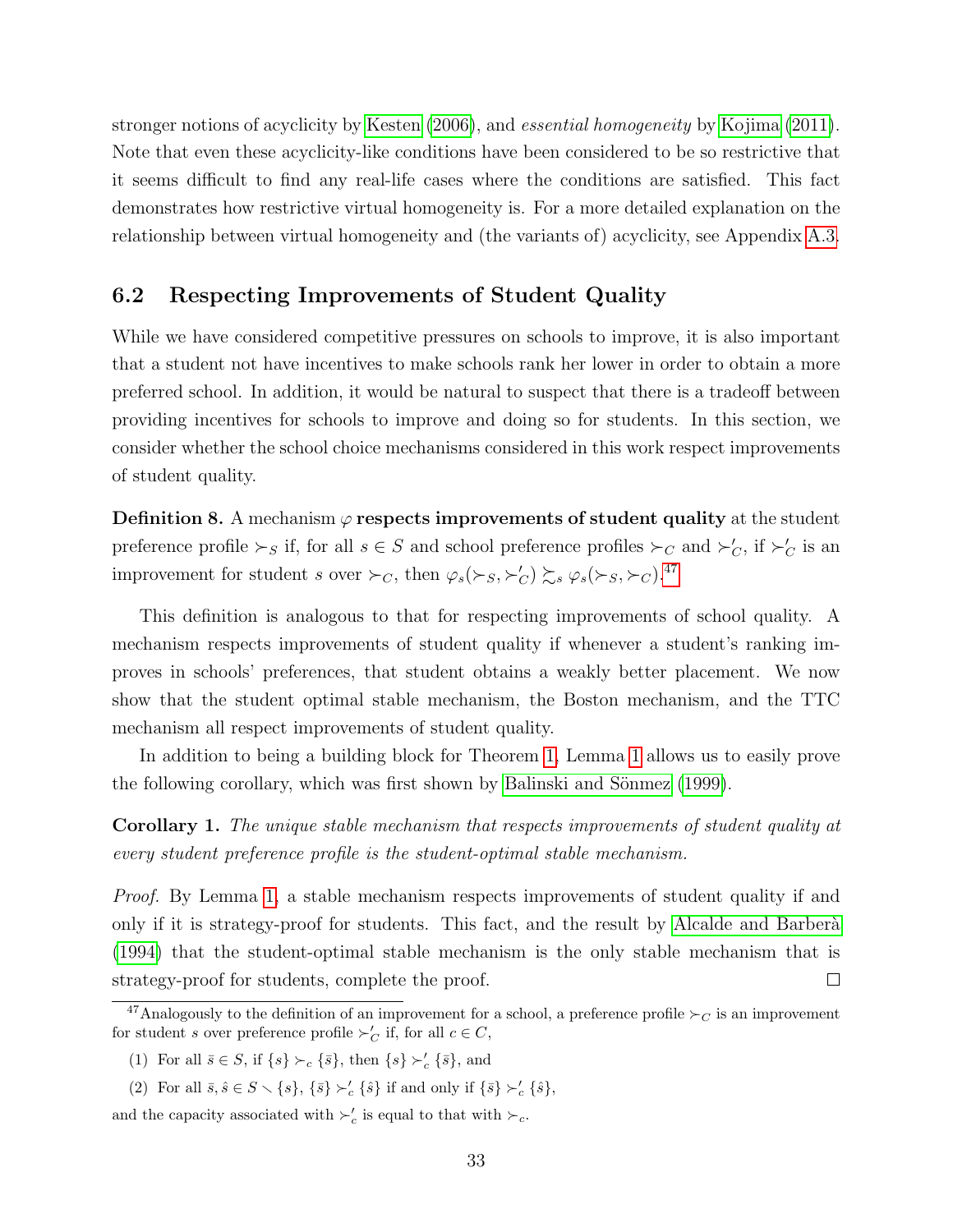stronger notions of acyclicity by Kesten (2006), and *essential homogeneity* by Kojima (2011). Note that even these acyclicity-like conditions have been considered to be so restrictive that it seems difficult to find any real-life cases where the conditions are satisfied. This fact demonstrates how restrictive virtual homogeneity is. For a more detailed explanation on the relationship between virtual homogeneity and (the variants of) acyclicity, see Appendix A.3.

## 6.2 Respecting Improvements of Student Quality

While we have considered competitive pressures on schools to improve, it is also important that a student not have incentives to make schools rank her lower in order to obtain a more preferred school. In addition, it would be natural to suspect that there is a tradeoff between providing incentives for schools to improve and doing so for students. In this section, we consider whether the school choice mechanisms considered in this work respect improvements of student quality.

**Definition 8.** A mechanism $\varphi$ **respects improvements of student quality** at the student preference profile $\succ_S$ if, for all $s \in S$ and school preference profiles $\succ_C$ and $\succ'_C$, if $\succ'_C$ is an improvement for student $s$ over $\succ_C$, then $\varphi_s(\succ_S, \succ'_C) \succsim_s \varphi_s(\succ_S, \succ_C)$.[47]

This definition is analogous to that for respecting improvements of school quality. A mechanism respects improvements of student quality if whenever a student's ranking improves in schools' preferences, that student obtains a weakly better placement. We now show that the student optimal stable mechanism, the Boston mechanism, and the TTC mechanism all respect improvements of student quality.

In addition to being a building block for Theorem 1, Lemma 1 allows us to easily prove the following corollary, which was first shown by Balinski and Sönmez (1999).

**Corollary 1.** *The unique stable mechanism that respects improvements of student quality at every student preference profile is the student-optimal stable mechanism.*

*Proof.* By Lemma 1, a stable mechanism respects improvements of student quality if and only if it is strategy-proof for students. This fact, and the result by Alcalde and Barberà (1994) that the student-optimal stable mechanism is the only stable mechanism that is strategy-proof for students, complete the proof. □

[47] Analogously to the definition of an improvement for a school, a preference profile $\succ_C$ is an improvement for student $s$ over preference profile $\succ'_C$ if, for all $c \in C$,

(1) For all $\bar{s} \in S$, if $\{s\} \succ_c \{\bar{s}\}$, then $\{s\} \succ'_c \{\bar{s}\}$, and

(2) For all $\bar{s}, \hat{s} \in S \setminus \{s\}$, $\{\bar{s}\} \succ'_c \{\hat{s}\}$ if and only if $\{\bar{s}\} \succ'_c \{\hat{s}\}$,

and the capacity associated with $\succ'_c$ is equal to that with $\succ_c$.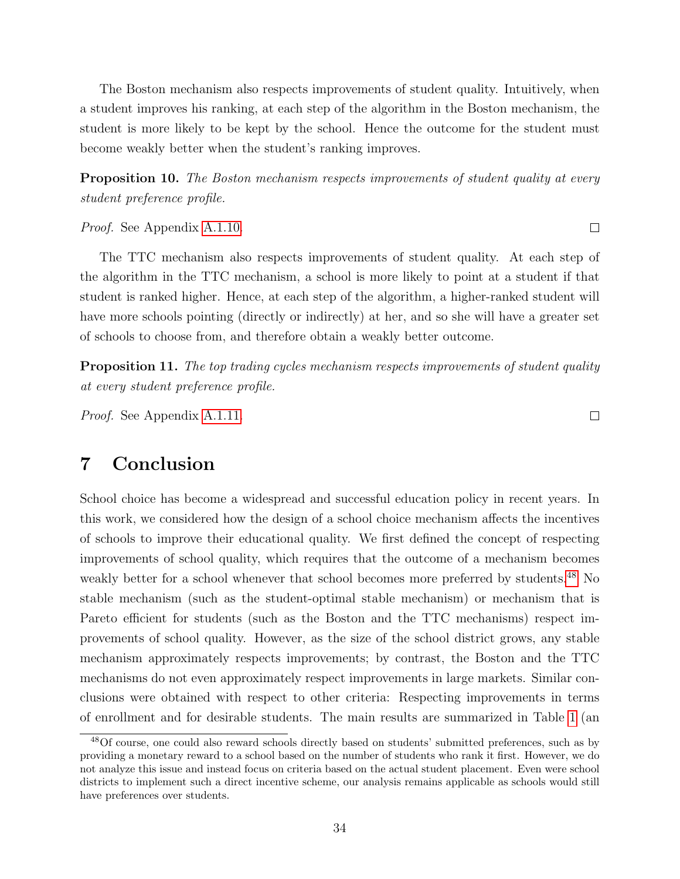The Boston mechanism also respects improvements of student quality. Intuitively, when a student improves his ranking, at each step of the algorithm in the Boston mechanism, the student is more likely to be kept by the school. Hence the outcome for the student must become weakly better when the student's ranking improves.

**Proposition 10.** *The Boston mechanism respects improvements of student quality at every student preference profile.*

*Proof.* See Appendix A.1.10. □

The TTC mechanism also respects improvements of student quality. At each step of the algorithm in the TTC mechanism, a school is more likely to point at a student if that student is ranked higher. Hence, at each step of the algorithm, a higher-ranked student will have more schools pointing (directly or indirectly) at her, and so she will have a greater set of schools to choose from, and therefore obtain a weakly better outcome.

**Proposition 11.** *The top trading cycles mechanism respects improvements of student quality at every student preference profile.*

*Proof.* See Appendix A.1.11. □

# 7 Conclusion

School choice has become a widespread and successful education policy in recent years. In this work, we considered how the design of a school choice mechanism affects the incentives of schools to improve their educational quality. We first defined the concept of respecting improvements of school quality, which requires that the outcome of a mechanism becomes weakly better for a school whenever that school becomes more preferred by students.[48] No stable mechanism (such as the student-optimal stable mechanism) or mechanism that is Pareto efficient for students (such as the Boston and the TTC mechanisms) respect improvements of school quality. However, as the size of the school district grows, any stable mechanism approximately respects improvements; by contrast, the Boston and the TTC mechanisms do not even approximately respect improvements in large markets. Similar conclusions were obtained with respect to other criteria: Respecting improvements in terms of enrollment and for desirable students. The main results are summarized in Table 1 (an

[48]Of course, one could also reward schools directly based on students' submitted preferences, such as by providing a monetary reward to a school based on the number of students who rank it first. However, we do not analyze this issue and instead focus on criteria based on the actual student placement. Even were school districts to implement such a direct incentive scheme, our analysis remains applicable as schools would still have preferences over students.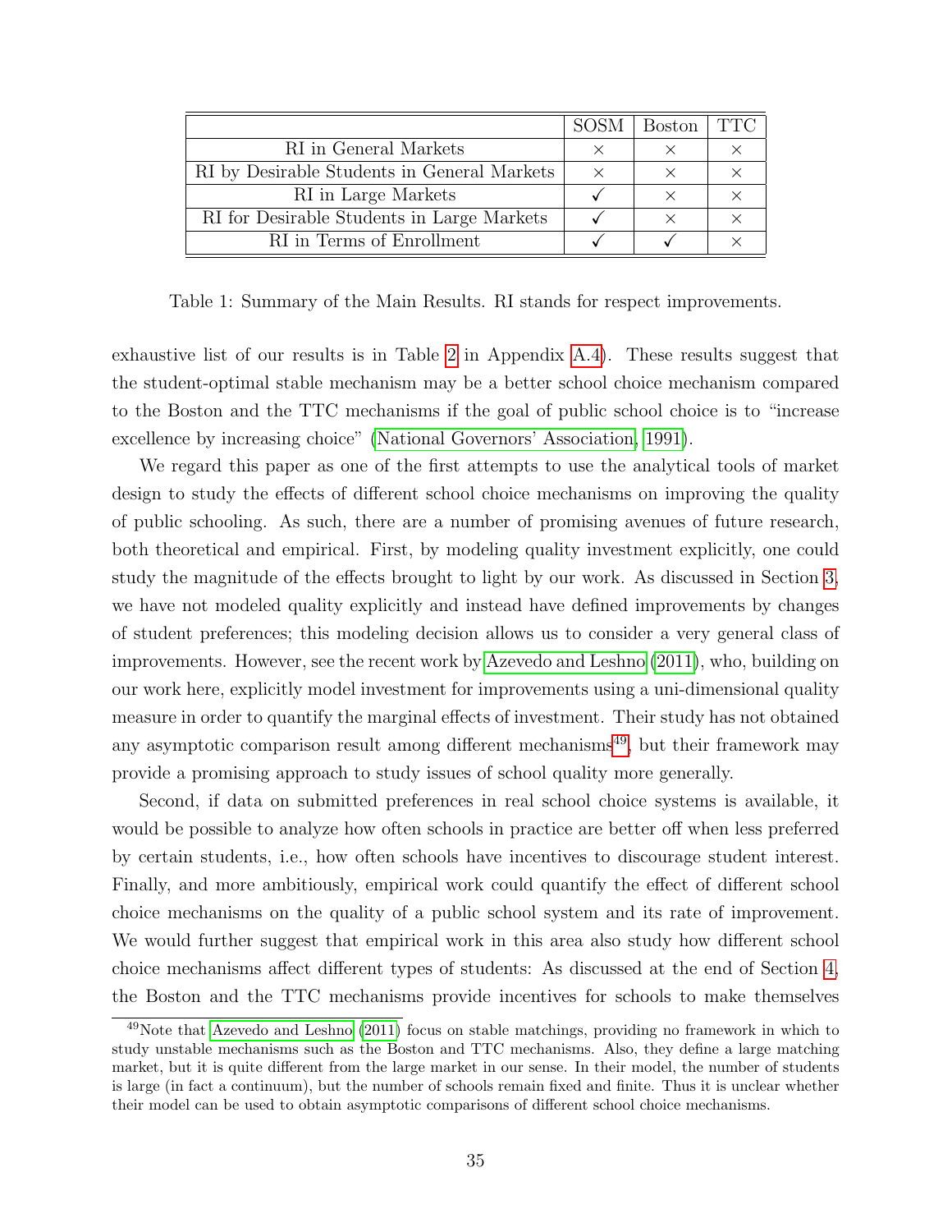| | SOSM | Boston | TTC |
|---|---|---|---|
| RI in General Markets | × | × | × |
| RI by Desirable Students in General Markets | × | × | × |
| RI in Large Markets | ✓ | × | × |
| RI for Desirable Students in Large Markets | ✓ | × | × |
| RI in Terms of Enrollment | ✓ | ✓ | × |

Table 1: Summary of the Main Results. RI stands for respect improvements.

exhaustive list of our results is in Table 2 in Appendix A.4). These results suggest that the student-optimal stable mechanism may be a better school choice mechanism compared to the Boston and the TTC mechanisms if the goal of public school choice is to "increase excellence by increasing choice" (National Governors' Association, 1991).

We regard this paper as one of the first attempts to use the analytical tools of market design to study the effects of different school choice mechanisms on improving the quality of public schooling. As such, there are a number of promising avenues of future research, both theoretical and empirical. First, by modeling quality investment explicitly, one could study the magnitude of the effects brought to light by our work. As discussed in Section 3, we have not modeled quality explicitly and instead have defined improvements by changes of student preferences; this modeling decision allows us to consider a very general class of improvements. However, see the recent work by Azevedo and Leshno (2011), who, building on our work here, explicitly model investment for improvements using a uni-dimensional quality measure in order to quantify the marginal effects of investment. Their study has not obtained any asymptotic comparison result among different mechanisms[49], but their framework may provide a promising approach to study issues of school quality more generally.

Second, if data on submitted preferences in real school choice systems is available, it would be possible to analyze how often schools in practice are better off when less preferred by certain students, i.e., how often schools have incentives to discourage student interest. Finally, and more ambitiously, empirical work could quantify the effect of different school choice mechanisms on the quality of a public school system and its rate of improvement. We would further suggest that empirical work in this area also study how different school choice mechanisms affect different types of students: As discussed at the end of Section 4, the Boston and the TTC mechanisms provide incentives for schools to make themselves

[49] Note that Azevedo and Leshno (2011) focus on stable matchings, providing no framework in which to study unstable mechanisms such as the Boston and TTC mechanisms. Also, they define a large matching market, but it is quite different from the large market in our sense. In their model, the number of students is large (in fact a continuum), but the number of schools remain fixed and finite. Thus it is unclear whether their model can be used to obtain asymptotic comparisons of different school choice mechanisms.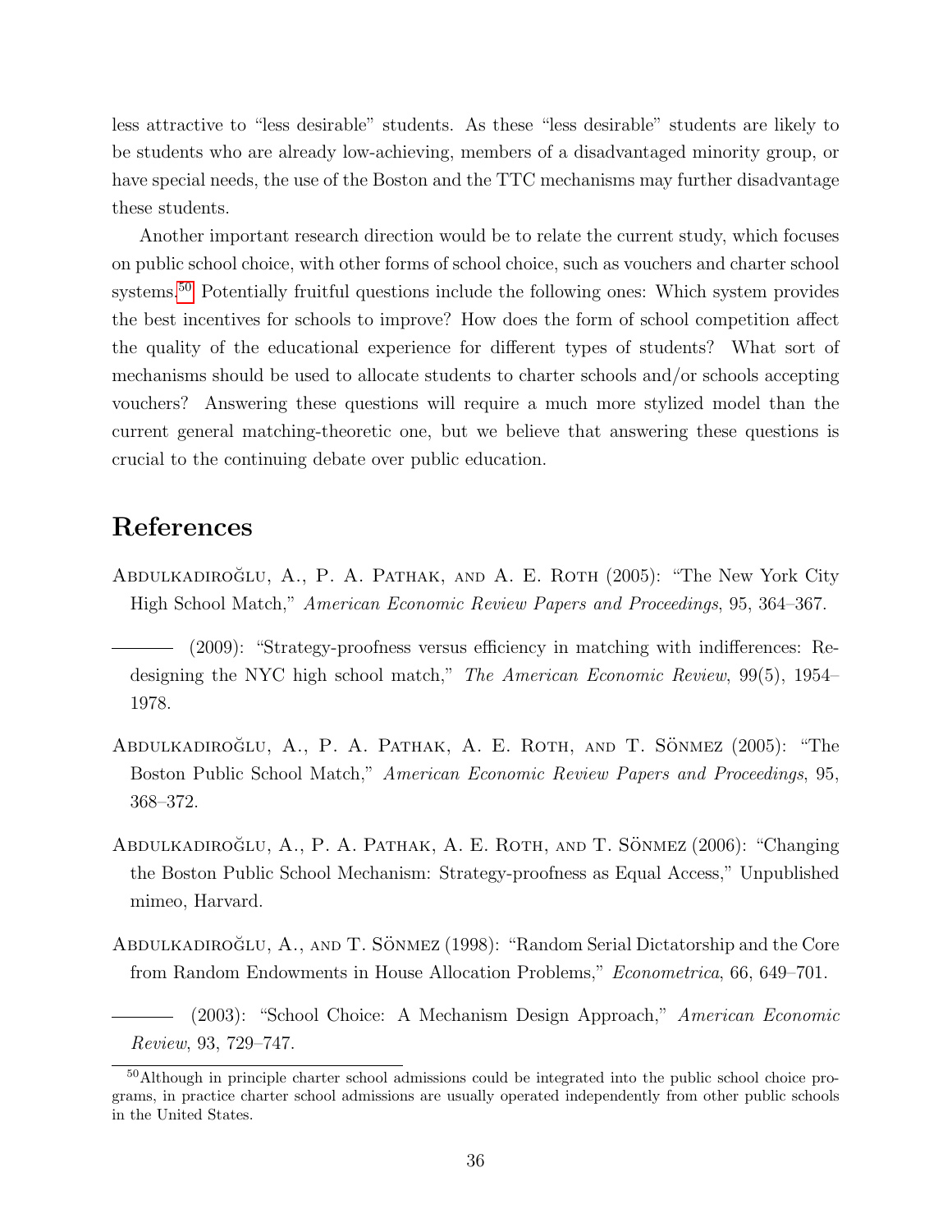less attractive to "less desirable" students. As these "less desirable" students are likely to be students who are already low-achieving, members of a disadvantaged minority group, or have special needs, the use of the Boston and the TTC mechanisms may further disadvantage these students.

Another important research direction would be to relate the current study, which focuses on public school choice, with other forms of school choice, such as vouchers and charter school systems.[50] Potentially fruitful questions include the following ones: Which system provides the best incentives for schools to improve? How does the form of school competition affect the quality of the educational experience for different types of students? What sort of mechanisms should be used to allocate students to charter schools and/or schools accepting vouchers? Answering these questions will require a much more stylized model than the current general matching-theoretic one, but we believe that answering these questions is crucial to the continuing debate over public education.

# References

Abdulkadiroğlu, A., P. A. Pathak, and A. E. Roth (2005): "The New York City High School Match," *American Economic Review Papers and Proceedings*, 95, 364–367.

——— (2009): "Strategy-proofness versus efficiency in matching with indifferences: Redesigning the NYC high school match," *The American Economic Review*, 99(5), 1954–1978.

Abdulkadiroğlu, A., P. A. Pathak, A. E. Roth, and T. Sönmez (2005): "The Boston Public School Match," *American Economic Review Papers and Proceedings*, 95, 368–372.

Abdulkadiroğlu, A., P. A. Pathak, A. E. Roth, and T. Sönmez (2006): "Changing the Boston Public School Mechanism: Strategy-proofness as Equal Access," Unpublished mimeo, Harvard.

Abdulkadiroğlu, A., and T. Sönmez (1998): "Random Serial Dictatorship and the Core from Random Endowments in House Allocation Problems," *Econometrica*, 66, 649–701.

——— (2003): "School Choice: A Mechanism Design Approach," *American Economic Review*, 93, 729–747.

[50]Although in principle charter school admissions could be integrated into the public school choice programs, in practice charter school admissions are usually operated independently from other public schools in the United States.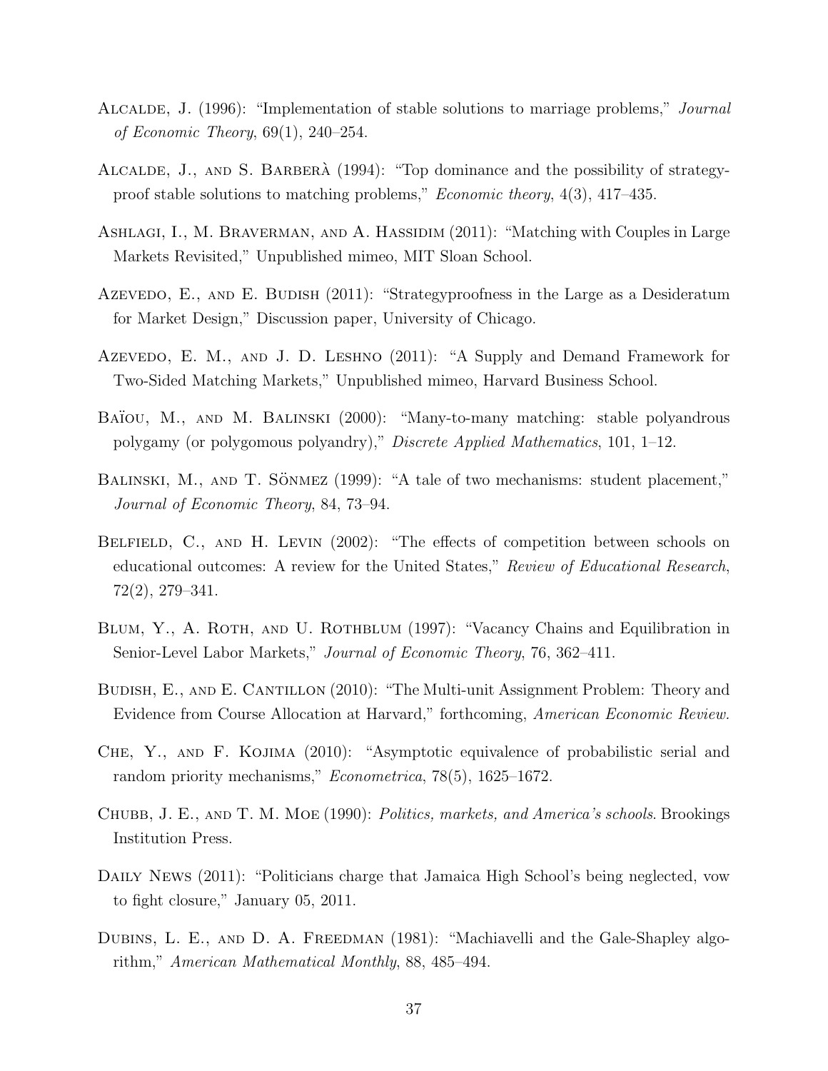Alcalde, J. (1996): "Implementation of stable solutions to marriage problems," *Journal of Economic Theory*, 69(1), 240–254.

Alcalde, J., and S. Barberà (1994): "Top dominance and the possibility of strategy-proof stable solutions to matching problems," *Economic theory*, 4(3), 417–435.

Ashlagi, I., M. Braverman, and A. Hassidim (2011): "Matching with Couples in Large Markets Revisited," Unpublished mimeo, MIT Sloan School.

Azevedo, E., and E. Budish (2011): "Strategyproofness in the Large as a Desideratum for Market Design," Discussion paper, University of Chicago.

Azevedo, E. M., and J. D. Leshno (2011): "A Supply and Demand Framework for Two-Sided Matching Markets," Unpublished mimeo, Harvard Business School.

Baïou, M., and M. Balinski (2000): "Many-to-many matching: stable polyandrous polygamy (or polygomous polyandry)," *Discrete Applied Mathematics*, 101, 1–12.

Balinski, M., and T. Sönmez (1999): "A tale of two mechanisms: student placement," *Journal of Economic Theory*, 84, 73–94.

Belfield, C., and H. Levin (2002): "The effects of competition between schools on educational outcomes: A review for the United States," *Review of Educational Research*, 72(2), 279–341.

Blum, Y., A. Roth, and U. Rothblum (1997): "Vacancy Chains and Equilibration in Senior-Level Labor Markets," *Journal of Economic Theory*, 76, 362–411.

Budish, E., and E. Cantillon (2010): "The Multi-unit Assignment Problem: Theory and Evidence from Course Allocation at Harvard," forthcoming, *American Economic Review.*

Che, Y., and F. Kojima (2010): "Asymptotic equivalence of probabilistic serial and random priority mechanisms," *Econometrica*, 78(5), 1625–1672.

Chubb, J. E., and T. M. Moe (1990): *Politics, markets, and America's schools.* Brookings Institution Press.

Daily News (2011): "Politicians charge that Jamaica High School's being neglected, vow to fight closure," January 05, 2011.

Dubins, L. E., and D. A. Freedman (1981): "Machiavelli and the Gale-Shapley algorithm," *American Mathematical Monthly*, 88, 485–494.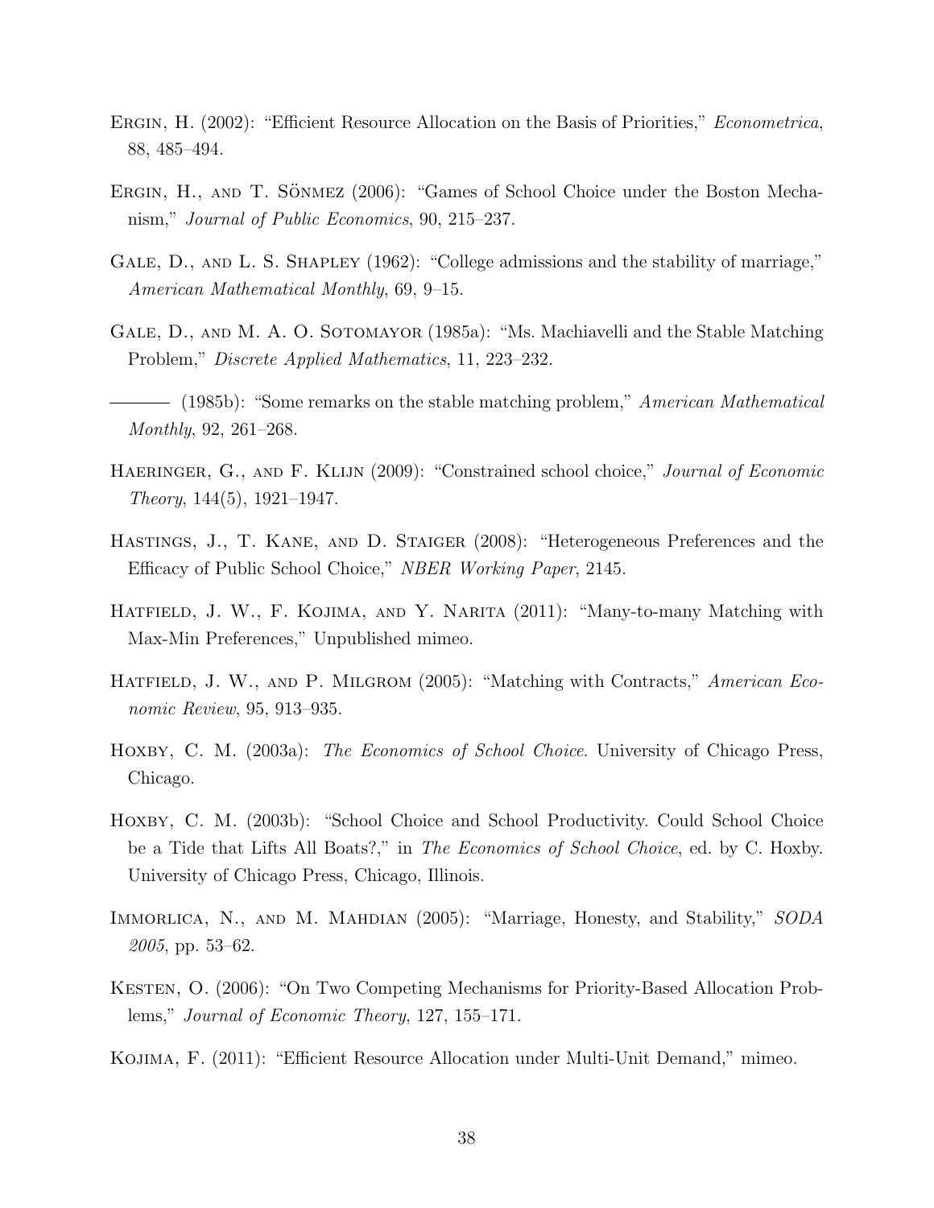Ergin, H. (2002): "Efficient Resource Allocation on the Basis of Priorities," *Econometrica*, 88, 485–494.

Ergin, H., and T. Sönmez (2006): "Games of School Choice under the Boston Mechanism," *Journal of Public Economics*, 90, 215–237.

Gale, D., and L. S. Shapley (1962): "College admissions and the stability of marriage," *American Mathematical Monthly*, 69, 9–15.

Gale, D., and M. A. O. Sotomayor (1985a): "Ms. Machiavelli and the Stable Matching Problem," *Discrete Applied Mathematics*, 11, 223–232.

——— (1985b): "Some remarks on the stable matching problem," *American Mathematical Monthly*, 92, 261–268.

Haeringer, G., and F. Klijn (2009): "Constrained school choice," *Journal of Economic Theory*, 144(5), 1921–1947.

Hastings, J., T. Kane, and D. Staiger (2008): "Heterogeneous Preferences and the Efficacy of Public School Choice," *NBER Working Paper*, 2145.

Hatfield, J. W., F. Kojima, and Y. Narita (2011): "Many-to-many Matching with Max-Min Preferences," Unpublished mimeo.

Hatfield, J. W., and P. Milgrom (2005): "Matching with Contracts," *American Economic Review*, 95, 913–935.

Hoxby, C. M. (2003a): *The Economics of School Choice*. University of Chicago Press, Chicago.

Hoxby, C. M. (2003b): "School Choice and School Productivity. Could School Choice be a Tide that Lifts All Boats?," in *The Economics of School Choice*, ed. by C. Hoxby. University of Chicago Press, Chicago, Illinois.

Immorlica, N., and M. Mahdian (2005): "Marriage, Honesty, and Stability," *SODA 2005*, pp. 53–62.

Kesten, O. (2006): "On Two Competing Mechanisms for Priority-Based Allocation Problems," *Journal of Economic Theory*, 127, 155–171.

Kojima, F. (2011): "Efficient Resource Allocation under Multi-Unit Demand," mimeo.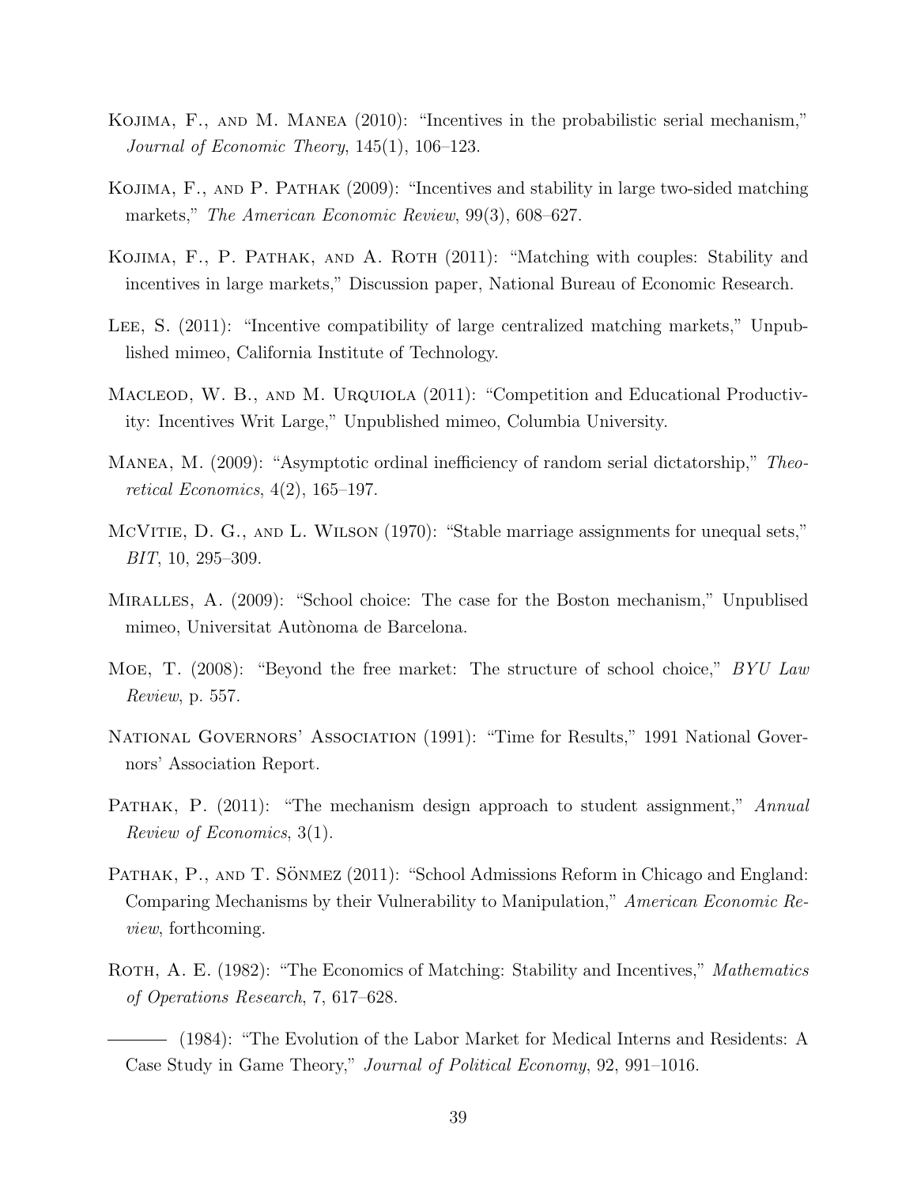Kojima, F., and M. Manea (2010): "Incentives in the probabilistic serial mechanism," *Journal of Economic Theory*, 145(1), 106–123.

Kojima, F., and P. Pathak (2009): "Incentives and stability in large two-sided matching markets," *The American Economic Review*, 99(3), 608–627.

Kojima, F., P. Pathak, and A. Roth (2011): "Matching with couples: Stability and incentives in large markets," Discussion paper, National Bureau of Economic Research.

Lee, S. (2011): "Incentive compatibility of large centralized matching markets," Unpublished mimeo, California Institute of Technology.

Macleod, W. B., and M. Urquiola (2011): "Competition and Educational Productivity: Incentives Writ Large," Unpublished mimeo, Columbia University.

Manea, M. (2009): "Asymptotic ordinal inefficiency of random serial dictatorship," *Theoretical Economics*, 4(2), 165–197.

McVitie, D. G., and L. Wilson (1970): "Stable marriage assignments for unequal sets," *BIT*, 10, 295–309.

Miralles, A. (2009): "School choice: The case for the Boston mechanism," Unpublised mimeo, Universitat Autònoma de Barcelona.

Moe, T. (2008): "Beyond the free market: The structure of school choice," *BYU Law Review*, p. 557.

National Governors' Association (1991): "Time for Results," 1991 National Governors' Association Report.

Pathak, P. (2011): "The mechanism design approach to student assignment," *Annual Review of Economics*, 3(1).

Pathak, P., and T. Sönmez (2011): "School Admissions Reform in Chicago and England: Comparing Mechanisms by their Vulnerability to Manipulation," *American Economic Review*, forthcoming.

Roth, A. E. (1982): "The Economics of Matching: Stability and Incentives," *Mathematics of Operations Research*, 7, 617–628.

——— (1984): "The Evolution of the Labor Market for Medical Interns and Residents: A Case Study in Game Theory," *Journal of Political Economy*, 92, 991–1016.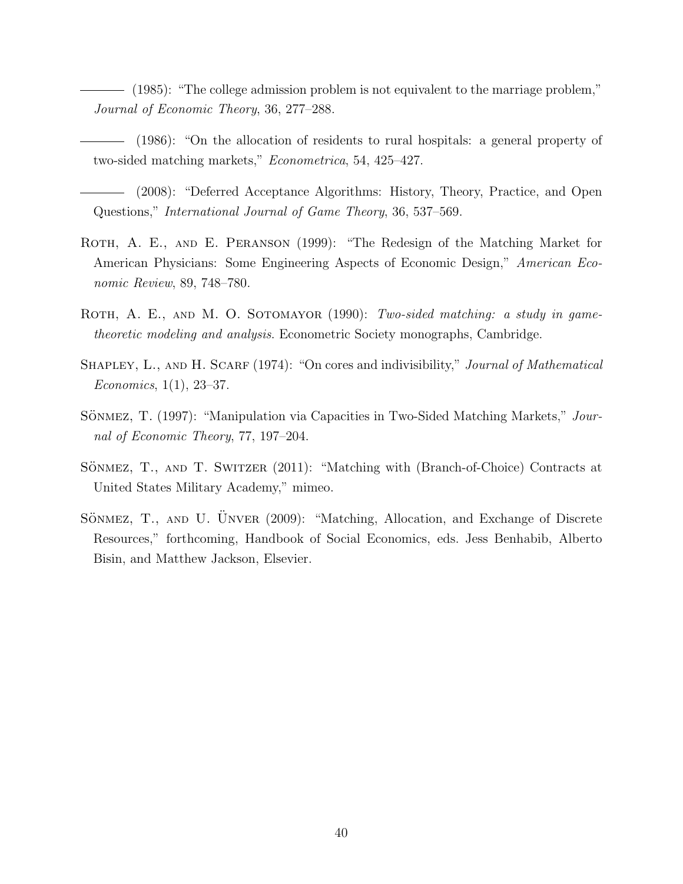——— (1985): "The college admission problem is not equivalent to the marriage problem," *Journal of Economic Theory*, 36, 277–288.

——— (1986): "On the allocation of residents to rural hospitals: a general property of two-sided matching markets," *Econometrica*, 54, 425–427.

——— (2008): "Deferred Acceptance Algorithms: History, Theory, Practice, and Open Questions," *International Journal of Game Theory*, 36, 537–569.

Roth, A. E., and E. Peranson (1999): "The Redesign of the Matching Market for American Physicians: Some Engineering Aspects of Economic Design," *American Economic Review*, 89, 748–780.

Roth, A. E., and M. O. Sotomayor (1990): *Two-sided matching: a study in game-theoretic modeling and analysis.* Econometric Society monographs, Cambridge.

Shapley, L., and H. Scarf (1974): "On cores and indivisibility," *Journal of Mathematical Economics*, 1(1), 23–37.

Sönmez, T. (1997): "Manipulation via Capacities in Two-Sided Matching Markets," *Journal of Economic Theory*, 77, 197–204.

Sönmez, T., and T. Switzer (2011): "Matching with (Branch-of-Choice) Contracts at United States Military Academy," mimeo.

Sönmez, T., and U. Ünver (2009): "Matching, Allocation, and Exchange of Discrete Resources," forthcoming, Handbook of Social Economics, eds. Jess Benhabib, Alberto Bisin, and Matthew Jackson, Elsevier.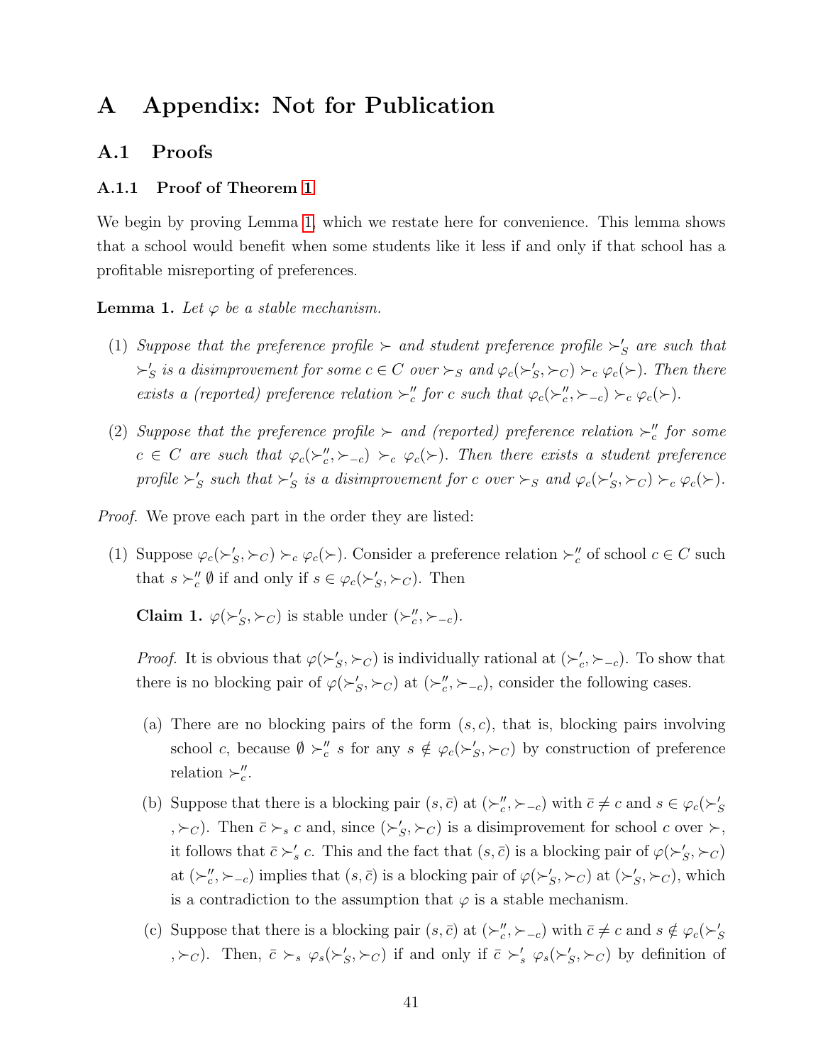# A Appendix: Not for Publication

## A.1 Proofs

### A.1.1 Proof of Theorem 1

We begin by proving Lemma 1, which we restate here for convenience. This lemma shows that a school would benefit when some students like it less if and only if that school has a profitable misreporting of preferences.

**Lemma 1.** *Let $\varphi$ be a stable mechanism.*

(1) *Suppose that the preference profile $\succ$ and student preference profile $\succ'_S$ are such that $\succ'_S$ is a disimprovement for some $c \in C$ over $\succ_S$ and $\varphi_c(\succ'_S, \succ_C) \succ_c \varphi_c(\succ)$. Then there exists a (reported) preference relation $\succ''_c$ for $c$ such that $\varphi_c(\succ''_c, \succ_{-c}) \succ_c \varphi_c(\succ)$.*

(2) *Suppose that the preference profile $\succ$ and (reported) preference relation $\succ''_c$ for some $c \in C$ are such that $\varphi_c(\succ''_c, \succ_{-c}) \succ_c \varphi_c(\succ)$. Then there exists a student preference profile $\succ'_S$ such that $\succ'_S$ is a disimprovement for $c$ over $\succ_S$ and $\varphi_c(\succ'_S, \succ_C) \succ_c \varphi_c(\succ)$.*

*Proof.* We prove each part in the order they are listed:

(1) Suppose $\varphi_c(\succ'_S, \succ_C) \succ_c \varphi_c(\succ)$. Consider a preference relation $\succ''_c$ of school $c \in C$ such that $s \succ''_c \emptyset$ if and only if $s \in \varphi_c(\succ'_S, \succ_C)$. Then

**Claim 1.** $\varphi(\succ'_S, \succ_C)$ is stable under $(\succ''_c, \succ_{-c})$.

*Proof.* It is obvious that $\varphi(\succ'_S, \succ_C)$ is individually rational at $(\succ'_c, \succ_{-c})$. To show that there is no blocking pair of $\varphi(\succ'_S, \succ_C)$ at $(\succ''_c, \succ_{-c})$, consider the following cases.

(a) There are no blocking pairs of the form $(s, c)$, that is, blocking pairs involving school $c$, because $\emptyset \succ''_c s$ for any $s \notin \varphi_c(\succ'_S, \succ_C)$ by construction of preference relation $\succ''_c$.

(b) Suppose that there is a blocking pair $(s, \bar{c})$ at $(\succ''_c, \succ_{-c})$ with $\bar{c} \neq c$ and $s \in \varphi_c(\succ'_S, \succ_C)$. Then $\bar{c} \succ_s c$ and, since $(\succ'_S, \succ_C)$ is a disimprovement for school $c$ over $\succ$, it follows that $\bar{c} \succ'_s c$. This and the fact that $(s, \bar{c})$ is a blocking pair of $\varphi(\succ'_S, \succ_C)$ at $(\succ''_c, \succ_{-c})$ implies that $(s, \bar{c})$ is a blocking pair of $\varphi(\succ'_S, \succ_C)$ at $(\succ'_S, \succ_C)$, which is a contradiction to the assumption that $\varphi$ is a stable mechanism.

(c) Suppose that there is a blocking pair $(s, \bar{c})$ at $(\succ''_c, \succ_{-c})$ with $\bar{c} \neq c$ and $s \notin \varphi_c(\succ'_S, \succ_C)$. Then, $\bar{c} \succ_s \varphi_s(\succ'_S, \succ_C)$ if and only if $\bar{c} \succ'_s \varphi_s(\succ'_S, \succ_C)$ by definition of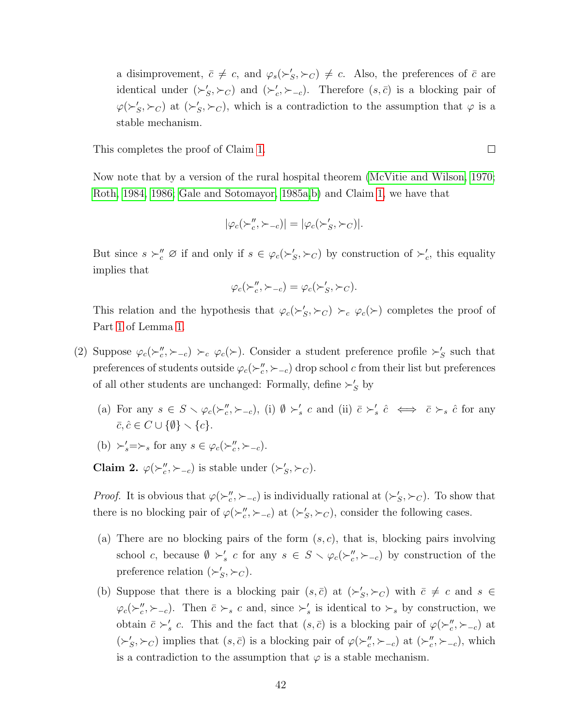a disimprovement, $\bar{c} \neq c$, and $\varphi_s(\succ'_S, \succ_C) \neq c$. Also, the preferences of $\bar{c}$ are identical under $(\succ'_S, \succ_C)$ and $(\succ'_c, \succ_{-c})$. Therefore $(s, \bar{c})$ is a blocking pair of $\varphi(\succ'_S, \succ_C)$ at $(\succ'_S, \succ_C)$, which is a contradiction to the assumption that $\varphi$ is a stable mechanism.

This completes the proof of Claim 1. $\square$

Now note that by a version of the rural hospital theorem (McVitie and Wilson, 1970; Roth, 1984, 1986; Gale and Sotomayor, 1985a,b) and Claim 1, we have that

$$|\varphi_c(\succ''_c, \succ_{-c})| = |\varphi_c(\succ'_S, \succ_C)|.$$

But since $s \succ''_c \varnothing$ if and only if $s \in \varphi_c(\succ'_S, \succ_C)$ by construction of $\succ'_c$, this equality implies that

$$\varphi_c(\succ''_c, \succ_{-c}) = \varphi_c(\succ'_S, \succ_C).$$

This relation and the hypothesis that $\varphi_c(\succ'_S, \succ_C) \succ_c \varphi_c(\succ)$ completes the proof of Part 1 of Lemma 1.

(2) Suppose $\varphi_c(\succ''_c, \succ_{-c}) \succ_c \varphi_c(\succ)$. Consider a student preference profile $\succ'_S$ such that preferences of students outside $\varphi_c(\succ''_c, \succ_{-c})$ drop school $c$ from their list but preferences of all other students are unchanged: Formally, define $\succ'_S$ by

   (a) For any $s \in S \setminus \varphi_c(\succ''_c, \succ_{-c})$, (i) $\emptyset \succ'_s c$ and (ii) $\bar{c} \succ'_s \hat{c} \iff \bar{c} \succ_s \hat{c}$ for any $\bar{c}, \hat{c} \in C \cup \{\emptyset\} \setminus \{c\}$.

   (b) $\succ'_s = \succ_s$ for any $s \in \varphi_c(\succ''_c, \succ_{-c})$.

   **Claim 2.** $\varphi(\succ''_c, \succ_{-c})$ *is stable under* $(\succ'_S, \succ_C)$.

   *Proof.* It is obvious that $\varphi(\succ''_c, \succ_{-c})$ is individually rational at $(\succ'_S, \succ_C)$. To show that there is no blocking pair of $\varphi(\succ''_c, \succ_{-c})$ at $(\succ'_S, \succ_C)$, consider the following cases.

   (a) There are no blocking pairs of the form $(s, c)$, that is, blocking pairs involving school $c$, because $\emptyset \succ'_s c$ for any $s \in S \setminus \varphi_c(\succ''_c, \succ_{-c})$ by construction of the preference relation $(\succ'_S, \succ_C)$.

   (b) Suppose that there is a blocking pair $(s, \bar{c})$ at $(\succ'_S, \succ_C)$ with $\bar{c} \neq c$ and $s \in \varphi_c(\succ''_c, \succ_{-c})$. Then $\bar{c} \succ_s c$ and, since $\succ'_s$ is identical to $\succ_s$ by construction, we obtain $\bar{c} \succ'_s c$. This and the fact that $(s, \bar{c})$ is a blocking pair of $\varphi(\succ''_c, \succ_{-c})$ at $(\succ'_S, \succ_C)$ implies that $(s, \bar{c})$ is a blocking pair of $\varphi(\succ''_c, \succ_{-c})$ at $(\succ''_c, \succ_{-c})$, which is a contradiction to the assumption that $\varphi$ is a stable mechanism.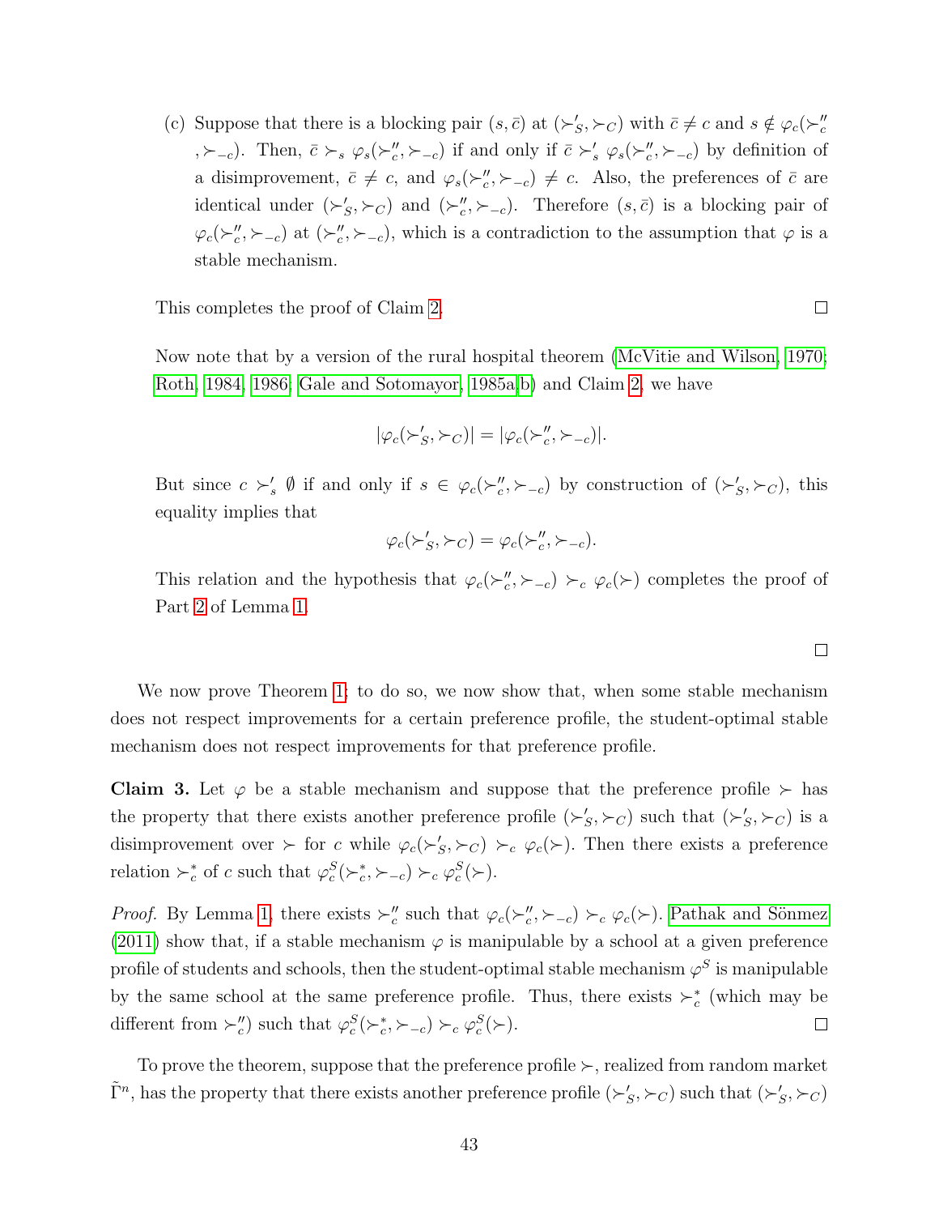(c) Suppose that there is a blocking pair $(s, \bar{c})$ at $(\succ'_S, \succ_C)$ with $\bar{c} \neq c$ and $s \notin \varphi_c(\succ''_c, \succ_{-c})$. Then, $\bar{c} \succ_s \varphi_s(\succ''_c, \succ_{-c})$ if and only if $\bar{c} \succ'_s \varphi_s(\succ''_c, \succ_{-c})$ by definition of a disimprovement, $\bar{c} \neq c$, and $\varphi_s(\succ''_c, \succ_{-c}) \neq c$. Also, the preferences of $\bar{c}$ are identical under $(\succ'_S, \succ_C)$ and $(\succ''_c, \succ_{-c})$. Therefore $(s, \bar{c})$ is a blocking pair of $\varphi_c(\succ''_c, \succ_{-c})$ at $(\succ''_c, \succ_{-c})$, which is a contradiction to the assumption that $\varphi$ is a stable mechanism.

This completes the proof of Claim 2. □

Now note that by a version of the rural hospital theorem (McVitie and Wilson, 1970; Roth, 1984, 1986; Gale and Sotomayor, 1985a,b) and Claim 2, we have

$$|\varphi_c(\succ'_S, \succ_C)| = |\varphi_c(\succ''_c, \succ_{-c})|.$$

But since $c \succ'_s \emptyset$ if and only if $s \in \varphi_c(\succ''_c, \succ_{-c})$ by construction of $(\succ'_S, \succ_C)$, this equality implies that

$$\varphi_c(\succ'_S, \succ_C) = \varphi_c(\succ''_c, \succ_{-c}).$$

This relation and the hypothesis that $\varphi_c(\succ''_c, \succ_{-c}) \succ_c \varphi_c(\succ)$ completes the proof of Part 2 of Lemma 1.

□

We now prove Theorem 1; to do so, we now show that, when some stable mechanism does not respect improvements for a certain preference profile, the student-optimal stable mechanism does not respect improvements for that preference profile.

**Claim 3.** Let $\varphi$ be a stable mechanism and suppose that the preference profile $\succ$ has the property that there exists another preference profile $(\succ'_S, \succ_C)$ such that $(\succ'_S, \succ_C)$ is a disimprovement over $\succ$ for $c$ while $\varphi_c(\succ'_S, \succ_C) \succ_c \varphi_c(\succ)$. Then there exists a preference relation $\succ^*_c$ of $c$ such that $\varphi^S_c(\succ^*_c, \succ_{-c}) \succ_c \varphi^S_c(\succ)$.

*Proof.* By Lemma 1, there exists $\succ''_c$ such that $\varphi_c(\succ''_c, \succ_{-c}) \succ_c \varphi_c(\succ)$. Pathak and Sönmez (2011) show that, if a stable mechanism $\varphi$ is manipulable by a school at a given preference profile of students and schools, then the student-optimal stable mechanism $\varphi^S$ is manipulable by the same school at the same preference profile. Thus, there exists $\succ^*_c$ (which may be different from $\succ''_c$) such that $\varphi^S_c(\succ^*_c, \succ_{-c}) \succ_c \varphi^S_c(\succ)$. □

To prove the theorem, suppose that the preference profile $\succ$, realized from random market $\tilde{\Gamma}^n$, has the property that there exists another preference profile $(\succ'_S, \succ_C)$ such that $(\succ'_S, \succ_C)$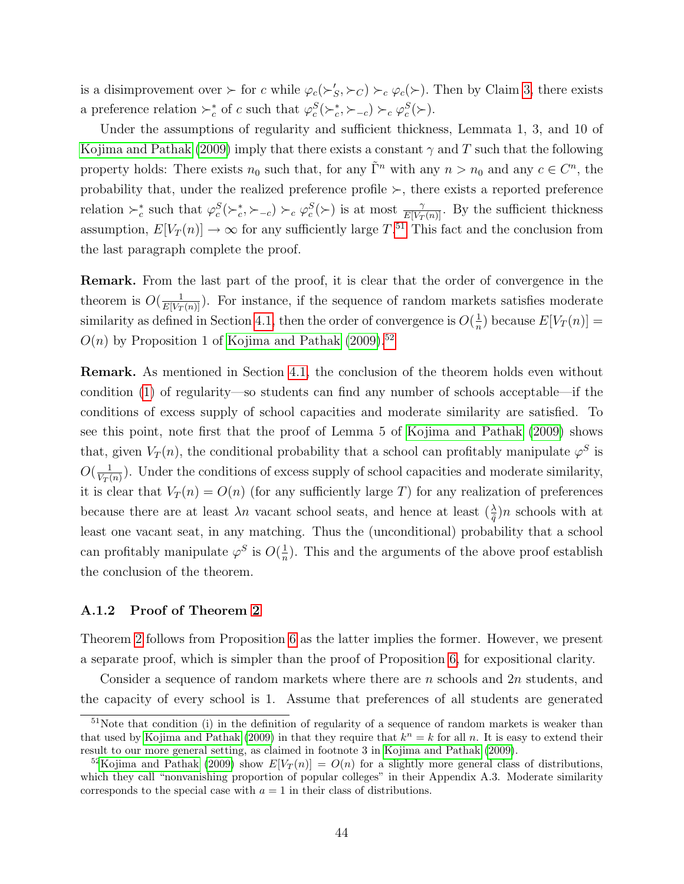is a disimprovement over $\succ$ for $c$ while $\varphi_c(\succ'_S, \succ_C) \succ_c \varphi_c(\succ)$. Then by Claim 3, there exists a preference relation $\succ^*_c$ of $c$ such that $\varphi^S_c(\succ^*_c, \succ_{-c}) \succ_c \varphi^S_c(\succ)$.

Under the assumptions of regularity and sufficient thickness, Lemmata 1, 3, and 10 of Kojima and Pathak (2009) imply that there exists a constant $\gamma$ and $T$ such that the following property holds: There exists $n_0$ such that, for any $\tilde{\Gamma}^n$ with any $n > n_0$ and any $c \in C^n$, the probability that, under the realized preference profile $\succ$, there exists a reported preference relation $\succ^*_c$ such that $\varphi^S_c(\succ^*_c, \succ_{-c}) \succ_c \varphi^S_c(\succ)$ is at most $\frac{\gamma}{E[V_T(n)]}$. By the sufficient thickness assumption, $E[V_T(n)] \to \infty$ for any sufficiently large $T$.[51] This fact and the conclusion from the last paragraph complete the proof.

**Remark.** From the last part of the proof, it is clear that the order of convergence in the theorem is $O(\frac{1}{E[V_T(n)]})$. For instance, if the sequence of random markets satisfies moderate similarity as defined in Section 4.1, then the order of convergence is $O(\frac{1}{n})$ because $E[V_T(n)] = O(n)$ by Proposition 1 of Kojima and Pathak (2009).[52]

**Remark.** As mentioned in Section 4.1, the conclusion of the theorem holds even without condition (1) of regularity—so students can find any number of schools acceptable—if the conditions of excess supply of school capacities and moderate similarity are satisfied. To see this point, note first that the proof of Lemma 5 of Kojima and Pathak (2009) shows that, given $V_T(n)$, the conditional probability that a school can profitably manipulate $\varphi^S$ is $O(\frac{1}{V_T(n)})$. Under the conditions of excess supply of school capacities and moderate similarity, it is clear that $V_T(n) = O(n)$ (for any sufficiently large $T$) for any realization of preferences because there are at least $\lambda n$ vacant school seats, and hence at least $(\frac{\lambda}{\bar{q}})n$ schools with at least one vacant seat, in any matching. Thus the (unconditional) probability that a school can profitably manipulate $\varphi^S$ is $O(\frac{1}{n})$. This and the arguments of the above proof establish the conclusion of the theorem.

### A.1.2 Proof of Theorem 2

Theorem 2 follows from Proposition 6 as the latter implies the former. However, we present a separate proof, which is simpler than the proof of Proposition 6, for expositional clarity.

Consider a sequence of random markets where there are $n$ schools and $2n$ students, and the capacity of every school is 1. Assume that preferences of all students are generated

[51] Note that condition (i) in the definition of regularity of a sequence of random markets is weaker than that used by Kojima and Pathak (2009) in that they require that $k^n = k$ for all $n$. It is easy to extend their result to our more general setting, as claimed in footnote 3 in Kojima and Pathak (2009).

[52] Kojima and Pathak (2009) show $E[V_T(n)] = O(n)$ for a slightly more general class of distributions, which they call "nonvanishing proportion of popular colleges" in their Appendix A.3. Moderate similarity corresponds to the special case with $a = 1$ in their class of distributions.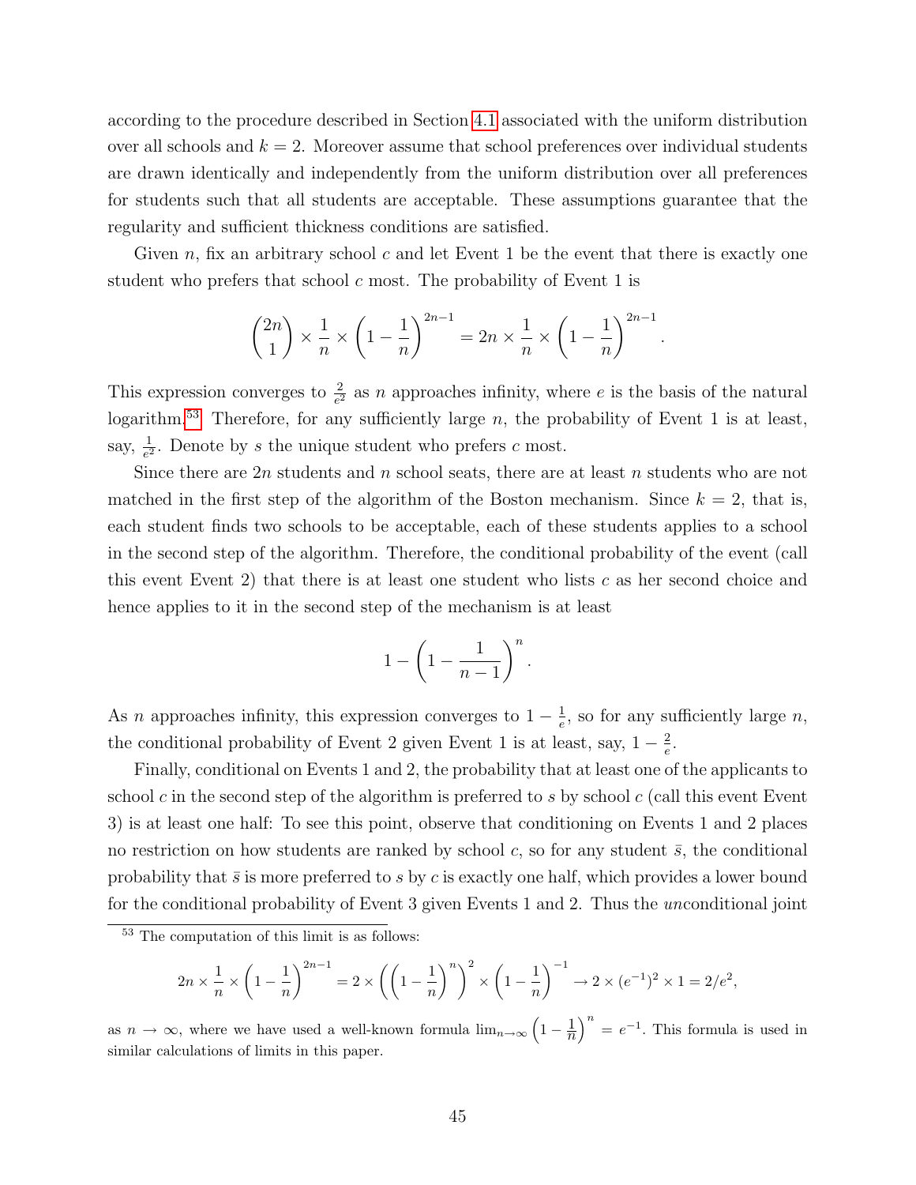according to the procedure described in Section 4.1 associated with the uniform distribution over all schools and $k = 2$. Moreover assume that school preferences over individual students are drawn identically and independently from the uniform distribution over all preferences for students such that all students are acceptable. These assumptions guarantee that the regularity and sufficient thickness conditions are satisfied.

Given $n$, fix an arbitrary school $c$ and let Event 1 be the event that there is exactly one student who prefers that school $c$ most. The probability of Event 1 is

$$\binom{2n}{1} \times \frac{1}{n} \times \left(1 - \frac{1}{n}\right)^{2n-1} = 2n \times \frac{1}{n} \times \left(1 - \frac{1}{n}\right)^{2n-1}.$$

This expression converges to $\frac{2}{e^2}$ as $n$ approaches infinity, where $e$ is the basis of the natural logarithm.[53] Therefore, for any sufficiently large $n$, the probability of Event 1 is at least, say, $\frac{1}{e^2}$. Denote by $s$ the unique student who prefers $c$ most.

Since there are $2n$ students and $n$ school seats, there are at least $n$ students who are not matched in the first step of the algorithm of the Boston mechanism. Since $k = 2$, that is, each student finds two schools to be acceptable, each of these students applies to a school in the second step of the algorithm. Therefore, the conditional probability of the event (call this event Event 2) that there is at least one student who lists $c$ as her second choice and hence applies to it in the second step of the mechanism is at least

$$1 - \left(1 - \frac{1}{n-1}\right)^{n}.$$

As $n$ approaches infinity, this expression converges to $1 - \frac{1}{e}$, so for any sufficiently large $n$, the conditional probability of Event 2 given Event 1 is at least, say, $1 - \frac{2}{e}$.

Finally, conditional on Events 1 and 2, the probability that at least one of the applicants to school $c$ in the second step of the algorithm is preferred to $s$ by school $c$ (call this event Event 3) is at least one half: To see this point, observe that conditioning on Events 1 and 2 places no restriction on how students are ranked by school $c$, so for any student $\bar{s}$, the conditional probability that $\bar{s}$ is more preferred to $s$ by $c$ is exactly one half, which provides a lower bound for the conditional probability of Event 3 given Events 1 and 2. Thus the *un*conditional joint

[53] The computation of this limit is as follows:

$$2n \times \frac{1}{n} \times \left(1 - \frac{1}{n}\right)^{2n-1} = 2 \times \left(\left(1 - \frac{1}{n}\right)^{n}\right)^{2} \times \left(1 - \frac{1}{n}\right)^{-1} \to 2 \times (e^{-1})^2 \times 1 = 2/e^2,$$

as $n \to \infty$, where we have used a well-known formula $\lim_{n\to\infty}\left(1 - \frac{1}{n}\right)^n = e^{-1}$. This formula is used in similar calculations of limits in this paper.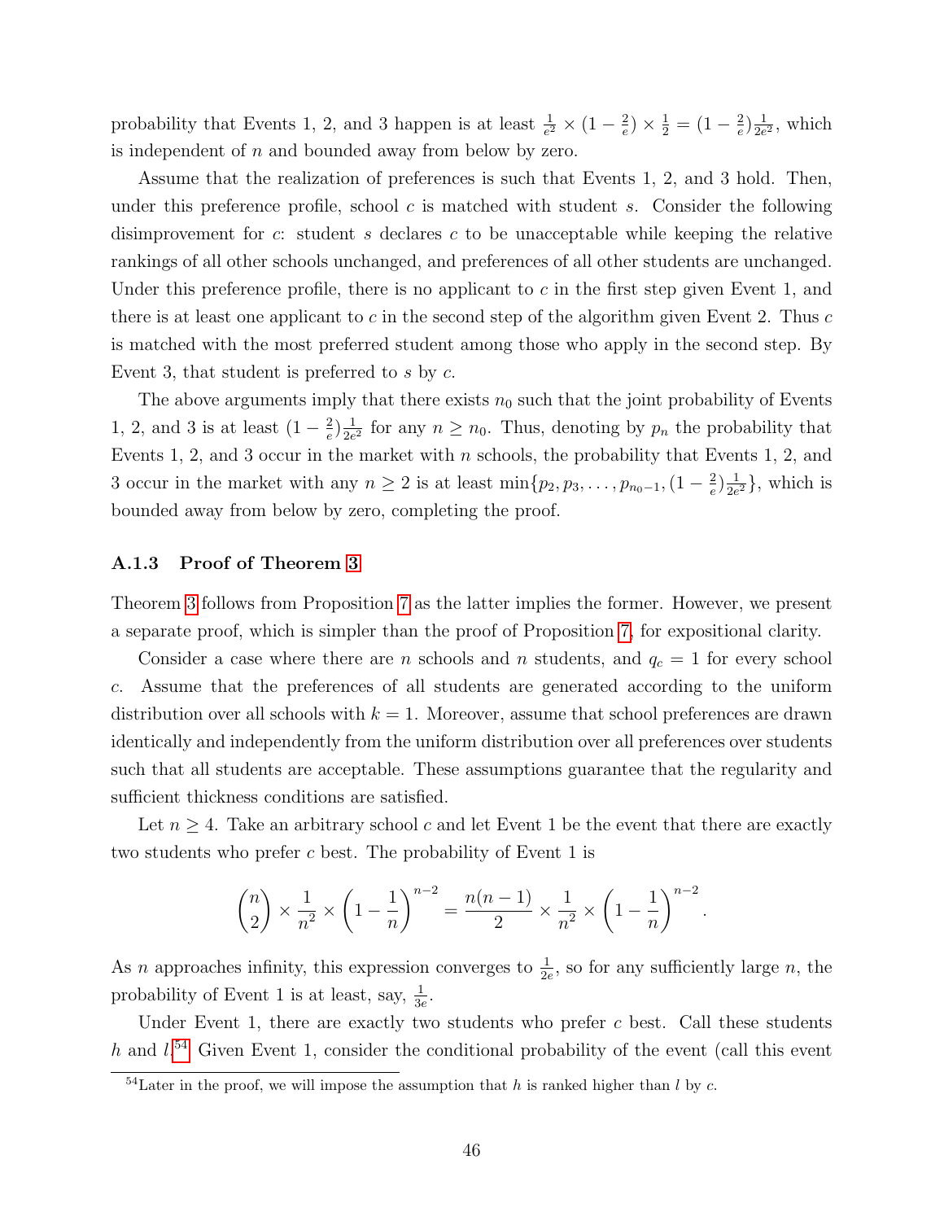probability that Events 1, 2, and 3 happen is at least $\frac{1}{e^2} \times (1 - \frac{2}{e}) \times \frac{1}{2} = (1 - \frac{2}{e})\frac{1}{2e^2}$, which is independent of $n$ and bounded away from below by zero.

Assume that the realization of preferences is such that Events 1, 2, and 3 hold. Then, under this preference profile, school $c$ is matched with student $s$. Consider the following disimprovement for $c$: student $s$ declares $c$ to be unacceptable while keeping the relative rankings of all other schools unchanged, and preferences of all other students are unchanged. Under this preference profile, there is no applicant to $c$ in the first step given Event 1, and there is at least one applicant to $c$ in the second step of the algorithm given Event 2. Thus $c$ is matched with the most preferred student among those who apply in the second step. By Event 3, that student is preferred to $s$ by $c$.

The above arguments imply that there exists $n_0$ such that the joint probability of Events 1, 2, and 3 is at least $(1 - \frac{2}{e})\frac{1}{2e^2}$ for any $n \geq n_0$. Thus, denoting by $p_n$ the probability that Events 1, 2, and 3 occur in the market with $n$ schools, the probability that Events 1, 2, and 3 occur in the market with any $n \geq 2$ is at least $\min\{p_2, p_3, \ldots, p_{n_0-1}, (1 - \frac{2}{e})\frac{1}{2e^2}\}$, which is bounded away from below by zero, completing the proof.

### A.1.3 Proof of Theorem 3

Theorem 3 follows from Proposition 7 as the latter implies the former. However, we present a separate proof, which is simpler than the proof of Proposition 7, for expositional clarity.

Consider a case where there are $n$ schools and $n$ students, and $q_c = 1$ for every school $c$. Assume that the preferences of all students are generated according to the uniform distribution over all schools with $k = 1$. Moreover, assume that school preferences are drawn identically and independently from the uniform distribution over all preferences over students such that all students are acceptable. These assumptions guarantee that the regularity and sufficient thickness conditions are satisfied.

Let $n \geq 4$. Take an arbitrary school $c$ and let Event 1 be the event that there are exactly two students who prefer $c$ best. The probability of Event 1 is

$$\binom{n}{2} \times \frac{1}{n^2} \times \left(1 - \frac{1}{n}\right)^{n-2} = \frac{n(n-1)}{2} \times \frac{1}{n^2} \times \left(1 - \frac{1}{n}\right)^{n-2}.$$

As $n$ approaches infinity, this expression converges to $\frac{1}{2e}$, so for any sufficiently large $n$, the probability of Event 1 is at least, say, $\frac{1}{3e}$.

Under Event 1, there are exactly two students who prefer $c$ best. Call these students $h$ and $l$.[54] Given Event 1, consider the conditional probability of the event (call this event

[54]Later in the proof, we will impose the assumption that $h$ is ranked higher than $l$ by $c$.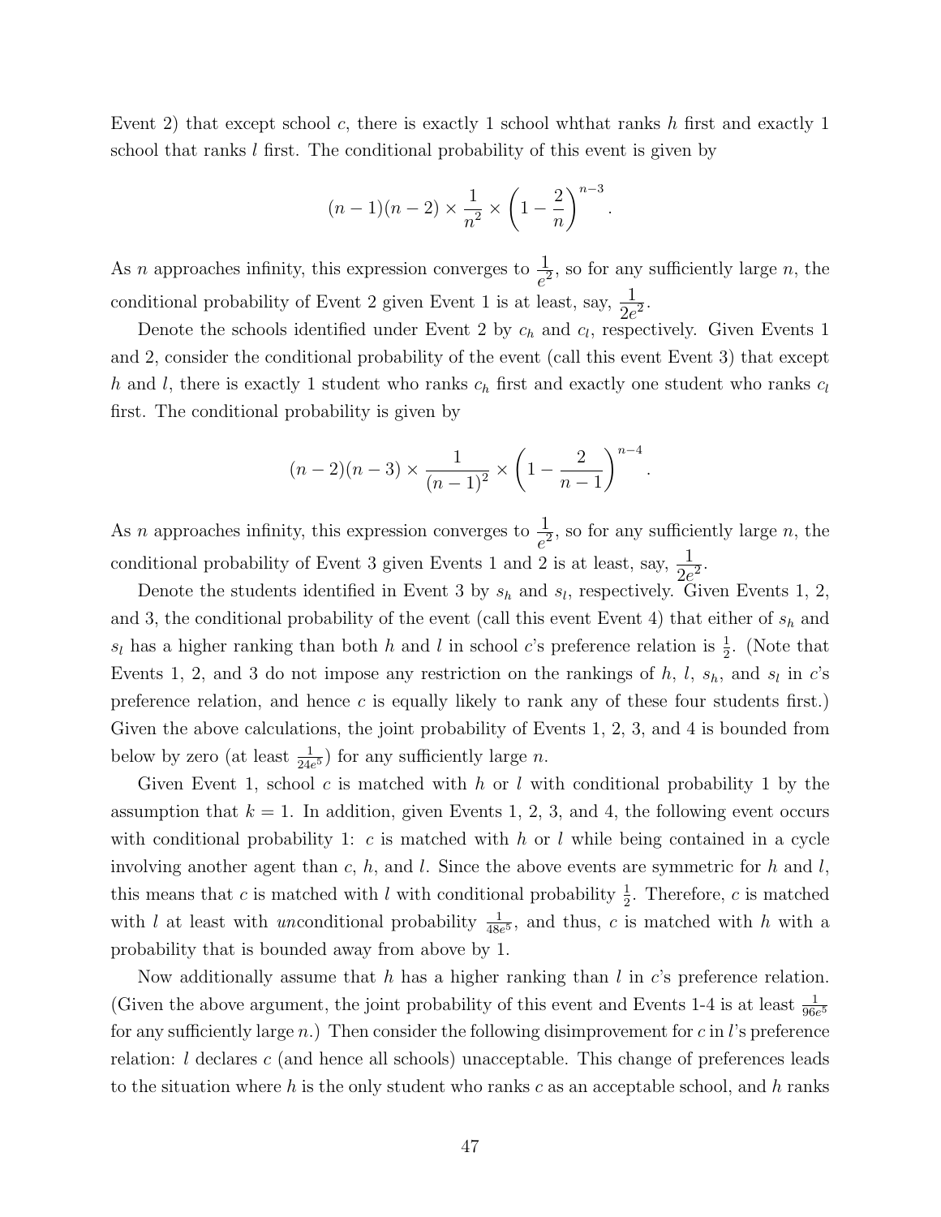Event 2) that except school $c$, there is exactly 1 school whthat ranks $h$ first and exactly 1 school that ranks $l$ first. The conditional probability of this event is given by

$$(n-1)(n-2) \times \frac{1}{n^2} \times \left(1 - \frac{2}{n}\right)^{n-3}.$$

As $n$ approaches infinity, this expression converges to $\frac{1}{e^2}$, so for any sufficiently large $n$, the conditional probability of Event 2 given Event 1 is at least, say, $\frac{1}{2e^2}$.

Denote the schools identified under Event 2 by $c_h$ and $c_l$, respectively. Given Events 1 and 2, consider the conditional probability of the event (call this event Event 3) that except $h$ and $l$, there is exactly 1 student who ranks $c_h$ first and exactly one student who ranks $c_l$ first. The conditional probability is given by

$$(n-2)(n-3) \times \frac{1}{(n-1)^2} \times \left(1 - \frac{2}{n-1}\right)^{n-4}.$$

As $n$ approaches infinity, this expression converges to $\frac{1}{e^2}$, so for any sufficiently large $n$, the conditional probability of Event 3 given Events 1 and 2 is at least, say, $\frac{1}{2e^2}$.

Denote the students identified in Event 3 by $s_h$ and $s_l$, respectively. Given Events 1, 2, and 3, the conditional probability of the event (call this event Event 4) that either of $s_h$ and $s_l$ has a higher ranking than both $h$ and $l$ in school $c$'s preference relation is $\frac{1}{2}$. (Note that Events 1, 2, and 3 do not impose any restriction on the rankings of $h$, $l$, $s_h$, and $s_l$ in $c$'s preference relation, and hence $c$ is equally likely to rank any of these four students first.) Given the above calculations, the joint probability of Events 1, 2, 3, and 4 is bounded from below by zero (at least $\frac{1}{24e^5}$) for any sufficiently large $n$.

Given Event 1, school $c$ is matched with $h$ or $l$ with conditional probability 1 by the assumption that $k = 1$. In addition, given Events 1, 2, 3, and 4, the following event occurs with conditional probability 1: $c$ is matched with $h$ or $l$ while being contained in a cycle involving another agent than $c$, $h$, and $l$. Since the above events are symmetric for $h$ and $l$, this means that $c$ is matched with $l$ with conditional probability $\frac{1}{2}$. Therefore, $c$ is matched with $l$ at least with *un*conditional probability $\frac{1}{48e^5}$, and thus, $c$ is matched with $h$ with a probability that is bounded away from above by 1.

Now additionally assume that $h$ has a higher ranking than $l$ in $c$'s preference relation. (Given the above argument, the joint probability of this event and Events 1-4 is at least $\frac{1}{96e^5}$ for any sufficiently large $n$.) Then consider the following disimprovement for $c$ in $l$'s preference relation: $l$ declares $c$ (and hence all schools) unacceptable. This change of preferences leads to the situation where $h$ is the only student who ranks $c$ as an acceptable school, and $h$ ranks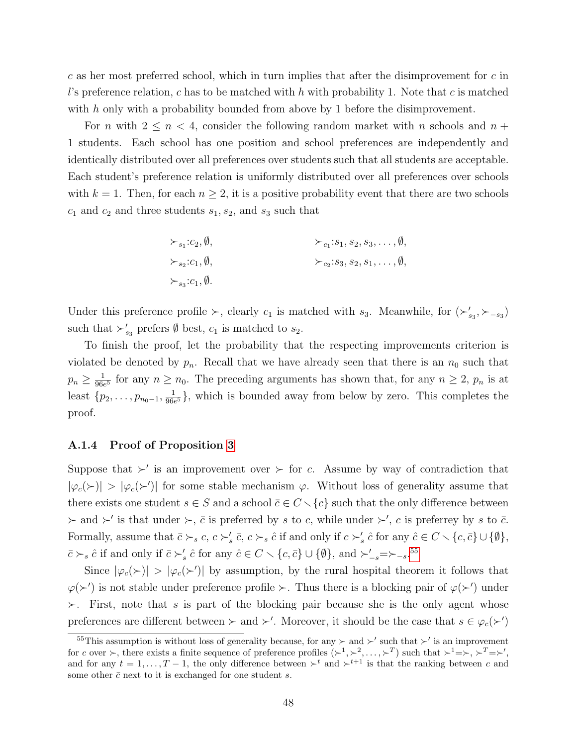$c$ as her most preferred school, which in turn implies that after the disimprovement for $c$ in $l$'s preference relation, $c$ has to be matched with $h$ with probability 1. Note that $c$ is matched with $h$ only with a probability bounded from above by 1 before the disimprovement.

For $n$ with $2 \leq n < 4$, consider the following random market with $n$ schools and $n + 1$ students. Each school has one position and school preferences are independently and identically distributed over all preferences over students such that all students are acceptable. Each student's preference relation is uniformly distributed over all preferences over schools with $k = 1$. Then, for each $n \geq 2$, it is a positive probability event that there are two schools $c_1$ and $c_2$ and three students $s_1, s_2$, and $s_3$ such that

$$\succ_{s_1}: c_2, \emptyset, \qquad \succ_{c_1}: s_1, s_2, s_3, \ldots, \emptyset,$$
$$\succ_{s_2}: c_1, \emptyset, \qquad \succ_{c_2}: s_3, s_2, s_1, \ldots, \emptyset,$$
$$\succ_{s_3}: c_1, \emptyset.$$

Under this preference profile $\succ$, clearly $c_1$ is matched with $s_3$. Meanwhile, for $(\succ'_{s_3}, \succ_{-s_3})$ such that $\succ'_{s_3}$ prefers $\emptyset$ best, $c_1$ is matched to $s_2$.

To finish the proof, let the probability that the respecting improvements criterion is violated be denoted by $p_n$. Recall that we have already seen that there is an $n_0$ such that $p_n \geq \frac{1}{96e^5}$ for any $n \geq n_0$. The preceding arguments has shown that, for any $n \geq 2$, $p_n$ is at least $\{p_2, \ldots, p_{n_0-1}, \frac{1}{96e^5}\}$, which is bounded away from below by zero. This completes the proof.

### A.1.4 Proof of Proposition 3

Suppose that $\succ'$ is an improvement over $\succ$ for $c$. Assume by way of contradiction that $|\varphi_c(\succ)| > |\varphi_c(\succ')|$ for some stable mechanism $\varphi$. Without loss of generality assume that there exists one student $s \in S$ and a school $\bar{c} \in C \setminus \{c\}$ such that the only difference between $\succ$ and $\succ'$ is that under $\succ$, $\bar{c}$ is preferred by $s$ to $c$, while under $\succ'$, $c$ is preferrey by $s$ to $\bar{c}$. Formally, assume that $\bar{c} \succ_s c$, $c \succ'_s \bar{c}$, $c \succ_s \hat{c}$ if and only if $c \succ'_s \hat{c}$ for any $\hat{c} \in C \setminus \{c, \bar{c}\} \cup \{\emptyset\}$, $\bar{c} \succ_s \hat{c}$ if and only if $\bar{c} \succ'_s \hat{c}$ for any $\hat{c} \in C \setminus \{c, \bar{c}\} \cup \{\emptyset\}$, and $\succ'_{-s} = \succ_{-s}$.[55]

Since $|\varphi_c(\succ)| > |\varphi_c(\succ')|$ by assumption, by the rural hospital theorem it follows that $\varphi(\succ')$ is not stable under preference profile $\succ$. Thus there is a blocking pair of $\varphi(\succ')$ under $\succ$. First, note that $s$ is part of the blocking pair because she is the only agent whose preferences are different between $\succ$ and $\succ'$. Moreover, it should be the case that $s \in \varphi_c(\succ')$

[55] This assumption is without loss of generality because, for any $\succ$ and $\succ'$ such that $\succ'$ is an improvement for $c$ over $\succ$, there exists a finite sequence of preference profiles $(\succ^1, \succ^2, \ldots, \succ^T)$ such that $\succ^1 = \succ$, $\succ^T = \succ'$, and for any $t = 1, \ldots, T-1$, the only difference between $\succ^t$ and $\succ^{t+1}$ is that the ranking between $c$ and some other $\bar{c}$ next to it is exchanged for one student $s$.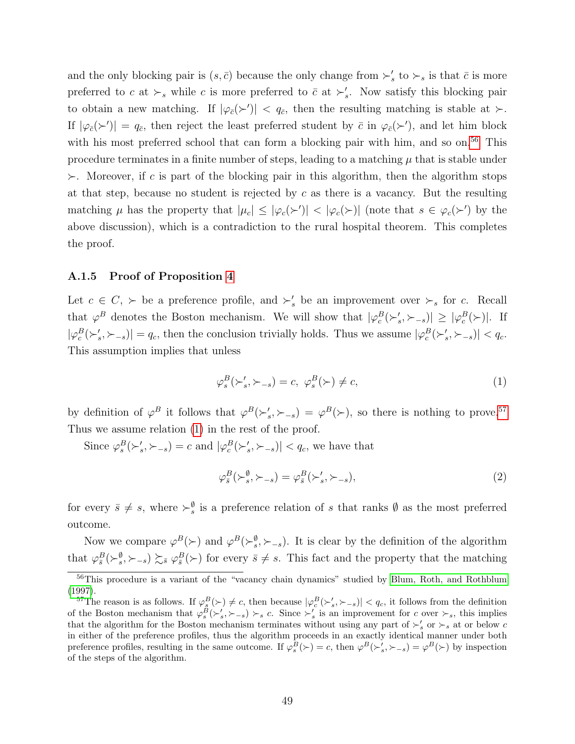and the only blocking pair is $(s, \bar{c})$ because the only change from $\succ'_s$ to $\succ_s$ is that $\bar{c}$ is more preferred to $c$ at $\succ_s$ while $c$ is more preferred to $\bar{c}$ at $\succ'_s$. Now satisfy this blocking pair to obtain a new matching. If $|\varphi_{\bar{c}}(\succ')| < q_{\bar{c}}$, then the resulting matching is stable at $\succ$. If $|\varphi_{\bar{c}}(\succ')| = q_{\bar{c}}$, then reject the least preferred student by $\bar{c}$ in $\varphi_{\bar{c}}(\succ')$, and let him block with his most preferred school that can form a blocking pair with him, and so on.[56] This procedure terminates in a finite number of steps, leading to a matching $\mu$ that is stable under $\succ$. Moreover, if $c$ is part of the blocking pair in this algorithm, then the algorithm stops at that step, because no student is rejected by $c$ as there is a vacancy. But the resulting matching $\mu$ has the property that $|\mu_c| \leq |\varphi_c(\succ')| < |\varphi_c(\succ)|$ (note that $s \in \varphi_c(\succ')$ by the above discussion), which is a contradiction to the rural hospital theorem. This completes the proof.

### A.1.5 Proof of Proposition 4

Let $c \in C$, $\succ$ be a preference profile, and $\succ'_s$ be an improvement over $\succ_s$ for $c$. Recall that $\varphi^B$ denotes the Boston mechanism. We will show that $|\varphi^B_c(\succ'_s, \succ_{-s})| \geq |\varphi^B_c(\succ)|$. If $|\varphi^B_c(\succ'_s, \succ_{-s})| = q_c$, then the conclusion trivially holds. Thus we assume $|\varphi^B_c(\succ'_s, \succ_{-s})| < q_c$. This assumption implies that unless

$$\varphi^B_s(\succ'_s, \succ_{-s}) = c, \ \varphi^B_s(\succ) \neq c, \tag{1}$$

by definition of $\varphi^B$ it follows that $\varphi^B(\succ'_s, \succ_{-s}) = \varphi^B(\succ)$, so there is nothing to prove.[57] Thus we assume relation (1) in the rest of the proof.

Since $\varphi^B_s(\succ'_s, \succ_{-s}) = c$ and $|\varphi^B_c(\succ'_s, \succ_{-s})| < q_c$, we have that

$$\varphi^B_{\bar{s}}(\succ^{\emptyset}_s, \succ_{-s}) = \varphi^B_{\bar{s}}(\succ'_s, \succ_{-s}), \tag{2}$$

for every $\bar{s} \neq s$, where $\succ^{\emptyset}_s$ is a preference relation of $s$ that ranks $\emptyset$ as the most preferred outcome.

Now we compare $\varphi^B(\succ)$ and $\varphi^B(\succ^{\emptyset}_s, \succ_{-s})$. It is clear by the definition of the algorithm that $\varphi^B_{\bar{s}}(\succ^{\emptyset}_s, \succ_{-s}) \succsim_{\bar{s}} \varphi^B_{\bar{s}}(\succ)$ for every $\bar{s} \neq s$. This fact and the property that the matching

[56] This procedure is a variant of the "vacancy chain dynamics" studied by Blum, Roth, and Rothblum (1997).

[57] The reason is as follows. If $\varphi^B_s(\succ) \neq c$, then because $|\varphi^B_c(\succ'_s, \succ_{-s})| < q_c$, it follows from the definition of the Boston mechanism that $\varphi^B_s(\succ'_s, \succ_{-s}) \succ_s c$. Since $\succ'_s$ is an improvement for $c$ over $\succ_s$, this implies that the algorithm for the Boston mechanism terminates without using any part of $\succ'_s$ or $\succ_s$ at or below $c$ in either of the preference profiles, thus the algorithm proceeds in an exactly identical manner under both preference profiles, resulting in the same outcome. If $\varphi^B_s(\succ) = c$, then $\varphi^B(\succ'_s, \succ_{-s}) = \varphi^B(\succ)$ by inspection of the steps of the algorithm.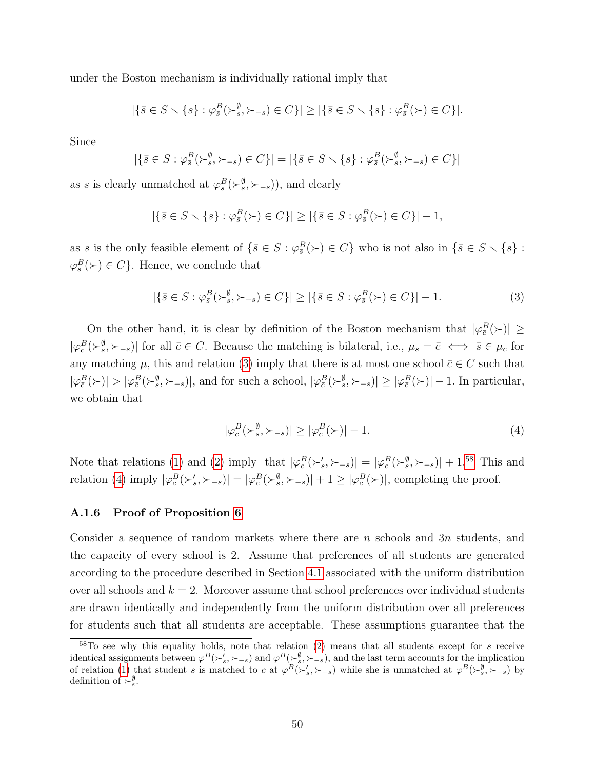under the Boston mechanism is individually rational imply that

$$|\{\bar{s} \in S \setminus \{s\} : \varphi^B_{\bar{s}}(\succ^\emptyset_s, \succ_{-s}) \in C\}| \geq |\{\bar{s} \in S \setminus \{s\} : \varphi^B_{\bar{s}}(\succ) \in C\}|.$$

Since

$$|\{\bar{s} \in S : \varphi^B_{\bar{s}}(\succ^\emptyset_s, \succ_{-s}) \in C\}| = |\{\bar{s} \in S \setminus \{s\} : \varphi^B_{\bar{s}}(\succ^\emptyset_s, \succ_{-s}) \in C\}|$$

as $s$ is clearly unmatched at $\varphi^B_{\bar{s}}(\succ^\emptyset_s, \succ_{-s})$), and clearly

$$|\{\bar{s} \in S \setminus \{s\} : \varphi^B_{\bar{s}}(\succ) \in C\}| \geq |\{\bar{s} \in S : \varphi^B_{\bar{s}}(\succ) \in C\}| - 1,$$

as $s$ is the only feasible element of $\{\bar{s} \in S : \varphi^B_{\bar{s}}(\succ) \in C\}$ who is not also in $\{\bar{s} \in S \setminus \{s\} : \varphi^B_{\bar{s}}(\succ) \in C\}$. Hence, we conclude that

$$|\{\bar{s} \in S : \varphi^B_{\bar{s}}(\succ^\emptyset_s, \succ_{-s}) \in C\}| \geq |\{\bar{s} \in S : \varphi^B_{\bar{s}}(\succ) \in C\}| - 1. \tag{3}$$

On the other hand, it is clear by definition of the Boston mechanism that $|\varphi^B_{\bar{c}}(\succ)| \geq |\varphi^B_{\bar{c}}(\succ^\emptyset_s, \succ_{-s})|$ for all $\bar{c} \in C$. Because the matching is bilateral, i.e., $\mu_{\bar{s}} = \bar{c} \iff \bar{s} \in \mu_{\bar{c}}$ for any matching $\mu$, this and relation (3) imply that there is at most one school $\bar{c} \in C$ such that $|\varphi^B_{\bar{c}}(\succ)| > |\varphi^B_{\bar{c}}(\succ^\emptyset_s, \succ_{-s})|$, and for such a school, $|\varphi^B_{\bar{c}}(\succ^\emptyset_s, \succ_{-s})| \geq |\varphi^B_{\bar{c}}(\succ)| - 1$. In particular, we obtain that

$$|\varphi^B_c(\succ^\emptyset_s, \succ_{-s})| \geq |\varphi^B_c(\succ)| - 1. \tag{4}$$

Note that relations (1) and (2) imply that $|\varphi^B_c(\succ'_s, \succ_{-s})| = |\varphi^B_c(\succ^\emptyset_s, \succ_{-s})| + 1$.[58] This and relation (4) imply $|\varphi^B_c(\succ'_s, \succ_{-s})| = |\varphi^B_c(\succ^\emptyset_s, \succ_{-s})| + 1 \geq |\varphi^B_c(\succ)|$, completing the proof.

### A.1.6 Proof of Proposition 6

Consider a sequence of random markets where there are $n$ schools and $3n$ students, and the capacity of every school is 2. Assume that preferences of all students are generated according to the procedure described in Section 4.1 associated with the uniform distribution over all schools and $k = 2$. Moreover assume that school preferences over individual students are drawn identically and independently from the uniform distribution over all preferences for students such that all students are acceptable. These assumptions guarantee that the

[58] To see why this equality holds, note that relation (2) means that all students except for $s$ receive identical assignments between $\varphi^B(\succ'_s, \succ_{-s})$ and $\varphi^B(\succ^\emptyset_s, \succ_{-s})$, and the last term accounts for the implication of relation (1) that student $s$ is matched to $c$ at $\varphi^B(\succ'_s, \succ_{-s})$ while she is unmatched at $\varphi^B(\succ^\emptyset_s, \succ_{-s})$ by definition of $\succ^\emptyset_s$.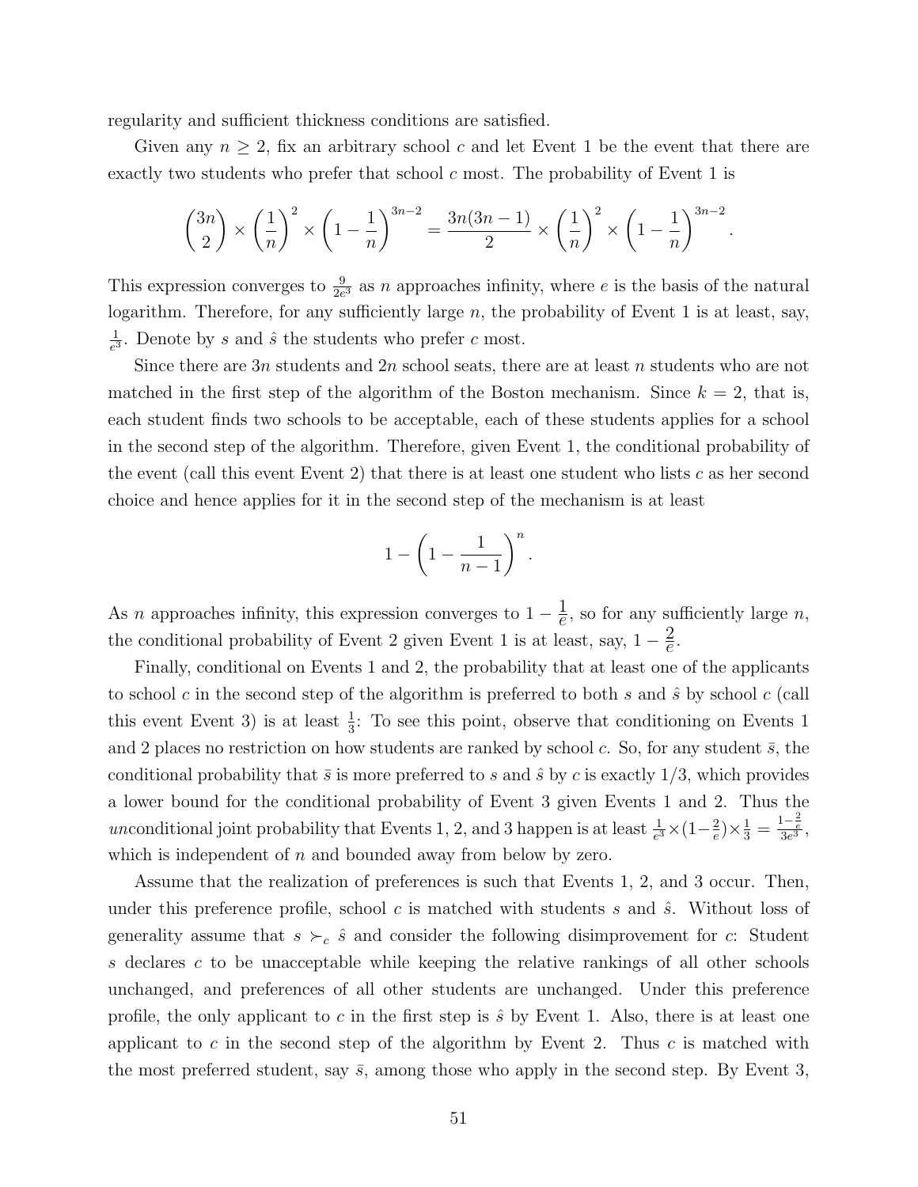regularity and sufficient thickness conditions are satisfied.

Given any $n \geq 2$, fix an arbitrary school $c$ and let Event 1 be the event that there are exactly two students who prefer that school $c$ most. The probability of Event 1 is

$$\binom{3n}{2} \times \left(\frac{1}{n}\right)^2 \times \left(1 - \frac{1}{n}\right)^{3n-2} = \frac{3n(3n-1)}{2} \times \left(\frac{1}{n}\right)^2 \times \left(1 - \frac{1}{n}\right)^{3n-2}.$$

This expression converges to $\frac{9}{2e^3}$ as $n$ approaches infinity, where $e$ is the basis of the natural logarithm. Therefore, for any sufficiently large $n$, the probability of Event 1 is at least, say, $\frac{1}{e^3}$. Denote by $s$ and $\hat{s}$ the students who prefer $c$ most.

Since there are $3n$ students and $2n$ school seats, there are at least $n$ students who are not matched in the first step of the algorithm of the Boston mechanism. Since $k = 2$, that is, each student finds two schools to be acceptable, each of these students applies for a school in the second step of the algorithm. Therefore, given Event 1, the conditional probability of the event (call this event Event 2) that there is at least one student who lists $c$ as her second choice and hence applies for it in the second step of the mechanism is at least

$$1 - \left(1 - \frac{1}{n-1}\right)^n.$$

As $n$ approaches infinity, this expression converges to $1 - \frac{1}{e}$, so for any sufficiently large $n$, the conditional probability of Event 2 given Event 1 is at least, say, $1 - \frac{2}{e}$.

Finally, conditional on Events 1 and 2, the probability that at least one of the applicants to school $c$ in the second step of the algorithm is preferred to both $s$ and $\hat{s}$ by school $c$ (call this event Event 3) is at least $\frac{1}{3}$: To see this point, observe that conditioning on Events 1 and 2 places no restriction on how students are ranked by school $c$. So, for any student $\bar{s}$, the conditional probability that $\bar{s}$ is more preferred to $s$ and $\hat{s}$ by $c$ is exactly $1/3$, which provides a lower bound for the conditional probability of Event 3 given Events 1 and 2. Thus the *un*conditional joint probability that Events 1, 2, and 3 happen is at least $\frac{1}{e^3} \times (1 - \frac{2}{e}) \times \frac{1}{3} = \frac{1 - \frac{2}{e}}{3e^3}$, which is independent of $n$ and bounded away from below by zero.

Assume that the realization of preferences is such that Events 1, 2, and 3 occur. Then, under this preference profile, school $c$ is matched with students $s$ and $\hat{s}$. Without loss of generality assume that $s \succ_c \hat{s}$ and consider the following disimprovement for $c$: Student $s$ declares $c$ to be unacceptable while keeping the relative rankings of all other schools unchanged, and preferences of all other students are unchanged. Under this preference profile, the only applicant to $c$ in the first step is $\hat{s}$ by Event 1. Also, there is at least one applicant to $c$ in the second step of the algorithm by Event 2. Thus $c$ is matched with the most preferred student, say $\bar{s}$, among those who apply in the second step. By Event 3,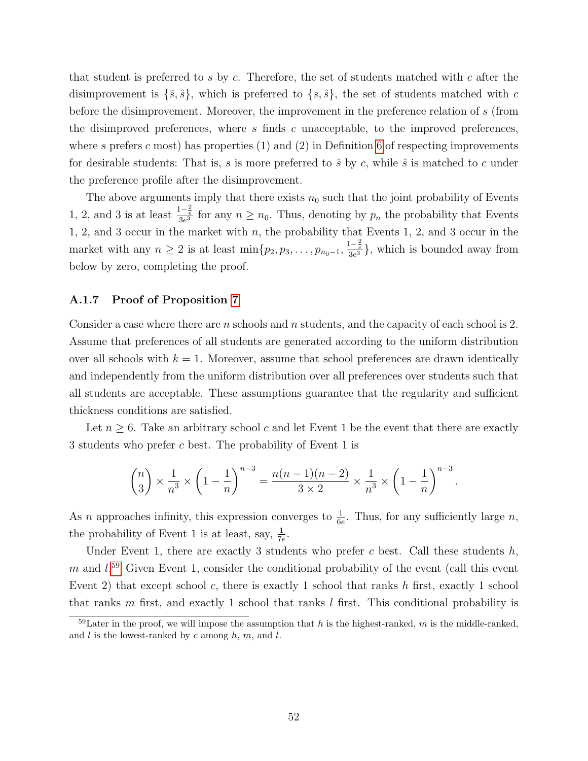that student is preferred to $s$ by $c$. Therefore, the set of students matched with $c$ after the disimprovement is $\{\bar{s}, \hat{s}\}$, which is preferred to $\{s, \hat{s}\}$, the set of students matched with $c$ before the disimprovement. Moreover, the improvement in the preference relation of $s$ (from the disimproved preferences, where $s$ finds $c$ unacceptable, to the improved preferences, where $s$ prefers $c$ most) has properties (1) and (2) in Definition 6 of respecting improvements for desirable students: That is, $s$ is more preferred to $\hat{s}$ by $c$, while $\hat{s}$ is matched to $c$ under the preference profile after the disimprovement.

The above arguments imply that there exists $n_0$ such that the joint probability of Events 1, 2, and 3 is at least $\frac{1-\frac{2}{e}}{3e^3}$ for any $n \geq n_0$. Thus, denoting by $p_n$ the probability that Events 1, 2, and 3 occur in the market with $n$, the probability that Events 1, 2, and 3 occur in the market with any $n \geq 2$ is at least $\min\{p_2, p_3, \ldots, p_{n_0-1}, \frac{1-\frac{2}{e}}{3e^3}\}$, which is bounded away from below by zero, completing the proof.

### A.1.7 Proof of Proposition 7

Consider a case where there are $n$ schools and $n$ students, and the capacity of each school is 2. Assume that preferences of all students are generated according to the uniform distribution over all schools with $k = 1$. Moreover, assume that school preferences are drawn identically and independently from the uniform distribution over all preferences over students such that all students are acceptable. These assumptions guarantee that the regularity and sufficient thickness conditions are satisfied.

Let $n \geq 6$. Take an arbitrary school $c$ and let Event 1 be the event that there are exactly 3 students who prefer $c$ best. The probability of Event 1 is

$$\binom{n}{3} \times \frac{1}{n^3} \times \left(1 - \frac{1}{n}\right)^{n-3} = \frac{n(n-1)(n-2)}{3 \times 2} \times \frac{1}{n^3} \times \left(1 - \frac{1}{n}\right)^{n-3}.$$

As $n$ approaches infinity, this expression converges to $\frac{1}{6e}$. Thus, for any sufficiently large $n$, the probability of Event 1 is at least, say, $\frac{1}{7e}$.

Under Event 1, there are exactly 3 students who prefer $c$ best. Call these students $h$, $m$ and $l$.[59] Given Event 1, consider the conditional probability of the event (call this event Event 2) that except school $c$, there is exactly 1 school that ranks $h$ first, exactly 1 school that ranks $m$ first, and exactly 1 school that ranks $l$ first. This conditional probability is

[59] Later in the proof, we will impose the assumption that $h$ is the highest-ranked, $m$ is the middle-ranked, and $l$ is the lowest-ranked by $c$ among $h$, $m$, and $l$.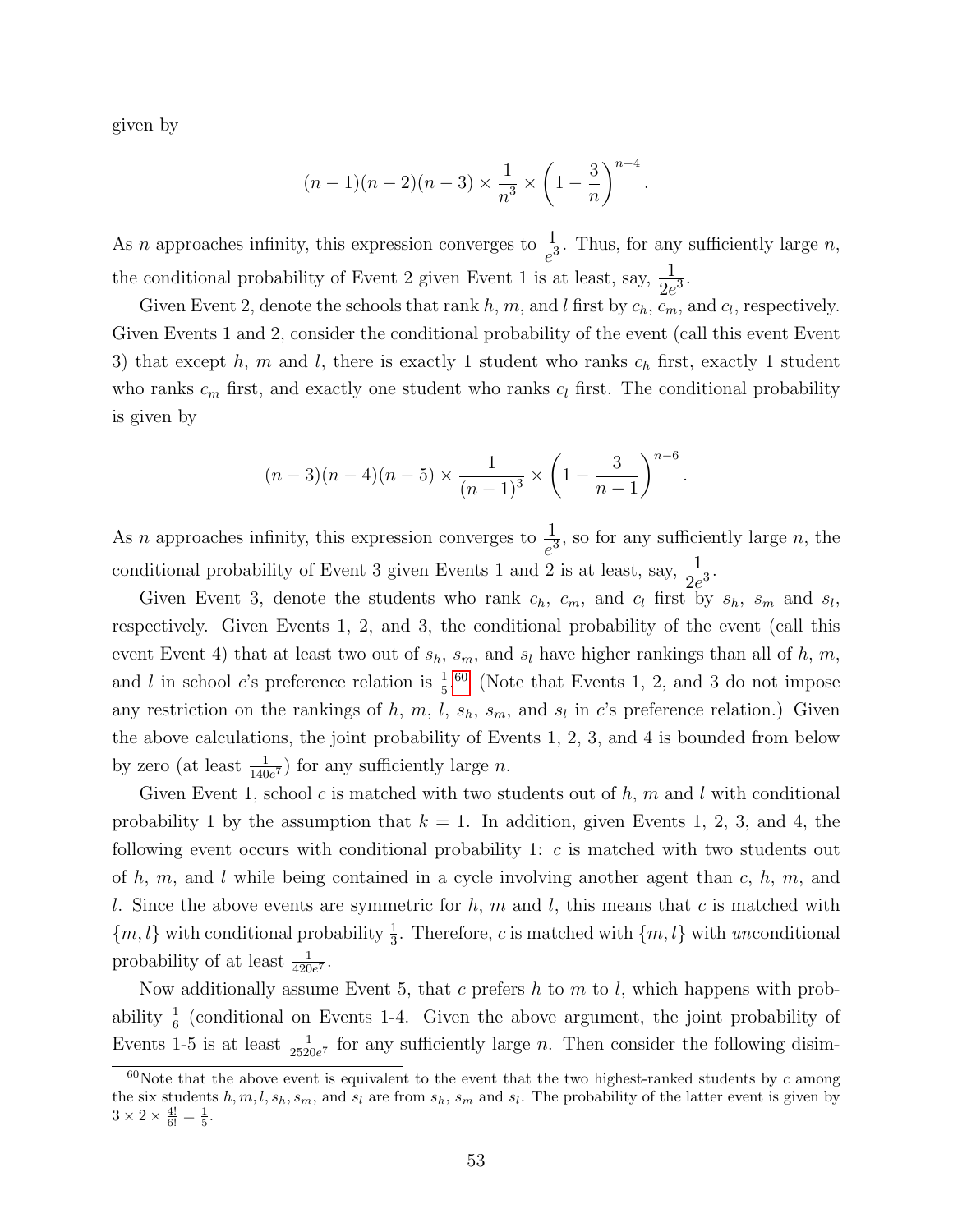given by

$$(n-1)(n-2)(n-3) \times \frac{1}{n^3} \times \left(1 - \frac{3}{n}\right)^{n-4}.$$

As $n$ approaches infinity, this expression converges to $\frac{1}{e^3}$. Thus, for any sufficiently large $n$, the conditional probability of Event 2 given Event 1 is at least, say, $\frac{1}{2e^3}$.

Given Event 2, denote the schools that rank $h$, $m$, and $l$ first by $c_h$, $c_m$, and $c_l$, respectively. Given Events 1 and 2, consider the conditional probability of the event (call this event Event 3) that except $h$, $m$ and $l$, there is exactly 1 student who ranks $c_h$ first, exactly 1 student who ranks $c_m$ first, and exactly one student who ranks $c_l$ first. The conditional probability is given by

$$(n-3)(n-4)(n-5) \times \frac{1}{(n-1)^3} \times \left(1 - \frac{3}{n-1}\right)^{n-6}.$$

As $n$ approaches infinity, this expression converges to $\frac{1}{e^3}$, so for any sufficiently large $n$, the conditional probability of Event 3 given Events 1 and 2 is at least, say, $\frac{1}{2e^3}$.

Given Event 3, denote the students who rank $c_h$, $c_m$, and $c_l$ first by $s_h$, $s_m$ and $s_l$, respectively. Given Events 1, 2, and 3, the conditional probability of the event (call this event Event 4) that at least two out of $s_h$, $s_m$, and $s_l$ have higher rankings than all of $h$, $m$, and $l$ in school $c$'s preference relation is $\frac{1}{5}$.[60] (Note that Events 1, 2, and 3 do not impose any restriction on the rankings of $h$, $m$, $l$, $s_h$, $s_m$, and $s_l$ in $c$'s preference relation.) Given the above calculations, the joint probability of Events 1, 2, 3, and 4 is bounded from below by zero (at least $\frac{1}{140e^7}$) for any sufficiently large $n$.

Given Event 1, school $c$ is matched with two students out of $h$, $m$ and $l$ with conditional probability 1 by the assumption that $k = 1$. In addition, given Events 1, 2, 3, and 4, the following event occurs with conditional probability 1: $c$ is matched with two students out of $h$, $m$, and $l$ while being contained in a cycle involving another agent than $c$, $h$, $m$, and $l$. Since the above events are symmetric for $h$, $m$ and $l$, this means that $c$ is matched with $\{m, l\}$ with conditional probability $\frac{1}{3}$. Therefore, $c$ is matched with $\{m, l\}$ with *un*conditional probability of at least $\frac{1}{420e^7}$.

Now additionally assume Event 5, that $c$ prefers $h$ to $m$ to $l$, which happens with probability $\frac{1}{6}$ (conditional on Events 1-4. Given the above argument, the joint probability of Events 1-5 is at least $\frac{1}{2520e^7}$ for any sufficiently large $n$. Then consider the following disim-

[60] Note that the above event is equivalent to the event that the two highest-ranked students by $c$ among the six students $h, m, l, s_h, s_m$, and $s_l$ are from $s_h$, $s_m$ and $s_l$. The probability of the latter event is given by $3 \times 2 \times \frac{4!}{6!} = \frac{1}{5}$.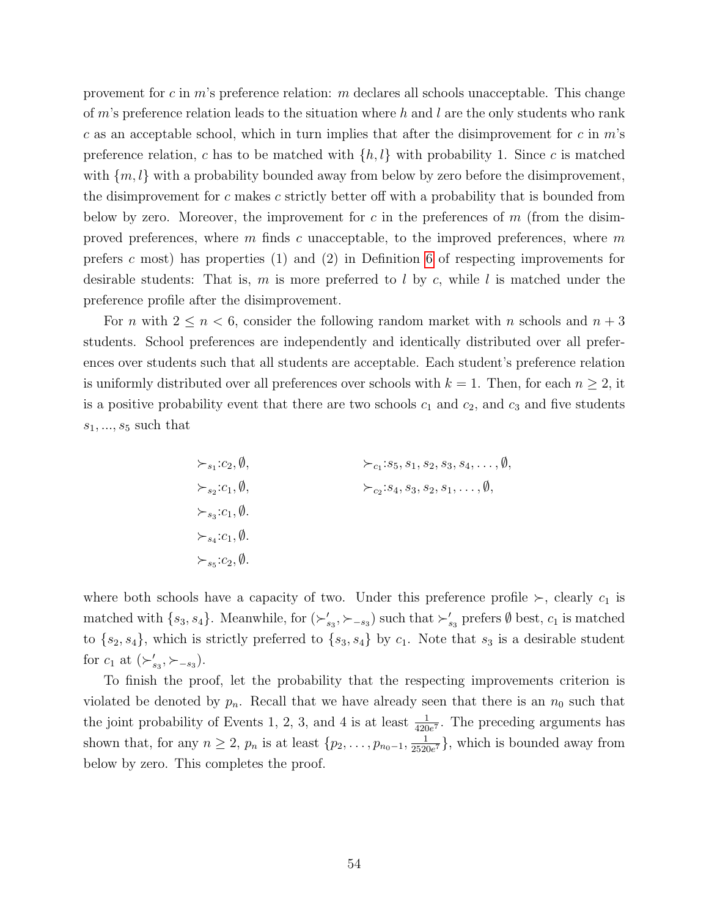provement for $c$ in $m$'s preference relation: $m$ declares all schools unacceptable. This change of $m$'s preference relation leads to the situation where $h$ and $l$ are the only students who rank $c$ as an acceptable school, which in turn implies that after the disimprovement for $c$ in $m$'s preference relation, $c$ has to be matched with $\{h, l\}$ with probability 1. Since $c$ is matched with $\{m, l\}$ with a probability bounded away from below by zero before the disimprovement, the disimprovement for $c$ makes $c$ strictly better off with a probability that is bounded from below by zero. Moreover, the improvement for $c$ in the preferences of $m$ (from the disimproved preferences, where $m$ finds $c$ unacceptable, to the improved preferences, where $m$ prefers $c$ most) has properties (1) and (2) in Definition 6 of respecting improvements for desirable students: That is, $m$ is more preferred to $l$ by $c$, while $l$ is matched under the preference profile after the disimprovement.

For $n$ with $2 \leq n < 6$, consider the following random market with $n$ schools and $n+3$ students. School preferences are independently and identically distributed over all preferences over students such that all students are acceptable. Each student's preference relation is uniformly distributed over all preferences over schools with $k = 1$. Then, for each $n \geq 2$, it is a positive probability event that there are two schools $c_1$ and $c_2$, and $c_3$ and five students $s_1, ..., s_5$ such that

$$
\begin{aligned}
&\succ_{s_1}: c_2, \emptyset, && \succ_{c_1}: s_5, s_1, s_2, s_3, s_4, \ldots, \emptyset, \\
&\succ_{s_2}: c_1, \emptyset, && \succ_{c_2}: s_4, s_3, s_2, s_1, \ldots, \emptyset, \\
&\succ_{s_3}: c_1, \emptyset. && \\
&\succ_{s_4}: c_1, \emptyset. && \\
&\succ_{s_5}: c_2, \emptyset. &&
\end{aligned}
$$

where both schools have a capacity of two. Under this preference profile $\succ$, clearly $c_1$ is matched with $\{s_3, s_4\}$. Meanwhile, for $(\succ'_{s_3}, \succ_{-s_3})$ such that $\succ'_{s_3}$ prefers $\emptyset$ best, $c_1$ is matched to $\{s_2, s_4\}$, which is strictly preferred to $\{s_3, s_4\}$ by $c_1$. Note that $s_3$ is a desirable student for $c_1$ at $(\succ'_{s_3}, \succ_{-s_3})$.

To finish the proof, let the probability that the respecting improvements criterion is violated be denoted by $p_n$. Recall that we have already seen that there is an $n_0$ such that the joint probability of Events 1, 2, 3, and 4 is at least $\frac{1}{420e^7}$. The preceding arguments has shown that, for any $n \geq 2$, $p_n$ is at least $\{p_2, \ldots, p_{n_0-1}, \frac{1}{2520e^7}\}$, which is bounded away from below by zero. This completes the proof.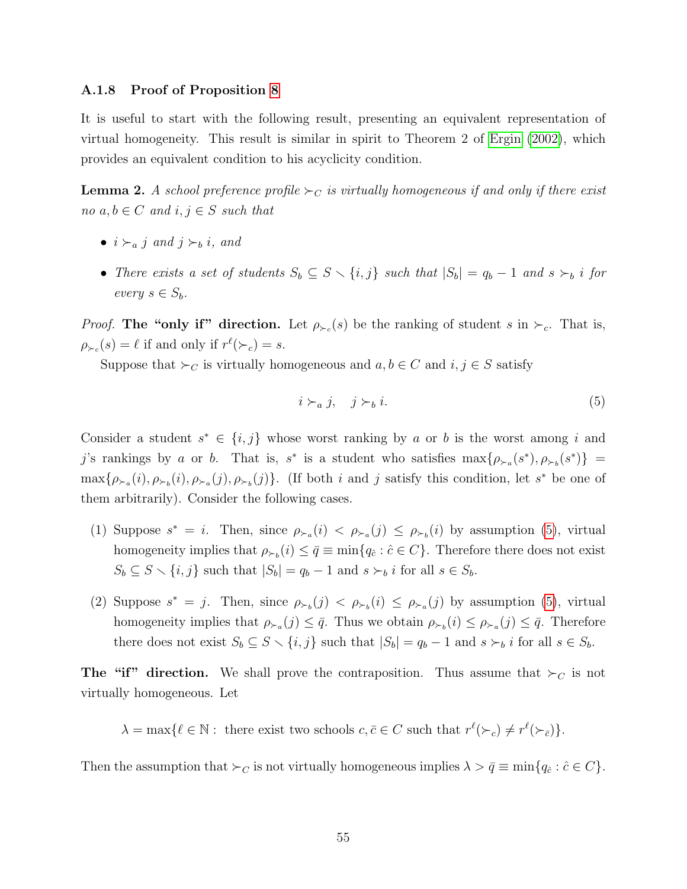### A.1.8 Proof of Proposition 8

It is useful to start with the following result, presenting an equivalent representation of virtual homogeneity. This result is similar in spirit to Theorem 2 of Ergin (2002), which provides an equivalent condition to his acyclicity condition.

**Lemma 2.** *A school preference profile $\succ_C$ is virtually homogeneous if and only if there exist no $a, b \in C$ and $i, j \in S$ such that*

- *$i \succ_a j$ and $j \succ_b i$, and*
- *There exists a set of students $S_b \subseteq S \setminus \{i, j\}$ such that $|S_b| = q_b - 1$ and $s \succ_b i$ for every $s \in S_b$.*

*Proof.* **The "only if" direction.** Let $\rho_{\succ_c}(s)$ be the ranking of student $s$ in $\succ_c$. That is, $\rho_{\succ_c}(s) = \ell$ if and only if $r^\ell(\succ_c) = s$.

Suppose that $\succ_C$ is virtually homogeneous and $a, b \in C$ and $i, j \in S$ satisfy

$$i \succ_a j, \quad j \succ_b i. \tag{5}$$

Consider a student $s^* \in \{i, j\}$ whose worst ranking by $a$ or $b$ is the worst among $i$ and $j$'s rankings by $a$ or $b$. That is, $s^*$ is a student who satisfies $\max\{\rho_{\succ_a}(s^*), \rho_{\succ_b}(s^*)\} = \max\{\rho_{\succ_a}(i), \rho_{\succ_b}(i), \rho_{\succ_a}(j), \rho_{\succ_b}(j)\}$. (If both $i$ and $j$ satisfy this condition, let $s^*$ be one of them arbitrarily). Consider the following cases.

(1) Suppose $s^* = i$. Then, since $\rho_{\succ_a}(i) < \rho_{\succ_a}(j) \leq \rho_{\succ_b}(i)$ by assumption (5), virtual homogeneity implies that $\rho_{\succ_b}(i) \leq \bar{q} \equiv \min\{q_{\hat{c}} : \hat{c} \in C\}$. Therefore there does not exist $S_b \subseteq S \setminus \{i, j\}$ such that $|S_b| = q_b - 1$ and $s \succ_b i$ for all $s \in S_b$.

(2) Suppose $s^* = j$. Then, since $\rho_{\succ_b}(j) < \rho_{\succ_b}(i) \leq \rho_{\succ_a}(j)$ by assumption (5), virtual homogeneity implies that $\rho_{\succ_a}(j) \leq \bar{q}$. Thus we obtain $\rho_{\succ_b}(i) \leq \rho_{\succ_a}(j) \leq \bar{q}$. Therefore there does not exist $S_b \subseteq S \setminus \{i, j\}$ such that $|S_b| = q_b - 1$ and $s \succ_b i$ for all $s \in S_b$.

**The "if" direction.** We shall prove the contraposition. Thus assume that $\succ_C$ is not virtually homogeneous. Let

$$\lambda = \max\{\ell \in \mathbb{N} : \text{ there exist two schools } c, \bar{c} \in C \text{ such that } r^\ell(\succ_c) \neq r^\ell(\succ_{\bar{c}})\}.$$

Then the assumption that $\succ_C$ is not virtually homogeneous implies $\lambda > \bar{q} \equiv \min\{q_{\hat{c}} : \hat{c} \in C\}$.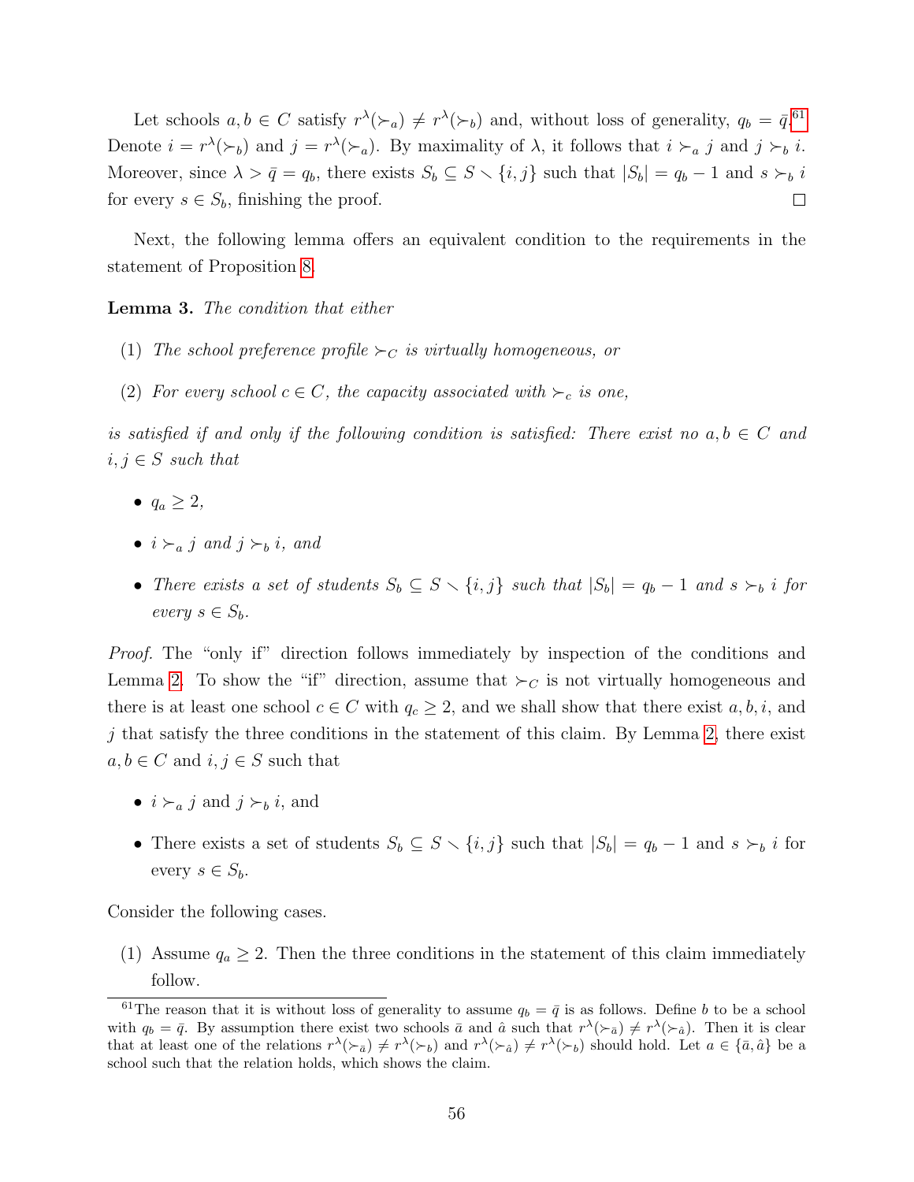Let schools $a, b \in C$ satisfy $r^\lambda(\succ_a) \neq r^\lambda(\succ_b)$ and, without loss of generality, $q_b = \bar{q}$.[61] Denote $i = r^\lambda(\succ_b)$ and $j = r^\lambda(\succ_a)$. By maximality of $\lambda$, it follows that $i \succ_a j$ and $j \succ_b i$. Moreover, since $\lambda > \bar{q} = q_b$, there exists $S_b \subseteq S \setminus \{i, j\}$ such that $|S_b| = q_b - 1$ and $s \succ_b i$ for every $s \in S_b$, finishing the proof. □

Next, the following lemma offers an equivalent condition to the requirements in the statement of Proposition 8.

**Lemma 3.** *The condition that either*

(1) *The school preference profile $\succ_C$ is virtually homogeneous, or*

(2) *For every school $c \in C$, the capacity associated with $\succ_c$ is one,*

*is satisfied if and only if the following condition is satisfied: There exist no $a, b \in C$ and $i, j \in S$ such that*

- $q_a \geq 2$,
- *$i \succ_a j$ and $j \succ_b i$, and*
- *There exists a set of students $S_b \subseteq S \setminus \{i, j\}$ such that $|S_b| = q_b - 1$ and $s \succ_b i$ for every $s \in S_b$.*

*Proof.* The "only if" direction follows immediately by inspection of the conditions and Lemma 2. To show the "if" direction, assume that $\succ_C$ is not virtually homogeneous and there is at least one school $c \in C$ with $q_c \geq 2$, and we shall show that there exist $a, b, i$, and $j$ that satisfy the three conditions in the statement of this claim. By Lemma 2, there exist $a, b \in C$ and $i, j \in S$ such that

- $i \succ_a j$ and $j \succ_b i$, and
- There exists a set of students $S_b \subseteq S \setminus \{i, j\}$ such that $|S_b| = q_b - 1$ and $s \succ_b i$ for every $s \in S_b$.

Consider the following cases.

(1) Assume $q_a \geq 2$. Then the three conditions in the statement of this claim immediately follow.

[61] The reason that it is without loss of generality to assume $q_b = \bar{q}$ is as follows. Define $b$ to be a school with $q_b = \bar{q}$. By assumption there exist two schools $\bar{a}$ and $\hat{a}$ such that $r^\lambda(\succ_{\bar{a}}) \neq r^\lambda(\succ_{\hat{a}})$. Then it is clear that at least one of the relations $r^\lambda(\succ_{\bar{a}}) \neq r^\lambda(\succ_b)$ and $r^\lambda(\succ_{\hat{a}}) \neq r^\lambda(\succ_b)$ should hold. Let $a \in \{\bar{a}, \hat{a}\}$ be a school such that the relation holds, which shows the claim.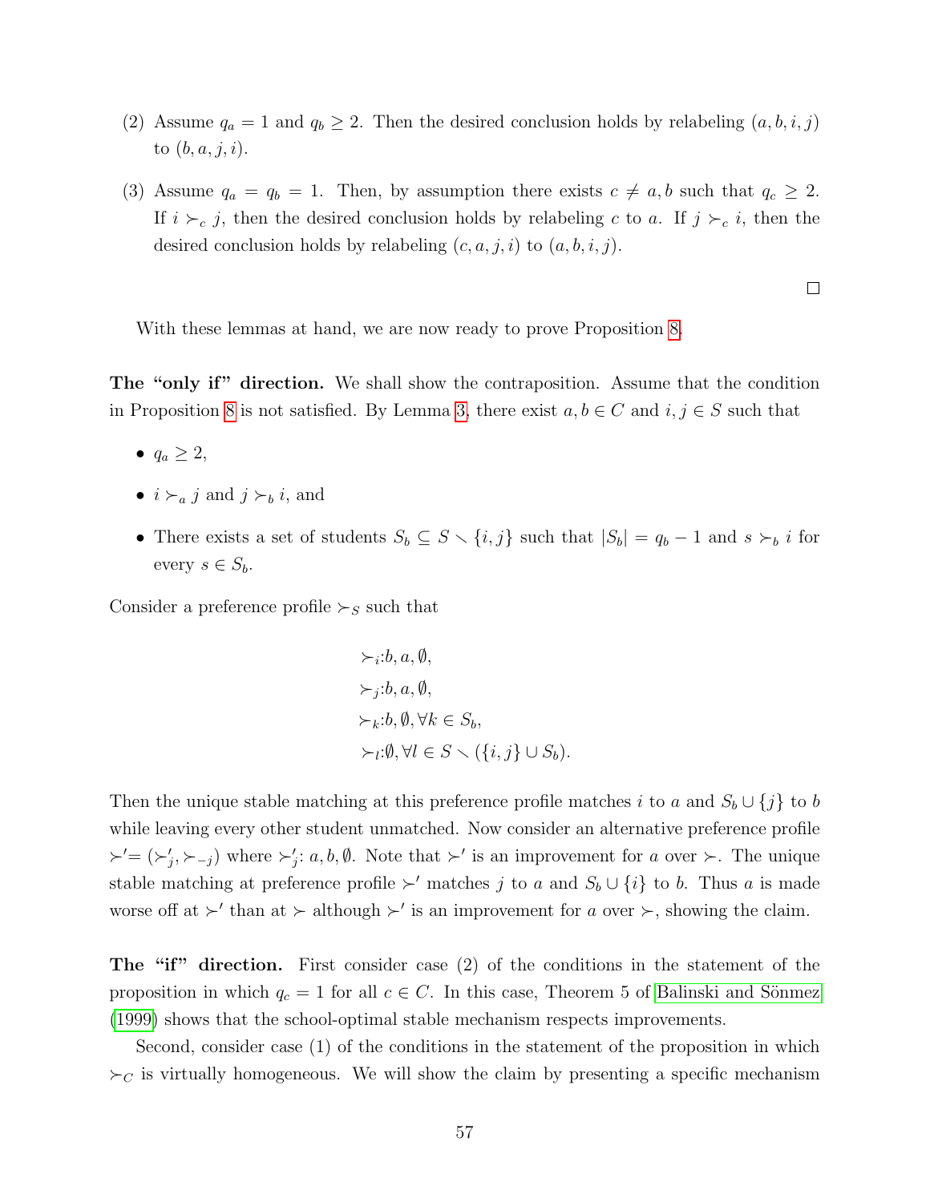(2) Assume $q_a = 1$ and $q_b \geq 2$. Then the desired conclusion holds by relabeling $(a, b, i, j)$ to $(b, a, j, i)$.

(3) Assume $q_a = q_b = 1$. Then, by assumption there exists $c \neq a, b$ such that $q_c \geq 2$. If $i \succ_c j$, then the desired conclusion holds by relabeling $c$ to $a$. If $j \succ_c i$, then the desired conclusion holds by relabeling $(c, a, j, i)$ to $(a, b, i, j)$.

□

With these lemmas at hand, we are now ready to prove Proposition 8.

**The "only if" direction.** We shall show the contraposition. Assume that the condition in Proposition 8 is not satisfied. By Lemma 3, there exist $a, b \in C$ and $i, j \in S$ such that

- $q_a \geq 2$,
- $i \succ_a j$ and $j \succ_b i$, and
- There exists a set of students $S_b \subseteq S \setminus \{i, j\}$ such that $|S_b| = q_b - 1$ and $s \succ_b i$ for every $s \in S_b$.

Consider a preference profile $\succ_S$ such that

$$
\begin{aligned}
&\succ_i: b, a, \emptyset, \\
&\succ_j: b, a, \emptyset, \\
&\succ_k: b, \emptyset, \forall k \in S_b, \\
&\succ_l: \emptyset, \forall l \in S \setminus (\{i, j\} \cup S_b).
\end{aligned}
$$

Then the unique stable matching at this preference profile matches $i$ to $a$ and $S_b \cup \{j\}$ to $b$ while leaving every other student unmatched. Now consider an alternative preference profile $\succ' = (\succ'_j, \succ_{-j})$ where $\succ'_j$: $a, b, \emptyset$. Note that $\succ'$ is an improvement for $a$ over $\succ$. The unique stable matching at preference profile $\succ'$ matches $j$ to $a$ and $S_b \cup \{i\}$ to $b$. Thus $a$ is made worse off at $\succ'$ than at $\succ$ although $\succ'$ is an improvement for $a$ over $\succ$, showing the claim.

**The "if" direction.** First consider case (2) of the conditions in the statement of the proposition in which $q_c = 1$ for all $c \in C$. In this case, Theorem 5 of Balinski and Sönmez (1999) shows that the school-optimal stable mechanism respects improvements.

Second, consider case (1) of the conditions in the statement of the proposition in which $\succ_C$ is virtually homogeneous. We will show the claim by presenting a specific mechanism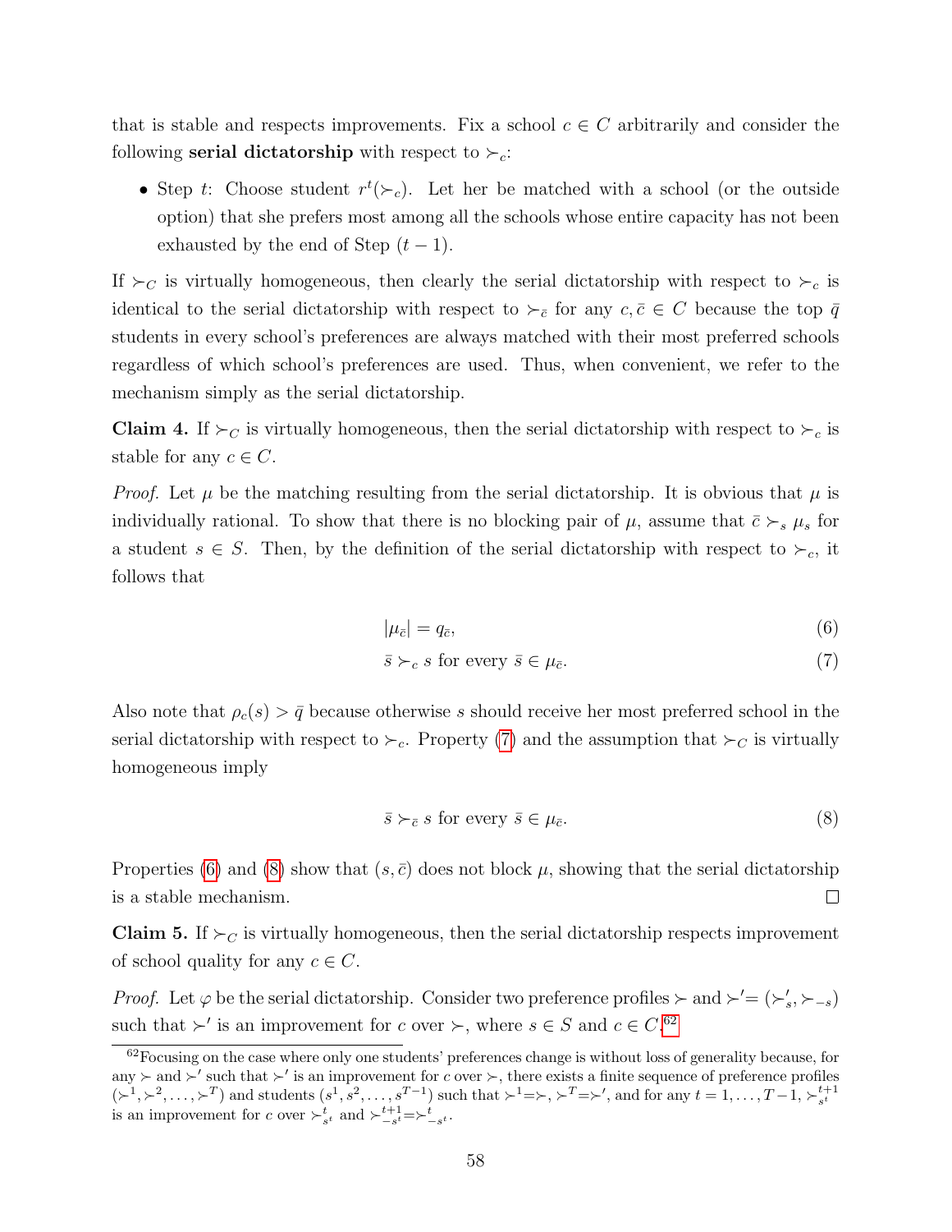that is stable and respects improvements. Fix a school $c \in C$ arbitrarily and consider the following **serial dictatorship** with respect to $\succ_c$:

- Step $t$: Choose student $r^t(\succ_c)$. Let her be matched with a school (or the outside option) that she prefers most among all the schools whose entire capacity has not been exhausted by the end of Step $(t-1)$.

If $\succ_C$ is virtually homogeneous, then clearly the serial dictatorship with respect to $\succ_c$ is identical to the serial dictatorship with respect to $\succ_{\bar{c}}$ for any $c, \bar{c} \in C$ because the top $\bar{q}$ students in every school's preferences are always matched with their most preferred schools regardless of which school's preferences are used. Thus, when convenient, we refer to the mechanism simply as the serial dictatorship.

**Claim 4.** If $\succ_C$ is virtually homogeneous, then the serial dictatorship with respect to $\succ_c$ is stable for any $c \in C$.

*Proof.* Let $\mu$ be the matching resulting from the serial dictatorship. It is obvious that $\mu$ is individually rational. To show that there is no blocking pair of $\mu$, assume that $\bar{c} \succ_s \mu_s$ for a student $s \in S$. Then, by the definition of the serial dictatorship with respect to $\succ_c$, it follows that

$$|\mu_{\bar{c}}| = q_{\bar{c}}, \tag{6}$$

$$\bar{s} \succ_c s \text{ for every } \bar{s} \in \mu_{\bar{c}}. \tag{7}$$

Also note that $\rho_c(s) > \bar{q}$ because otherwise $s$ should receive her most preferred school in the serial dictatorship with respect to $\succ_c$. Property (7) and the assumption that $\succ_C$ is virtually homogeneous imply

$$\bar{s} \succ_{\bar{c}} s \text{ for every } \bar{s} \in \mu_{\bar{c}}. \tag{8}$$

Properties (6) and (8) show that $(s, \bar{c})$ does not block $\mu$, showing that the serial dictatorship is a stable mechanism. $\square$

**Claim 5.** If $\succ_C$ is virtually homogeneous, then the serial dictatorship respects improvement of school quality for any $c \in C$.

*Proof.* Let $\varphi$ be the serial dictatorship. Consider two preference profiles $\succ$ and $\succ' = (\succ'_s, \succ_{-s})$ such that $\succ'$ is an improvement for $c$ over $\succ$, where $s \in S$ and $c \in C$.[62]

[62] Focusing on the case where only one students' preferences change is without loss of generality because, for any $\succ$ and $\succ'$ such that $\succ'$ is an improvement for $c$ over $\succ$, there exists a finite sequence of preference profiles $(\succ^1, \succ^2, \ldots, \succ^T)$ and students $(s^1, s^2, \ldots, s^{T-1})$ such that $\succ^1 = \succ$, $\succ^T = \succ'$, and for any $t = 1, \ldots, T-1$, $\succ^{t+1}_{s^t}$ is an improvement for $c$ over $\succ^t_{s^t}$ and $\succ^{t+1}_{-s^t} = \succ^t_{-s^t}$.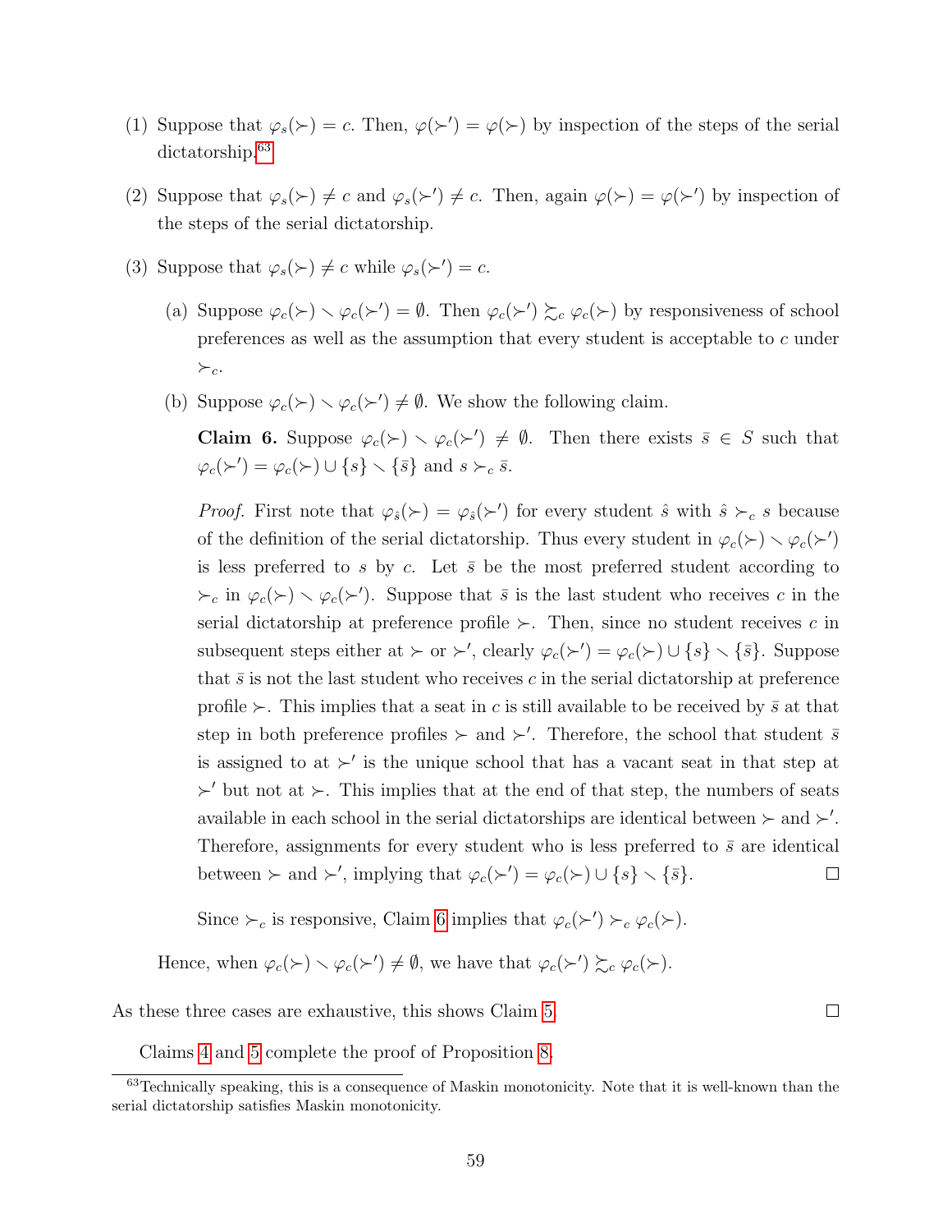(1) Suppose that $\varphi_s(\succ) = c$. Then, $\varphi(\succ') = \varphi(\succ)$ by inspection of the steps of the serial dictatorship.[63]

(2) Suppose that $\varphi_s(\succ) \neq c$ and $\varphi_s(\succ') \neq c$. Then, again $\varphi(\succ) = \varphi(\succ')$ by inspection of the steps of the serial dictatorship.

(3) Suppose that $\varphi_s(\succ) \neq c$ while $\varphi_s(\succ') = c$.

   (a) Suppose $\varphi_c(\succ) \setminus \varphi_c(\succ') = \emptyset$. Then $\varphi_c(\succ') \succsim_c \varphi_c(\succ)$ by responsiveness of school preferences as well as the assumption that every student is acceptable to $c$ under $\succ_c$.

   (b) Suppose $\varphi_c(\succ) \setminus \varphi_c(\succ') \neq \emptyset$. We show the following claim.

   **Claim 6.** Suppose $\varphi_c(\succ) \setminus \varphi_c(\succ') \neq \emptyset$. Then there exists $\bar{s} \in S$ such that $\varphi_c(\succ') = \varphi_c(\succ) \cup \{s\} \setminus \{\bar{s}\}$ and $s \succ_c \bar{s}$.

   *Proof.* First note that $\varphi_{\hat{s}}(\succ) = \varphi_{\hat{s}}(\succ')$ for every student $\hat{s}$ with $\hat{s} \succ_c s$ because of the definition of the serial dictatorship. Thus every student in $\varphi_c(\succ) \setminus \varphi_c(\succ')$ is less preferred to $s$ by $c$. Let $\bar{s}$ be the most preferred student according to $\succ_c$ in $\varphi_c(\succ) \setminus \varphi_c(\succ')$. Suppose that $\bar{s}$ is the last student who receives $c$ in the serial dictatorship at preference profile $\succ$. Then, since no student receives $c$ in subsequent steps either at $\succ$ or $\succ'$, clearly $\varphi_c(\succ') = \varphi_c(\succ) \cup \{s\} \setminus \{\bar{s}\}$. Suppose that $\bar{s}$ is not the last student who receives $c$ in the serial dictatorship at preference profile $\succ$. This implies that a seat in $c$ is still available to be received by $\bar{s}$ at that step in both preference profiles $\succ$ and $\succ'$. Therefore, the school that student $\bar{s}$ is assigned to at $\succ'$ is the unique school that has a vacant seat in that step at $\succ'$ but not at $\succ$. This implies that at the end of that step, the numbers of seats available in each school in the serial dictatorships are identical between $\succ$ and $\succ'$. Therefore, assignments for every student who is less preferred to $\bar{s}$ are identical between $\succ$ and $\succ'$, implying that $\varphi_c(\succ') = \varphi_c(\succ) \cup \{s\} \setminus \{\bar{s}\}$. □

   Since $\succ_c$ is responsive, Claim 6 implies that $\varphi_c(\succ') \succ_c \varphi_c(\succ)$.

   Hence, when $\varphi_c(\succ) \setminus \varphi_c(\succ') \neq \emptyset$, we have that $\varphi_c(\succ') \succsim_c \varphi_c(\succ)$.

As these three cases are exhaustive, this shows Claim 5. □

Claims 4 and 5 complete the proof of Proposition 8.

[63] Technically speaking, this is a consequence of Maskin monotonicity. Note that it is well-known than the serial dictatorship satisfies Maskin monotonicity.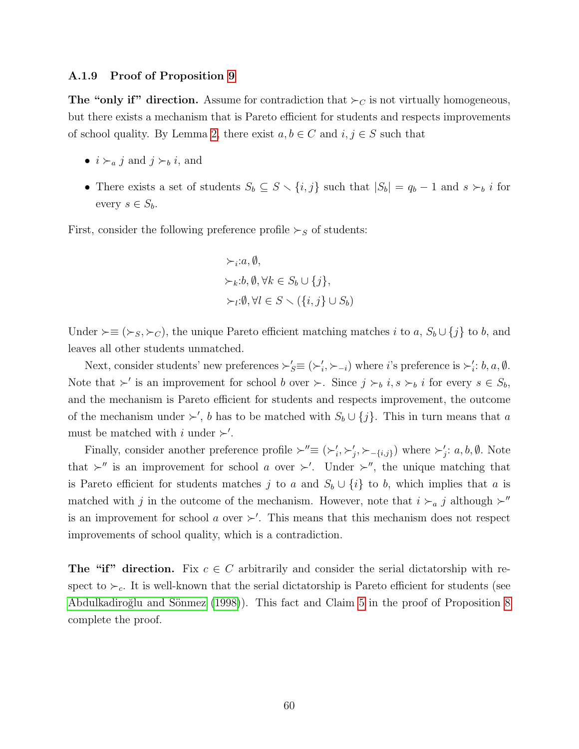### A.1.9 Proof of Proposition 9

**The "only if" direction.** Assume for contradiction that $\succ_C$ is not virtually homogeneous, but there exists a mechanism that is Pareto efficient for students and respects improvements of school quality. By Lemma 2, there exist $a, b \in C$ and $i, j \in S$ such that

- $i \succ_a j$ and $j \succ_b i$, and
- There exists a set of students $S_b \subseteq S \setminus \{i, j\}$ such that $|S_b| = q_b - 1$ and $s \succ_b i$ for every $s \in S_b$.

First, consider the following preference profile $\succ_S$ of students:

$$\begin{aligned}
&\succ_i : a, \emptyset, \\
&\succ_k : b, \emptyset, \forall k \in S_b \cup \{j\}, \\
&\succ_l : \emptyset, \forall l \in S \setminus (\{i, j\} \cup S_b)
\end{aligned}$$

Under $\succ \equiv (\succ_S, \succ_C)$, the unique Pareto efficient matching matches $i$ to $a$, $S_b \cup \{j\}$ to $b$, and leaves all other students unmatched.

Next, consider students' new preferences $\succ'_S \equiv (\succ'_i, \succ_{-i})$ where $i$'s preference is $\succ'_i$: $b, a, \emptyset$. Note that $\succ'$ is an improvement for school $b$ over $\succ$. Since $j \succ_b i, s \succ_b i$ for every $s \in S_b$, and the mechanism is Pareto efficient for students and respects improvement, the outcome of the mechanism under $\succ'$, $b$ has to be matched with $S_b \cup \{j\}$. This in turn means that $a$ must be matched with $i$ under $\succ'$.

Finally, consider another preference profile $\succ'' \equiv (\succ'_i, \succ'_j, \succ_{-\{i,j\}})$ where $\succ'_j$: $a, b, \emptyset$. Note that $\succ''$ is an improvement for school $a$ over $\succ'$. Under $\succ''$, the unique matching that is Pareto efficient for students matches $j$ to $a$ and $S_b \cup \{i\}$ to $b$, which implies that $a$ is matched with $j$ in the outcome of the mechanism. However, note that $i \succ_a j$ although $\succ''$ is an improvement for school $a$ over $\succ'$. This means that this mechanism does not respect improvements of school quality, which is a contradiction.

**The "if" direction.** Fix $c \in C$ arbitrarily and consider the serial dictatorship with respect to $\succ_c$. It is well-known that the serial dictatorship is Pareto efficient for students (see Abdulkadiroğlu and Sönmez (1998)). This fact and Claim 5 in the proof of Proposition 8 complete the proof.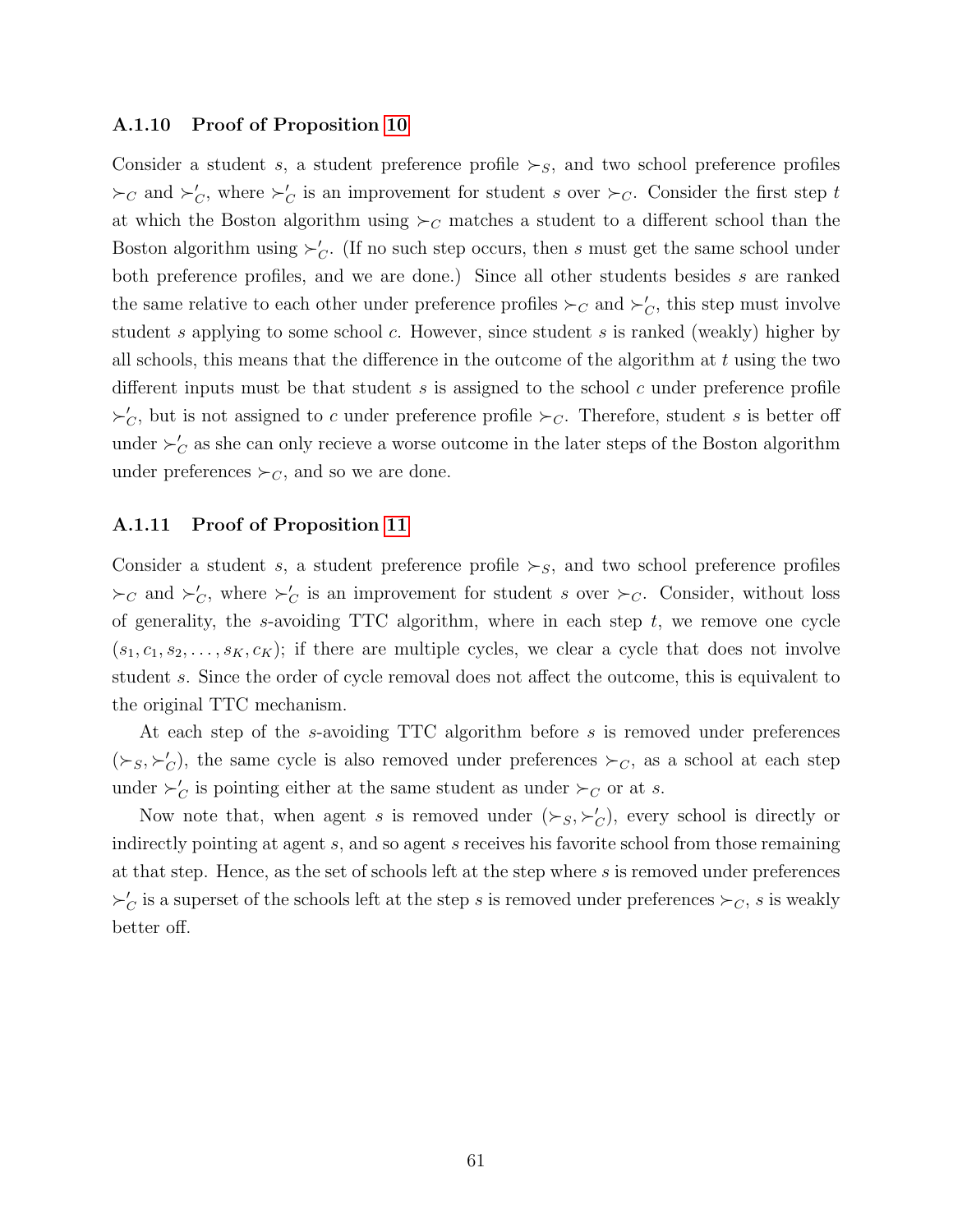#### A.1.10 Proof of Proposition 10

Consider a student $s$, a student preference profile $\succ_S$, and two school preference profiles $\succ_C$ and $\succ'_C$, where $\succ'_C$ is an improvement for student $s$ over $\succ_C$. Consider the first step $t$ at which the Boston algorithm using $\succ_C$ matches a student to a different school than the Boston algorithm using $\succ'_C$. (If no such step occurs, then $s$ must get the same school under both preference profiles, and we are done.) Since all other students besides $s$ are ranked the same relative to each other under preference profiles $\succ_C$ and $\succ'_C$, this step must involve student $s$ applying to some school $c$. However, since student $s$ is ranked (weakly) higher by all schools, this means that the difference in the outcome of the algorithm at $t$ using the two different inputs must be that student $s$ is assigned to the school $c$ under preference profile $\succ'_C$, but is not assigned to $c$ under preference profile $\succ_C$. Therefore, student $s$ is better off under $\succ'_C$ as she can only recieve a worse outcome in the later steps of the Boston algorithm under preferences $\succ_C$, and so we are done.

#### A.1.11 Proof of Proposition 11

Consider a student $s$, a student preference profile $\succ_S$, and two school preference profiles $\succ_C$ and $\succ'_C$, where $\succ'_C$ is an improvement for student $s$ over $\succ_C$. Consider, without loss of generality, the $s$-avoiding TTC algorithm, where in each step $t$, we remove one cycle $(s_1, c_1, s_2, \ldots, s_K, c_K)$; if there are multiple cycles, we clear a cycle that does not involve student $s$. Since the order of cycle removal does not affect the outcome, this is equivalent to the original TTC mechanism.

At each step of the $s$-avoiding TTC algorithm before $s$ is removed under preferences $(\succ_S, \succ'_C)$, the same cycle is also removed under preferences $\succ_C$, as a school at each step under $\succ'_C$ is pointing either at the same student as under $\succ_C$ or at $s$.

Now note that, when agent $s$ is removed under $(\succ_S, \succ'_C)$, every school is directly or indirectly pointing at agent $s$, and so agent $s$ receives his favorite school from those remaining at that step. Hence, as the set of schools left at the step where $s$ is removed under preferences $\succ'_C$ is a superset of the schools left at the step $s$ is removed under preferences $\succ_C$, $s$ is weakly better off.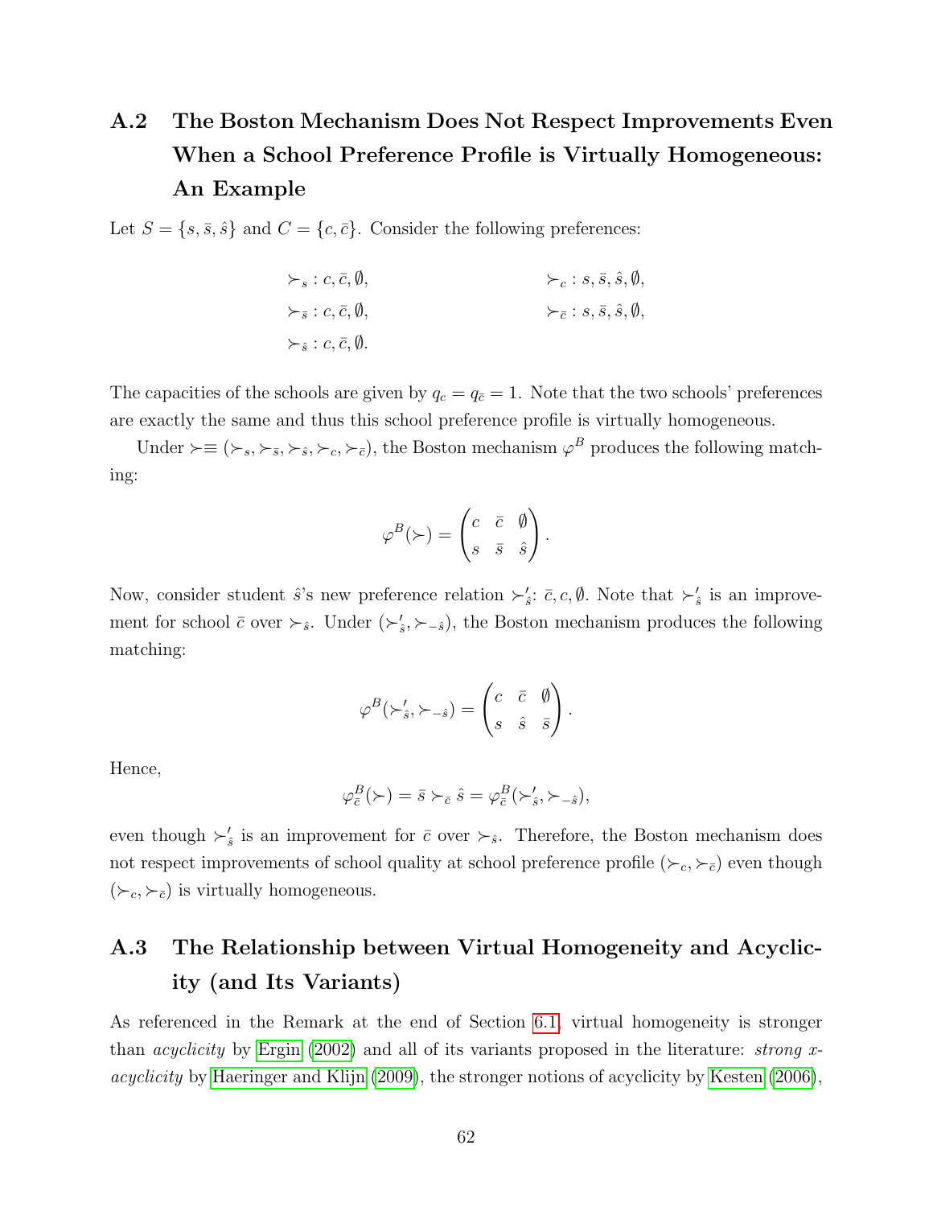## A.2 The Boston Mechanism Does Not Respect Improvements Even When a School Preference Profile is Virtually Homogeneous: An Example

Let $S = \{s, \bar{s}, \hat{s}\}$ and $C = \{c, \bar{c}\}$. Consider the following preferences:

$$\succ_s : c, \bar{c}, \emptyset, \qquad \succ_c : s, \bar{s}, \hat{s}, \emptyset,$$
$$\succ_{\bar{s}} : c, \bar{c}, \emptyset, \qquad \succ_{\bar{c}} : s, \bar{s}, \hat{s}, \emptyset,$$
$$\succ_{\hat{s}} : c, \bar{c}, \emptyset.$$

The capacities of the schools are given by $q_c = q_{\bar{c}} = 1$. Note that the two schools' preferences are exactly the same and thus this school preference profile is virtually homogeneous.

Under $\succ \equiv (\succ_s, \succ_{\bar{s}}, \succ_{\hat{s}}, \succ_c, \succ_{\bar{c}})$, the Boston mechanism $\varphi^B$ produces the following matching:

$$\varphi^B(\succ) = \begin{pmatrix} c & \bar{c} & \emptyset \\ s & \bar{s} & \hat{s} \end{pmatrix}.$$

Now, consider student $\hat{s}$'s new preference relation $\succ'_{\hat{s}}$: $\bar{c}, c, \emptyset$. Note that $\succ'_{\hat{s}}$ is an improvement for school $\bar{c}$ over $\succ_{\hat{s}}$. Under $(\succ'_{\hat{s}}, \succ_{-\hat{s}})$, the Boston mechanism produces the following matching:

$$\varphi^B(\succ'_{\hat{s}}, \succ_{-\hat{s}}) = \begin{pmatrix} c & \bar{c} & \emptyset \\ s & \hat{s} & \bar{s} \end{pmatrix}.$$

Hence,

$$\varphi^B_{\bar{c}}(\succ) = \bar{s} \succ_{\bar{c}} \hat{s} = \varphi^B_{\bar{c}}(\succ'_{\hat{s}}, \succ_{-\hat{s}}),$$

even though $\succ'_{\hat{s}}$ is an improvement for $\bar{c}$ over $\succ_{\hat{s}}$. Therefore, the Boston mechanism does not respect improvements of school quality at school preference profile $(\succ_c, \succ_{\bar{c}})$ even though $(\succ_c, \succ_{\bar{c}})$ is virtually homogeneous.

## A.3 The Relationship between Virtual Homogeneity and Acyclicity (and Its Variants)

As referenced in the Remark at the end of Section 6.1, virtual homogeneity is stronger than *acyclicity* by Ergin (2002) and all of its variants proposed in the literature: *strong x-acyclicity* by Haeringer and Klijn (2009), the stronger notions of acyclicity by Kesten (2006),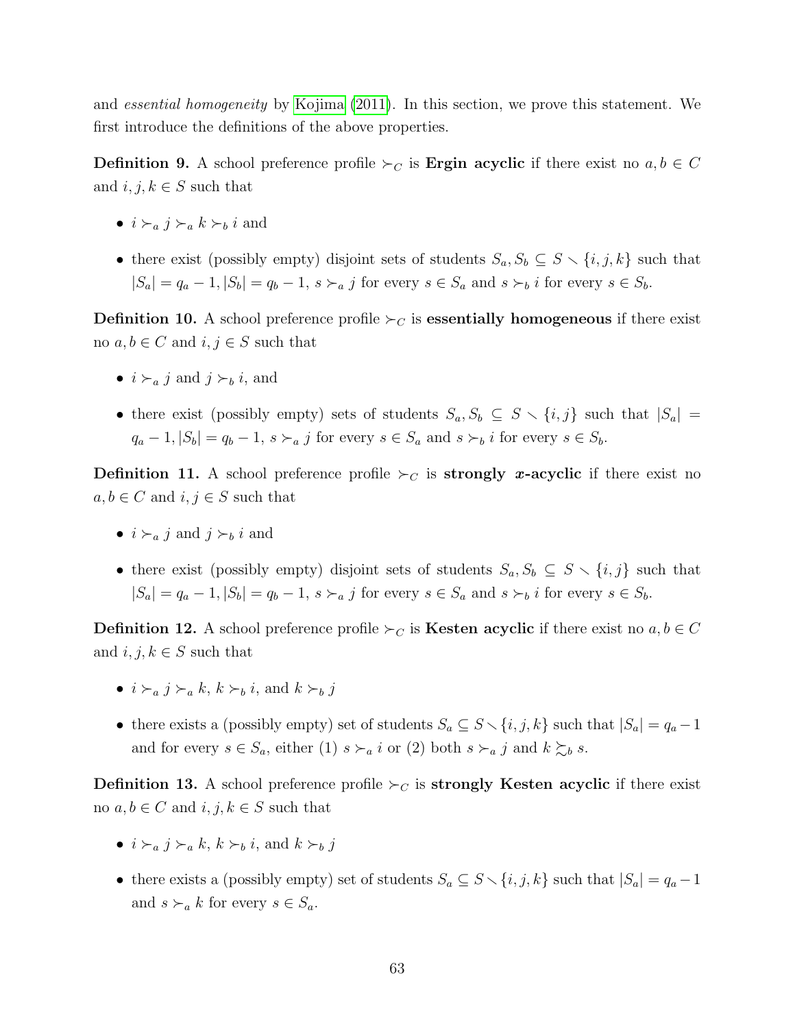and *essential homogeneity* by Kojima (2011). In this section, we prove this statement. We first introduce the definitions of the above properties.

**Definition 9.** A school preference profile $\succ_C$ is **Ergin acyclic** if there exist no $a, b \in C$ and $i, j, k \in S$ such that

- $i \succ_a j \succ_a k \succ_b i$ and
- there exist (possibly empty) disjoint sets of students $S_a, S_b \subseteq S \smallsetminus \{i, j, k\}$ such that $|S_a| = q_a - 1, |S_b| = q_b - 1$, $s \succ_a j$ for every $s \in S_a$ and $s \succ_b i$ for every $s \in S_b$.

**Definition 10.** A school preference profile $\succ_C$ is **essentially homogeneous** if there exist no $a, b \in C$ and $i, j \in S$ such that

- $i \succ_a j$ and $j \succ_b i$, and
- there exist (possibly empty) sets of students $S_a, S_b \subseteq S \smallsetminus \{i, j\}$ such that $|S_a| = q_a - 1, |S_b| = q_b - 1$, $s \succ_a j$ for every $s \in S_a$ and $s \succ_b i$ for every $s \in S_b$.

**Definition 11.** A school preference profile $\succ_C$ is **strongly *x*-acyclic** if there exist no $a, b \in C$ and $i, j \in S$ such that

- $i \succ_a j$ and $j \succ_b i$ and
- there exist (possibly empty) disjoint sets of students $S_a, S_b \subseteq S \smallsetminus \{i, j\}$ such that $|S_a| = q_a - 1, |S_b| = q_b - 1$, $s \succ_a j$ for every $s \in S_a$ and $s \succ_b i$ for every $s \in S_b$.

**Definition 12.** A school preference profile $\succ_C$ is **Kesten acyclic** if there exist no $a, b \in C$ and $i, j, k \in S$ such that

- $i \succ_a j \succ_a k$, $k \succ_b i$, and $k \succ_b j$
- there exists a (possibly empty) set of students $S_a \subseteq S \smallsetminus \{i, j, k\}$ such that $|S_a| = q_a - 1$ and for every $s \in S_a$, either (1) $s \succ_a i$ or (2) both $s \succ_a j$ and $k \succsim_b s$.

**Definition 13.** A school preference profile $\succ_C$ is **strongly Kesten acyclic** if there exist no $a, b \in C$ and $i, j, k \in S$ such that

- $i \succ_a j \succ_a k$, $k \succ_b i$, and $k \succ_b j$
- there exists a (possibly empty) set of students $S_a \subseteq S \smallsetminus \{i, j, k\}$ such that $|S_a| = q_a - 1$ and $s \succ_a k$ for every $s \in S_a$.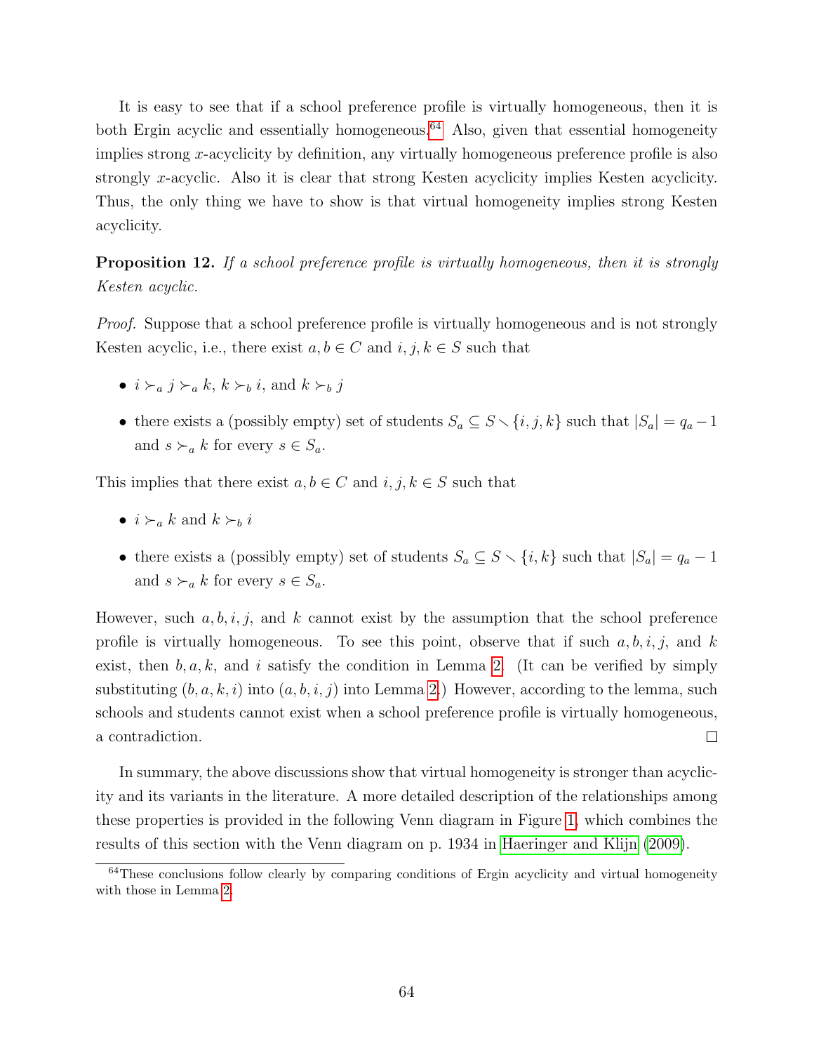It is easy to see that if a school preference profile is virtually homogeneous, then it is both Ergin acyclic and essentially homogeneous.[64] Also, given that essential homogeneity implies strong $x$-acyclicity by definition, any virtually homogeneous preference profile is also strongly $x$-acyclic. Also it is clear that strong Kesten acyclicity implies Kesten acyclicity. Thus, the only thing we have to show is that virtual homogeneity implies strong Kesten acyclicity.

**Proposition 12.** *If a school preference profile is virtually homogeneous, then it is strongly Kesten acyclic.*

*Proof.* Suppose that a school preference profile is virtually homogeneous and is not strongly Kesten acyclic, i.e., there exist $a, b \in C$ and $i, j, k \in S$ such that

- $i \succ_a j \succ_a k$, $k \succ_b i$, and $k \succ_b j$
- there exists a (possibly empty) set of students $S_a \subseteq S \setminus \{i, j, k\}$ such that $|S_a| = q_a - 1$ and $s \succ_a k$ for every $s \in S_a$.

This implies that there exist $a, b \in C$ and $i, j, k \in S$ such that

- $i \succ_a k$ and $k \succ_b i$
- there exists a (possibly empty) set of students $S_a \subseteq S \setminus \{i, k\}$ such that $|S_a| = q_a - 1$ and $s \succ_a k$ for every $s \in S_a$.

However, such $a, b, i, j$, and $k$ cannot exist by the assumption that the school preference profile is virtually homogeneous. To see this point, observe that if such $a, b, i, j$, and $k$ exist, then $b, a, k$, and $i$ satisfy the condition in Lemma 2. (It can be verified by simply substituting $(b, a, k, i)$ into $(a, b, i, j)$ into Lemma 2.) However, according to the lemma, such schools and students cannot exist when a school preference profile is virtually homogeneous, a contradiction. □

In summary, the above discussions show that virtual homogeneity is stronger than acyclicity and its variants in the literature. A more detailed description of the relationships among these properties is provided in the following Venn diagram in Figure 1, which combines the results of this section with the Venn diagram on p. 1934 in Haeringer and Klijn (2009).

[64] These conclusions follow clearly by comparing conditions of Ergin acyclicity and virtual homogeneity with those in Lemma 2.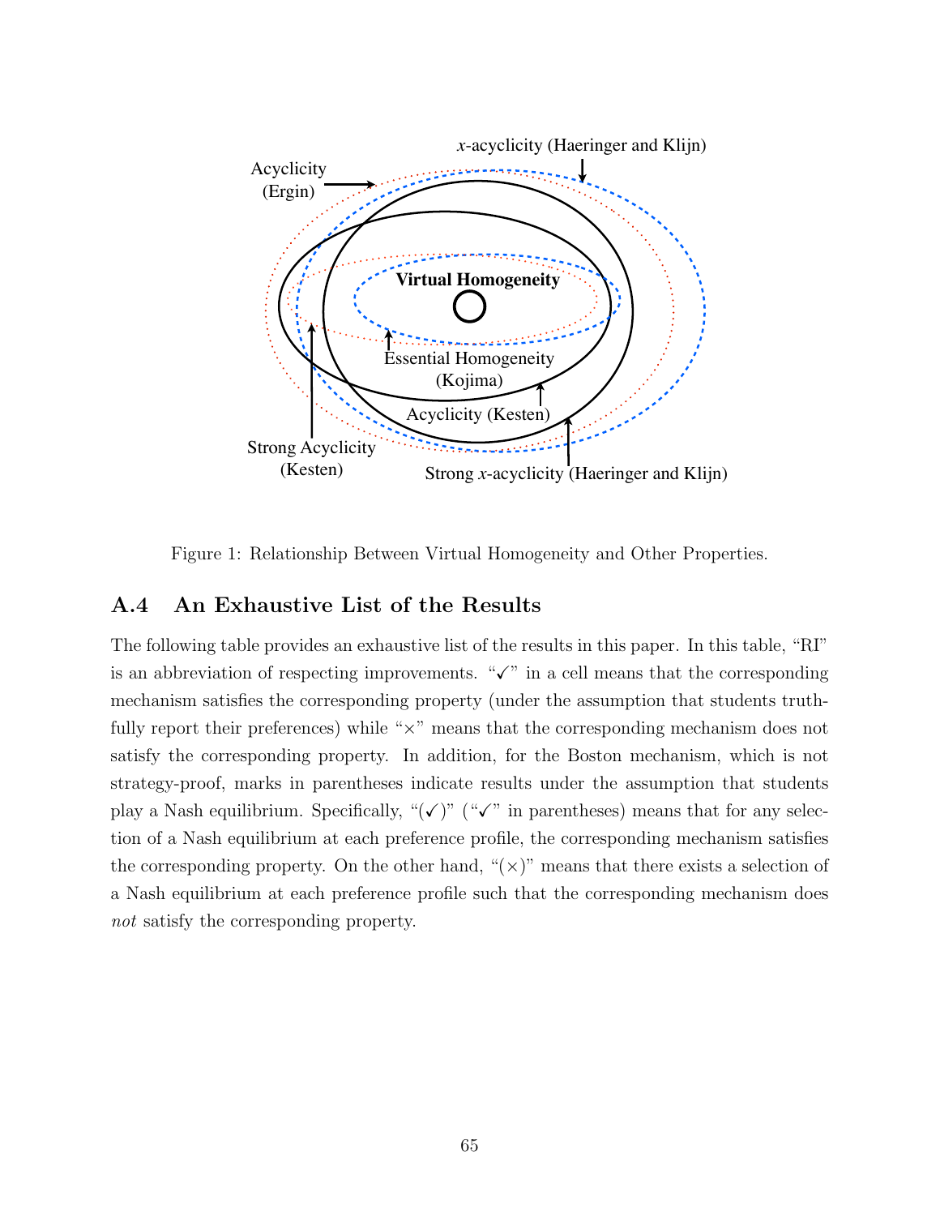Figure 1: Relationship Between Virtual Homogeneity and Other Properties.

## A.4 An Exhaustive List of the Results

The following table provides an exhaustive list of the results in this paper. In this table, "RI" is an abbreviation of respecting improvements. "✓" in a cell means that the corresponding mechanism satisfies the corresponding property (under the assumption that students truthfully report their preferences) while "×" means that the corresponding mechanism does not satisfy the corresponding property. In addition, for the Boston mechanism, which is not strategy-proof, marks in parentheses indicate results under the assumption that students play a Nash equilibrium. Specifically, "(✓)" ("✓" in parentheses) means that for any selection of a Nash equilibrium at each preference profile, the corresponding mechanism satisfies the corresponding property. On the other hand, "(×)" means that there exists a selection of a Nash equilibrium at each preference profile such that the corresponding mechanism does *not* satisfy the corresponding property.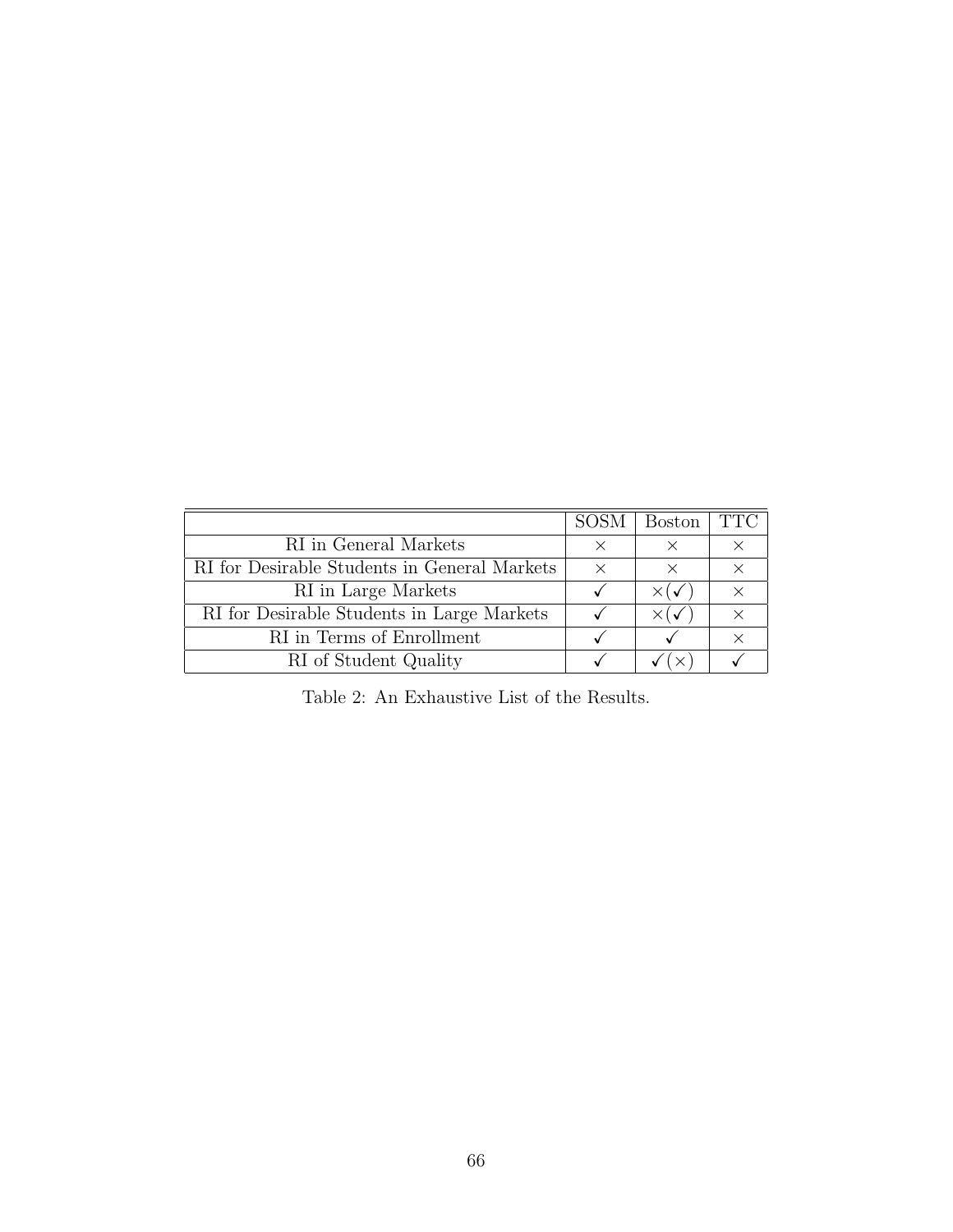| | SOSM | Boston | TTC |
|---|---|---|---|
| RI in General Markets | × | × | × |
| RI for Desirable Students in General Markets | × | × | × |
| RI in Large Markets | ✓ | ×(✓) | × |
| RI for Desirable Students in Large Markets | ✓ | ×(✓) | × |
| RI in Terms of Enrollment | ✓ | ✓ | × |
| RI of Student Quality | ✓ | ✓(×) | ✓ |

Table 2: An Exhaustive List of the Results.